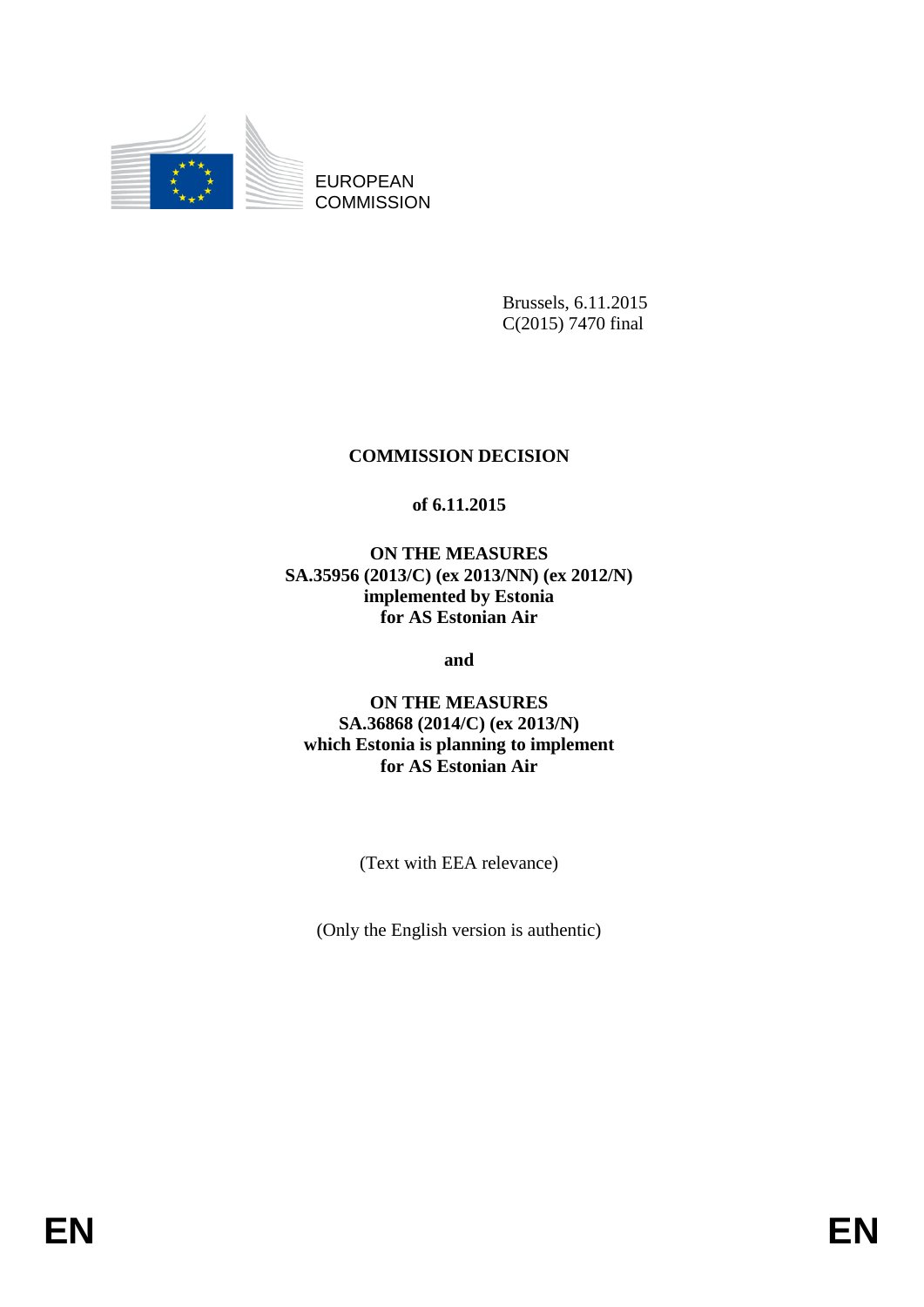EUROPEAN COMMISSION

Brussels, 6.11.2015
C(2015) 7470 final

# COMMISSION DECISION

## of 6.11.2015

## ON THE MEASURES SA.35956 (2013/C) (ex 2013/NN) (ex 2012/N) implemented by Estonia for AS Estonian Air

**and**

## ON THE MEASURES SA.36868 (2014/C) (ex 2013/N) which Estonia is planning to implement for AS Estonian Air

(Text with EEA relevance)

(Only the English version is authentic)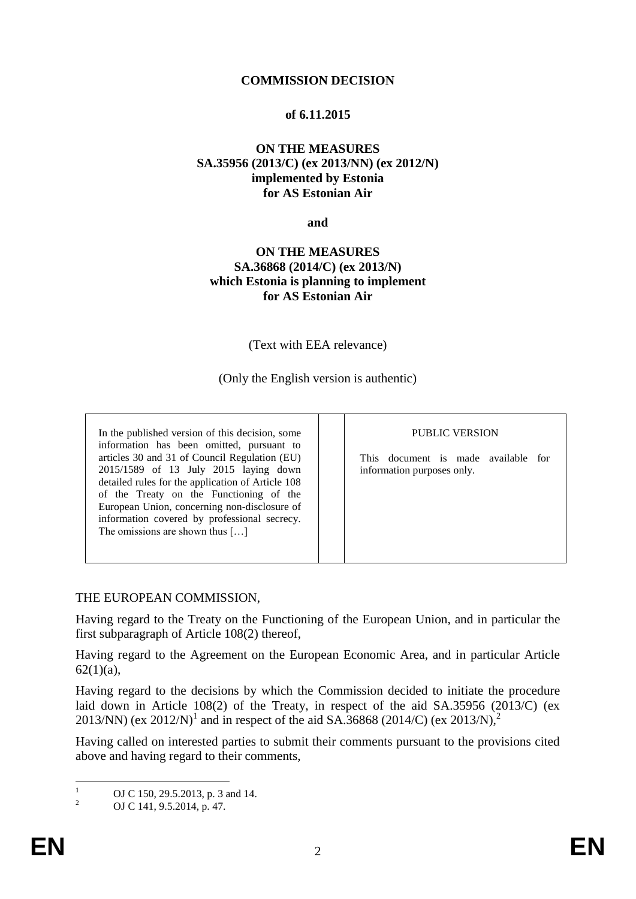**COMMISSION DECISION**

**of 6.11.2015**

**ON THE MEASURES**
**SA.35956 (2013/C) (ex 2013/NN) (ex 2012/N)**
**implemented by Estonia**
**for AS Estonian Air**

**and**

**ON THE MEASURES**
**SA.36868 (2014/C) (ex 2013/N)**
**which Estonia is planning to implement**
**for AS Estonian Air**

(Text with EEA relevance)

(Only the English version is authentic)

| In the published version of this decision, some information has been omitted, pursuant to articles 30 and 31 of Council Regulation (EU) 2015/1589 of 13 July 2015 laying down detailed rules for the application of Article 108 of the Treaty on the Functioning of the European Union, concerning non-disclosure of information covered by professional secrecy. The omissions are shown thus […] | | PUBLIC VERSION<br><br>This document is made available for information purposes only. |
|---|---|---|

THE EUROPEAN COMMISSION,

Having regard to the Treaty on the Functioning of the European Union, and in particular the first subparagraph of Article 108(2) thereof,

Having regard to the Agreement on the European Economic Area, and in particular Article 62(1)(a),

Having regard to the decisions by which the Commission decided to initiate the procedure laid down in Article 108(2) of the Treaty, in respect of the aid SA.35956 (2013/C) (ex 2013/NN) (ex 2012/N)[1] and in respect of the aid SA.36868 (2014/C) (ex 2013/N),[2]

Having called on interested parties to submit their comments pursuant to the provisions cited above and having regard to their comments,

---

[1] OJ C 150, 29.5.2013, p. 3 and 14.

[2] OJ C 141, 9.5.2014, p. 47.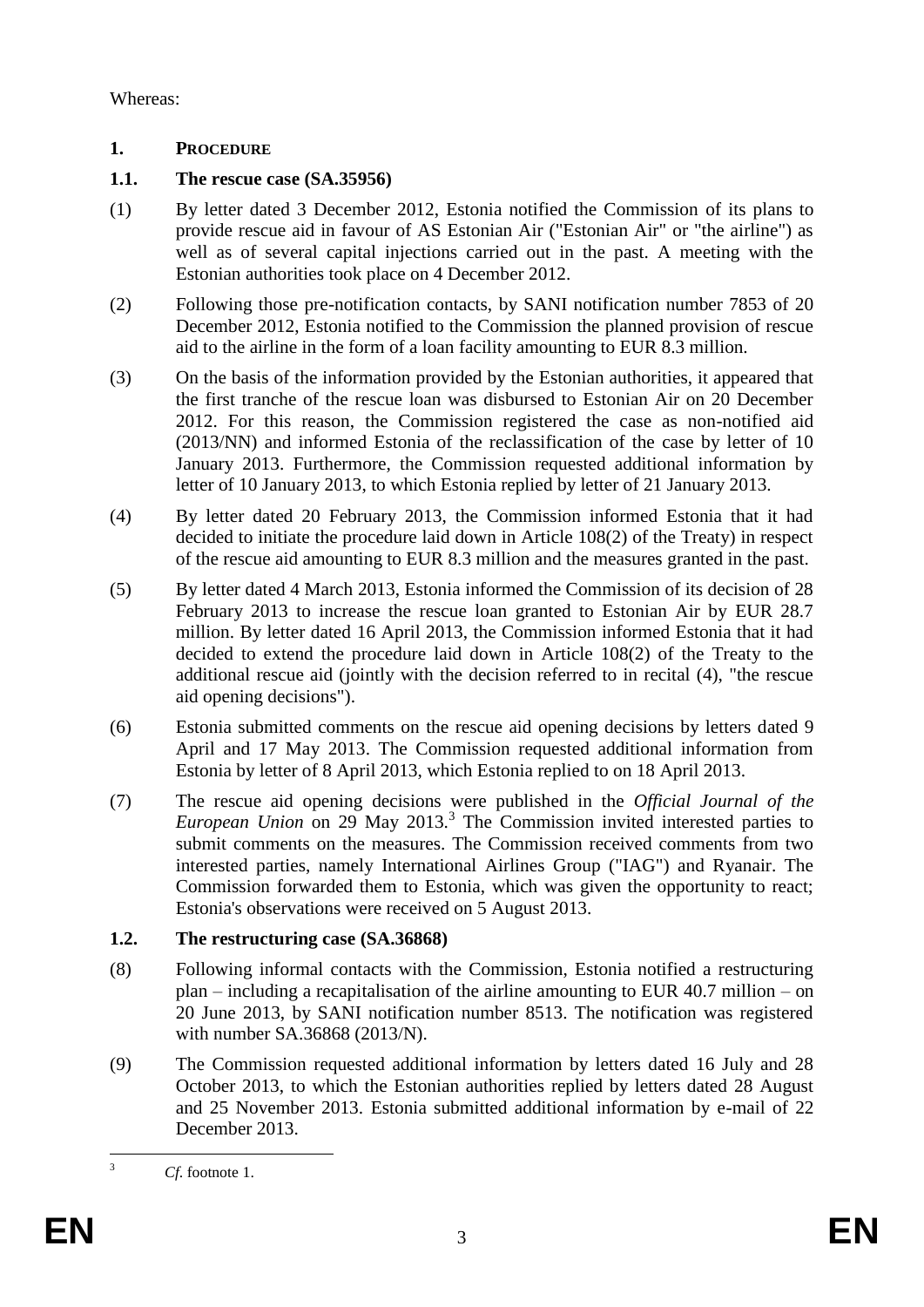Whereas:

## 1. PROCEDURE

### 1.1. The rescue case (SA.35956)

(1) By letter dated 3 December 2012, Estonia notified the Commission of its plans to provide rescue aid in favour of AS Estonian Air ("Estonian Air" or "the airline") as well as of several capital injections carried out in the past. A meeting with the Estonian authorities took place on 4 December 2012.

(2) Following those pre-notification contacts, by SANI notification number 7853 of 20 December 2012, Estonia notified to the Commission the planned provision of rescue aid to the airline in the form of a loan facility amounting to EUR 8.3 million.

(3) On the basis of the information provided by the Estonian authorities, it appeared that the first tranche of the rescue loan was disbursed to Estonian Air on 20 December 2012. For this reason, the Commission registered the case as non-notified aid (2013/NN) and informed Estonia of the reclassification of the case by letter of 10 January 2013. Furthermore, the Commission requested additional information by letter of 10 January 2013, to which Estonia replied by letter of 21 January 2013.

(4) By letter dated 20 February 2013, the Commission informed Estonia that it had decided to initiate the procedure laid down in Article 108(2) of the Treaty) in respect of the rescue aid amounting to EUR 8.3 million and the measures granted in the past.

(5) By letter dated 4 March 2013, Estonia informed the Commission of its decision of 28 February 2013 to increase the rescue loan granted to Estonian Air by EUR 28.7 million. By letter dated 16 April 2013, the Commission informed Estonia that it had decided to extend the procedure laid down in Article 108(2) of the Treaty to the additional rescue aid (jointly with the decision referred to in recital (4), "the rescue aid opening decisions").

(6) Estonia submitted comments on the rescue aid opening decisions by letters dated 9 April and 17 May 2013. The Commission requested additional information from Estonia by letter of 8 April 2013, which Estonia replied to on 18 April 2013.

(7) The rescue aid opening decisions were published in the *Official Journal of the European Union* on 29 May 2013.[3] The Commission invited interested parties to submit comments on the measures. The Commission received comments from two interested parties, namely International Airlines Group ("IAG") and Ryanair. The Commission forwarded them to Estonia, which was given the opportunity to react; Estonia's observations were received on 5 August 2013.

### 1.2. The restructuring case (SA.36868)

(8) Following informal contacts with the Commission, Estonia notified a restructuring plan – including a recapitalisation of the airline amounting to EUR 40.7 million – on 20 June 2013, by SANI notification number 8513. The notification was registered with number SA.36868 (2013/N).

(9) The Commission requested additional information by letters dated 16 July and 28 October 2013, to which the Estonian authorities replied by letters dated 28 August and 25 November 2013. Estonia submitted additional information by e-mail of 22 December 2013.

---

[3] *Cf.* footnote 1.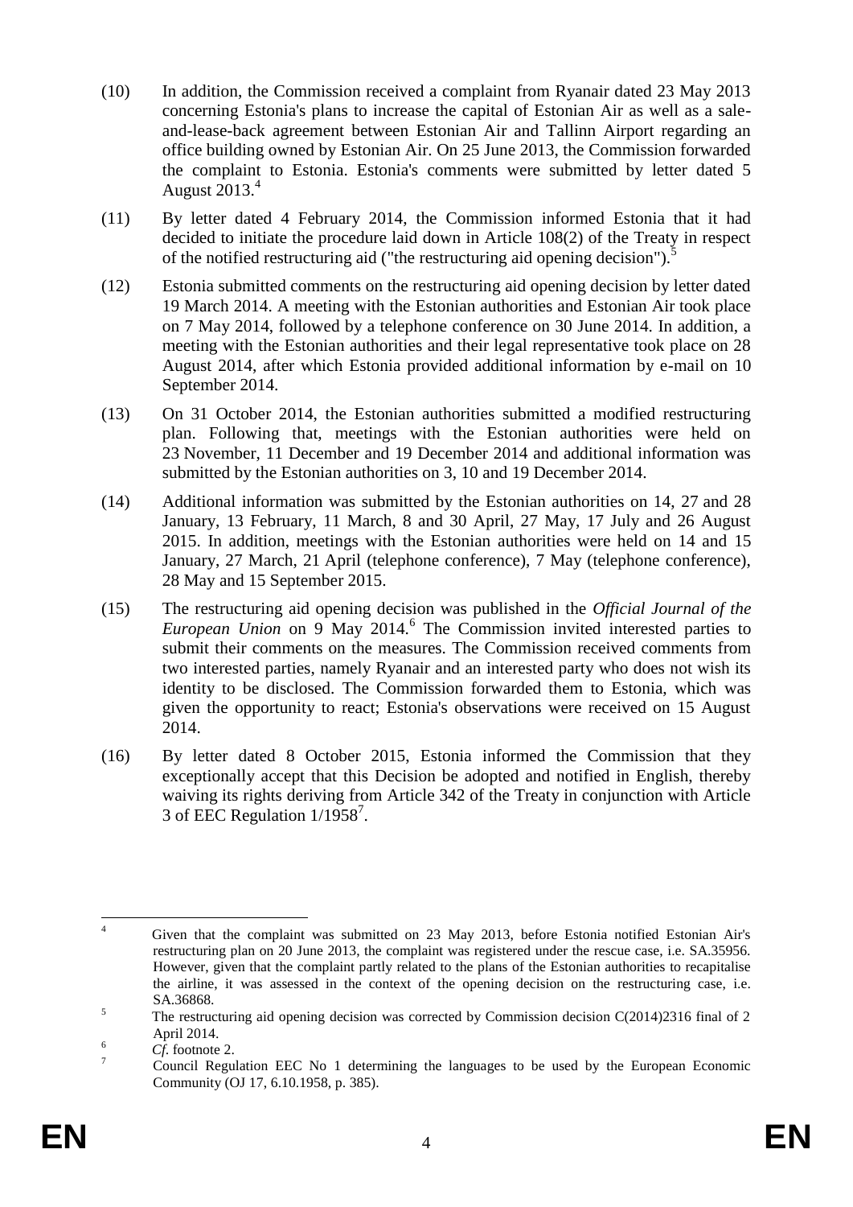(10) In addition, the Commission received a complaint from Ryanair dated 23 May 2013 concerning Estonia's plans to increase the capital of Estonian Air as well as a sale-and-lease-back agreement between Estonian Air and Tallinn Airport regarding an office building owned by Estonian Air. On 25 June 2013, the Commission forwarded the complaint to Estonia. Estonia's comments were submitted by letter dated 5 August 2013.[4]

(11) By letter dated 4 February 2014, the Commission informed Estonia that it had decided to initiate the procedure laid down in Article 108(2) of the Treaty in respect of the notified restructuring aid ("the restructuring aid opening decision").[5]

(12) Estonia submitted comments on the restructuring aid opening decision by letter dated 19 March 2014. A meeting with the Estonian authorities and Estonian Air took place on 7 May 2014, followed by a telephone conference on 30 June 2014. In addition, a meeting with the Estonian authorities and their legal representative took place on 28 August 2014, after which Estonia provided additional information by e-mail on 10 September 2014.

(13) On 31 October 2014, the Estonian authorities submitted a modified restructuring plan. Following that, meetings with the Estonian authorities were held on 23 November, 11 December and 19 December 2014 and additional information was submitted by the Estonian authorities on 3, 10 and 19 December 2014.

(14) Additional information was submitted by the Estonian authorities on 14, 27 and 28 January, 13 February, 11 March, 8 and 30 April, 27 May, 17 July and 26 August 2015. In addition, meetings with the Estonian authorities were held on 14 and 15 January, 27 March, 21 April (telephone conference), 7 May (telephone conference), 28 May and 15 September 2015.

(15) The restructuring aid opening decision was published in the *Official Journal of the European Union* on 9 May 2014.[6] The Commission invited interested parties to submit their comments on the measures. The Commission received comments from two interested parties, namely Ryanair and an interested party who does not wish its identity to be disclosed. The Commission forwarded them to Estonia, which was given the opportunity to react; Estonia's observations were received on 15 August 2014.

(16) By letter dated 8 October 2015, Estonia informed the Commission that they exceptionally accept that this Decision be adopted and notified in English, thereby waiving its rights deriving from Article 342 of the Treaty in conjunction with Article 3 of EEC Regulation 1/1958[7].

---

[4] Given that the complaint was submitted on 23 May 2013, before Estonia notified Estonian Air's restructuring plan on 20 June 2013, the complaint was registered under the rescue case, i.e. SA.35956. However, given that the complaint partly related to the plans of the Estonian authorities to recapitalise the airline, it was assessed in the context of the opening decision on the restructuring case, i.e. SA.36868.

[5] The restructuring aid opening decision was corrected by Commission decision C(2014)2316 final of 2 April 2014.

[6] *Cf.* footnote 2.

[7] Council Regulation EEC No 1 determining the languages to be used by the European Economic Community (OJ 17, 6.10.1958, p. 385).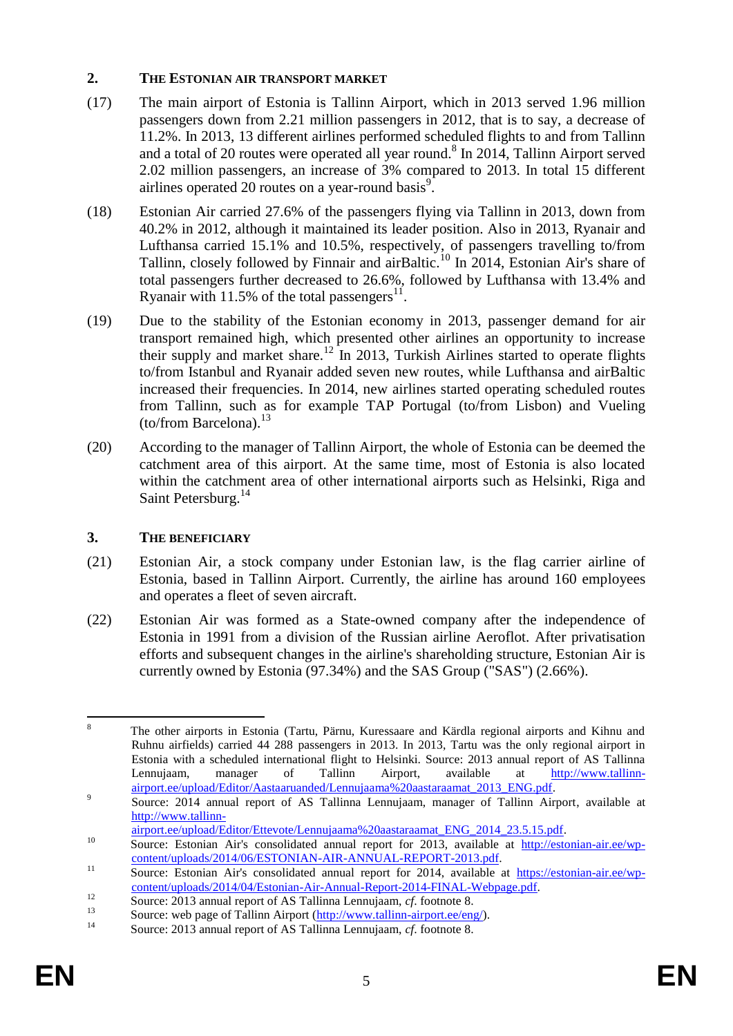## 2. THE ESTONIAN AIR TRANSPORT MARKET

(17) The main airport of Estonia is Tallinn Airport, which in 2013 served 1.96 million passengers down from 2.21 million passengers in 2012, that is to say, a decrease of 11.2%. In 2013, 13 different airlines performed scheduled flights to and from Tallinn and a total of 20 routes were operated all year round.[8] In 2014, Tallinn Airport served 2.02 million passengers, an increase of 3% compared to 2013. In total 15 different airlines operated 20 routes on a year-round basis[9].

(18) Estonian Air carried 27.6% of the passengers flying via Tallinn in 2013, down from 40.2% in 2012, although it maintained its leader position. Also in 2013, Ryanair and Lufthansa carried 15.1% and 10.5%, respectively, of passengers travelling to/from Tallinn, closely followed by Finnair and airBaltic.[10] In 2014, Estonian Air's share of total passengers further decreased to 26.6%, followed by Lufthansa with 13.4% and Ryanair with 11.5% of the total passengers[11].

(19) Due to the stability of the Estonian economy in 2013, passenger demand for air transport remained high, which presented other airlines an opportunity to increase their supply and market share.[12] In 2013, Turkish Airlines started to operate flights to/from Istanbul and Ryanair added seven new routes, while Lufthansa and airBaltic increased their frequencies. In 2014, new airlines started operating scheduled routes from Tallinn, such as for example TAP Portugal (to/from Lisbon) and Vueling (to/from Barcelona).[13]

(20) According to the manager of Tallinn Airport, the whole of Estonia can be deemed the catchment area of this airport. At the same time, most of Estonia is also located within the catchment area of other international airports such as Helsinki, Riga and Saint Petersburg.[14]

## 3. THE BENEFICIARY

(21) Estonian Air, a stock company under Estonian law, is the flag carrier airline of Estonia, based in Tallinn Airport. Currently, the airline has around 160 employees and operates a fleet of seven aircraft.

(22) Estonian Air was formed as a State-owned company after the independence of Estonia in 1991 from a division of the Russian airline Aeroflot. After privatisation efforts and subsequent changes in the airline's shareholding structure, Estonian Air is currently owned by Estonia (97.34%) and the SAS Group ("SAS") (2.66%).

---

[8] The other airports in Estonia (Tartu, Pärnu, Kuressaare and Kärdla regional airports and Kihnu and Ruhnu airfields) carried 44 288 passengers in 2013. In 2013, Tartu was the only regional airport in Estonia with a scheduled international flight to Helsinki. Source: 2013 annual report of AS Tallinna Lennujaam, manager of Tallinn Airport, available at http://www.tallinn-airport.ee/upload/Editor/Aastaaruanded/Lennujaama%20aastaraamat_2013_ENG.pdf.

[9] Source: 2014 annual report of AS Tallinna Lennujaam, manager of Tallinn Airport, available at http://www.tallinn-airport.ee/upload/Editor/Ettevote/Lennujaama%20aastaraamat_ENG_2014_23.5.15.pdf.

[10] Source: Estonian Air's consolidated annual report for 2013, available at http://estonian-air.ee/wp-content/uploads/2014/06/ESTONIAN-AIR-ANNUAL-REPORT-2013.pdf.

[11] Source: Estonian Air's consolidated annual report for 2014, available at https://estonian-air.ee/wp-content/uploads/2014/04/Estonian-Air-Annual-Report-2014-FINAL-Webpage.pdf.

[12] Source: 2013 annual report of AS Tallinna Lennujaam, *cf*. footnote 8.

[13] Source: web page of Tallinn Airport (http://www.tallinn-airport.ee/eng/).

[14] Source: 2013 annual report of AS Tallinna Lennujaam, *cf*. footnote 8.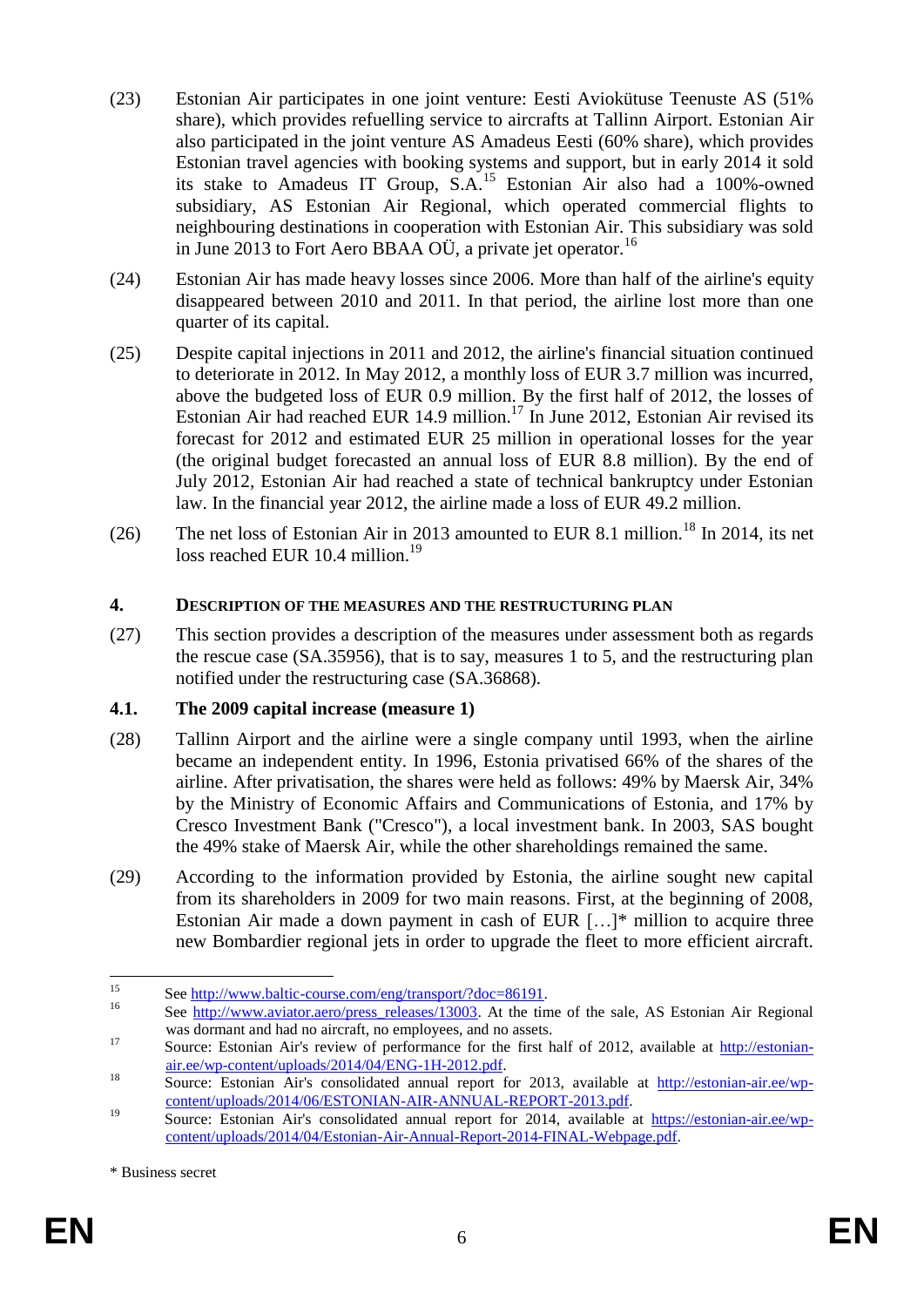(23) Estonian Air participates in one joint venture: Eesti Aviokütuse Teenuste AS (51% share), which provides refuelling service to aircrafts at Tallinn Airport. Estonian Air also participated in the joint venture AS Amadeus Eesti (60% share), which provides Estonian travel agencies with booking systems and support, but in early 2014 it sold its stake to Amadeus IT Group, S.A.[15] Estonian Air also had a 100%-owned subsidiary, AS Estonian Air Regional, which operated commercial flights to neighbouring destinations in cooperation with Estonian Air. This subsidiary was sold in June 2013 to Fort Aero BBAA OÜ, a private jet operator.[16]

(24) Estonian Air has made heavy losses since 2006. More than half of the airline's equity disappeared between 2010 and 2011. In that period, the airline lost more than one quarter of its capital.

(25) Despite capital injections in 2011 and 2012, the airline's financial situation continued to deteriorate in 2012. In May 2012, a monthly loss of EUR 3.7 million was incurred, above the budgeted loss of EUR 0.9 million. By the first half of 2012, the losses of Estonian Air had reached EUR 14.9 million.[17] In June 2012, Estonian Air revised its forecast for 2012 and estimated EUR 25 million in operational losses for the year (the original budget forecasted an annual loss of EUR 8.8 million). By the end of July 2012, Estonian Air had reached a state of technical bankruptcy under Estonian law. In the financial year 2012, the airline made a loss of EUR 49.2 million.

(26) The net loss of Estonian Air in 2013 amounted to EUR 8.1 million.[18] In 2014, its net loss reached EUR 10.4 million.[19]

## 4. DESCRIPTION OF THE MEASURES AND THE RESTRUCTURING PLAN

(27) This section provides a description of the measures under assessment both as regards the rescue case (SA.35956), that is to say, measures 1 to 5, and the restructuring plan notified under the restructuring case (SA.36868).

### 4.1. The 2009 capital increase (measure 1)

(28) Tallinn Airport and the airline were a single company until 1993, when the airline became an independent entity. In 1996, Estonia privatised 66% of the shares of the airline. After privatisation, the shares were held as follows: 49% by Maersk Air, 34% by the Ministry of Economic Affairs and Communications of Estonia, and 17% by Cresco Investment Bank ("Cresco"), a local investment bank. In 2003, SAS bought the 49% stake of Maersk Air, while the other shareholdings remained the same.

(29) According to the information provided by Estonia, the airline sought new capital from its shareholders in 2009 for two main reasons. First, at the beginning of 2008, Estonian Air made a down payment in cash of EUR […]* million to acquire three new Bombardier regional jets in order to upgrade the fleet to more efficient aircraft.

---

[15] See http://www.baltic-course.com/eng/transport/?doc=86191.

[16] See http://www.aviator.aero/press_releases/13003. At the time of the sale, AS Estonian Air Regional was dormant and had no aircraft, no employees, and no assets.

[17] Source: Estonian Air's review of performance for the first half of 2012, available at http://estonian-air.ee/wp-content/uploads/2014/04/ENG-1H-2012.pdf.

[18] Source: Estonian Air's consolidated annual report for 2013, available at http://estonian-air.ee/wp-content/uploads/2014/06/ESTONIAN-AIR-ANNUAL-REPORT-2013.pdf.

[19] Source: Estonian Air's consolidated annual report for 2014, available at https://estonian-air.ee/wp-content/uploads/2014/04/Estonian-Air-Annual-Report-2014-FINAL-Webpage.pdf.

\* Business secret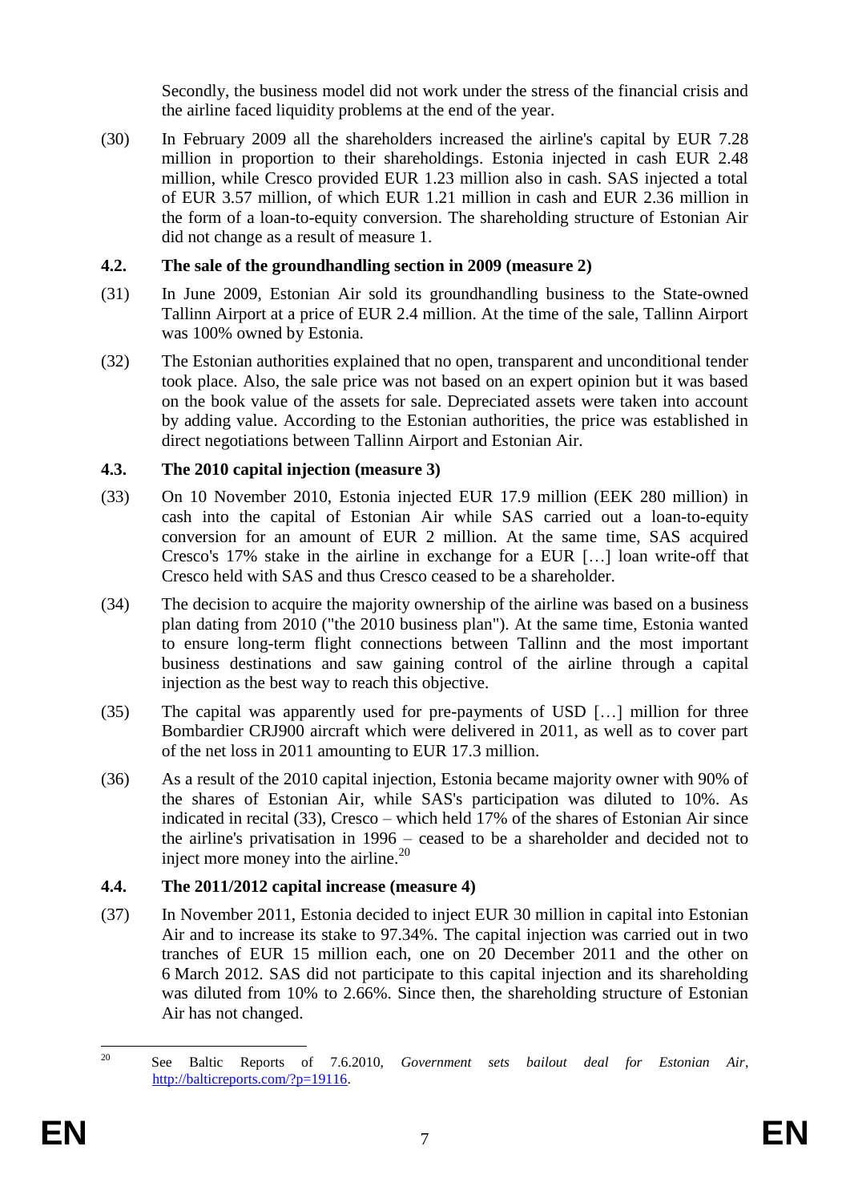Secondly, the business model did not work under the stress of the financial crisis and the airline faced liquidity problems at the end of the year.

(30) In February 2009 all the shareholders increased the airline's capital by EUR 7.28 million in proportion to their shareholdings. Estonia injected in cash EUR 2.48 million, while Cresco provided EUR 1.23 million also in cash. SAS injected a total of EUR 3.57 million, of which EUR 1.21 million in cash and EUR 2.36 million in the form of a loan-to-equity conversion. The shareholding structure of Estonian Air did not change as a result of measure 1.

### 4.2. The sale of the groundhandling section in 2009 (measure 2)

(31) In June 2009, Estonian Air sold its groundhandling business to the State-owned Tallinn Airport at a price of EUR 2.4 million. At the time of the sale, Tallinn Airport was 100% owned by Estonia.

(32) The Estonian authorities explained that no open, transparent and unconditional tender took place. Also, the sale price was not based on an expert opinion but it was based on the book value of the assets for sale. Depreciated assets were taken into account by adding value. According to the Estonian authorities, the price was established in direct negotiations between Tallinn Airport and Estonian Air.

### 4.3. The 2010 capital injection (measure 3)

(33) On 10 November 2010, Estonia injected EUR 17.9 million (EEK 280 million) in cash into the capital of Estonian Air while SAS carried out a loan-to-equity conversion for an amount of EUR 2 million. At the same time, SAS acquired Cresco's 17% stake in the airline in exchange for a EUR […] loan write-off that Cresco held with SAS and thus Cresco ceased to be a shareholder.

(34) The decision to acquire the majority ownership of the airline was based on a business plan dating from 2010 ("the 2010 business plan"). At the same time, Estonia wanted to ensure long-term flight connections between Tallinn and the most important business destinations and saw gaining control of the airline through a capital injection as the best way to reach this objective.

(35) The capital was apparently used for pre-payments of USD […] million for three Bombardier CRJ900 aircraft which were delivered in 2011, as well as to cover part of the net loss in 2011 amounting to EUR 17.3 million.

(36) As a result of the 2010 capital injection, Estonia became majority owner with 90% of the shares of Estonian Air, while SAS's participation was diluted to 10%. As indicated in recital (33), Cresco – which held 17% of the shares of Estonian Air since the airline's privatisation in 1996 – ceased to be a shareholder and decided not to inject more money into the airline.[20]

### 4.4. The 2011/2012 capital increase (measure 4)

(37) In November 2011, Estonia decided to inject EUR 30 million in capital into Estonian Air and to increase its stake to 97.34%. The capital injection was carried out in two tranches of EUR 15 million each, one on 20 December 2011 and the other on 6 March 2012. SAS did not participate to this capital injection and its shareholding was diluted from 10% to 2.66%. Since then, the shareholding structure of Estonian Air has not changed.

---

[20] See Baltic Reports of 7.6.2010, *Government sets bailout deal for Estonian Air*, http://balticreports.com/?p=19116.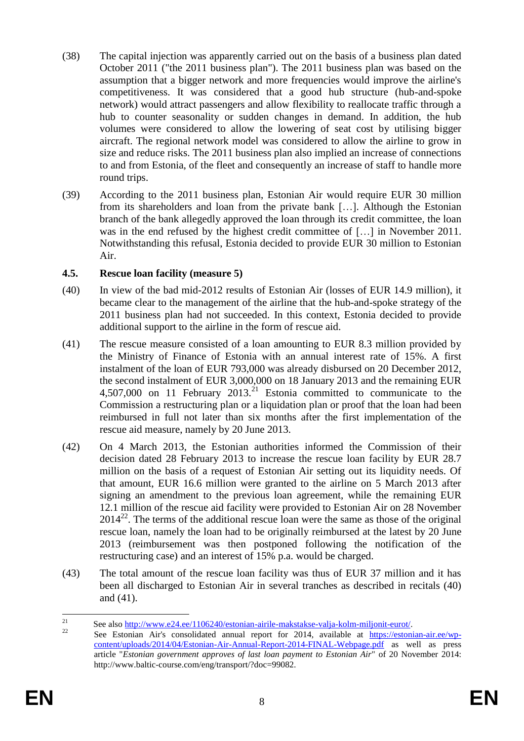(38) The capital injection was apparently carried out on the basis of a business plan dated October 2011 ("the 2011 business plan"). The 2011 business plan was based on the assumption that a bigger network and more frequencies would improve the airline's competitiveness. It was considered that a good hub structure (hub-and-spoke network) would attract passengers and allow flexibility to reallocate traffic through a hub to counter seasonality or sudden changes in demand. In addition, the hub volumes were considered to allow the lowering of seat cost by utilising bigger aircraft. The regional network model was considered to allow the airline to grow in size and reduce risks. The 2011 business plan also implied an increase of connections to and from Estonia, of the fleet and consequently an increase of staff to handle more round trips.

(39) According to the 2011 business plan, Estonian Air would require EUR 30 million from its shareholders and loan from the private bank […]. Although the Estonian branch of the bank allegedly approved the loan through its credit committee, the loan was in the end refused by the highest credit committee of […] in November 2011. Notwithstanding this refusal, Estonia decided to provide EUR 30 million to Estonian Air.

### 4.5. Rescue loan facility (measure 5)

(40) In view of the bad mid-2012 results of Estonian Air (losses of EUR 14.9 million), it became clear to the management of the airline that the hub-and-spoke strategy of the 2011 business plan had not succeeded. In this context, Estonia decided to provide additional support to the airline in the form of rescue aid.

(41) The rescue measure consisted of a loan amounting to EUR 8.3 million provided by the Ministry of Finance of Estonia with an annual interest rate of 15%. A first instalment of the loan of EUR 793,000 was already disbursed on 20 December 2012, the second instalment of EUR 3,000,000 on 18 January 2013 and the remaining EUR 4,507,000 on 11 February 2013.[21] Estonia committed to communicate to the Commission a restructuring plan or a liquidation plan or proof that the loan had been reimbursed in full not later than six months after the first implementation of the rescue aid measure, namely by 20 June 2013.

(42) On 4 March 2013, the Estonian authorities informed the Commission of their decision dated 28 February 2013 to increase the rescue loan facility by EUR 28.7 million on the basis of a request of Estonian Air setting out its liquidity needs. Of that amount, EUR 16.6 million were granted to the airline on 5 March 2013 after signing an amendment to the previous loan agreement, while the remaining EUR 12.1 million of the rescue aid facility were provided to Estonian Air on 28 November 2014[22]. The terms of the additional rescue loan were the same as those of the original rescue loan, namely the loan had to be originally reimbursed at the latest by 20 June 2013 (reimbursement was then postponed following the notification of the restructuring case) and an interest of 15% p.a. would be charged.

(43) The total amount of the rescue loan facility was thus of EUR 37 million and it has been all discharged to Estonian Air in several tranches as described in recitals (40) and (41).

---

[21] See also http://www.e24.ee/1106240/estonian-airile-makstakse-valja-kolm-miljonit-eurot/.

[22] See Estonian Air's consolidated annual report for 2014, available at https://estonian-air.ee/wp-content/uploads/2014/04/Estonian-Air-Annual-Report-2014-FINAL-Webpage.pdf as well as press article "*Estonian government approves of last loan payment to Estonian Air*" of 20 November 2014: http://www.baltic-course.com/eng/transport/?doc=99082.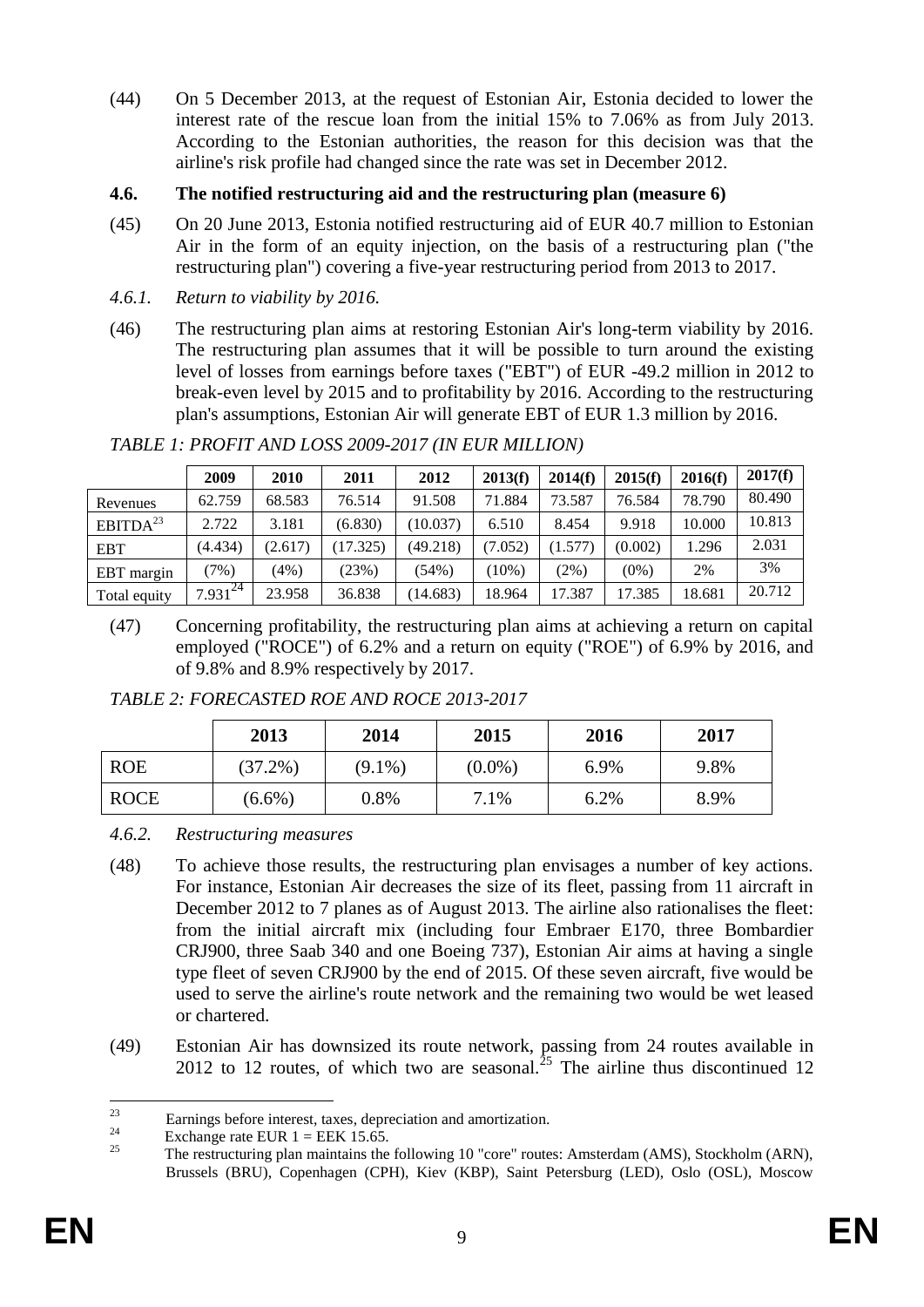(44) On 5 December 2013, at the request of Estonian Air, Estonia decided to lower the interest rate of the rescue loan from the initial 15% to 7.06% as from July 2013. According to the Estonian authorities, the reason for this decision was that the airline's risk profile had changed since the rate was set in December 2012.

### 4.6. The notified restructuring aid and the restructuring plan (measure 6)

(45) On 20 June 2013, Estonia notified restructuring aid of EUR 40.7 million to Estonian Air in the form of an equity injection, on the basis of a restructuring plan ("the restructuring plan") covering a five-year restructuring period from 2013 to 2017.

#### *4.6.1. Return to viability by 2016.*

(46) The restructuring plan aims at restoring Estonian Air's long-term viability by 2016. The restructuring plan assumes that it will be possible to turn around the existing level of losses from earnings before taxes ("EBT") of EUR -49.2 million in 2012 to break-even level by 2015 and to profitability by 2016. According to the restructuring plan's assumptions, Estonian Air will generate EBT of EUR 1.3 million by 2016.

*TABLE 1: PROFIT AND LOSS 2009-2017 (IN EUR MILLION)*

| | 2009 | 2010 | 2011 | 2012 | 2013(f) | 2014(f) | 2015(f) | 2016(f) | 2017(f) |
|---|---|---|---|---|---|---|---|---|---|
| Revenues | 62.759 | 68.583 | 76.514 | 91.508 | 71.884 | 73.587 | 76.584 | 78.790 | 80.490 |
| EBITDA[23] | 2.722 | 3.181 | (6.830) | (10.037) | 6.510 | 8.454 | 9.918 | 10.000 | 10.813 |
| EBT | (4.434) | (2.617) | (17.325) | (49.218) | (7.052) | (1.577) | (0.002) | 1.296 | 2.031 |
| EBT margin | (7%) | (4%) | (23%) | (54%) | (10%) | (2%) | (0%) | 2% | 3% |
| Total equity | 7.931[24] | 23.958 | 36.838 | (14.683) | 18.964 | 17.387 | 17.385 | 18.681 | 20.712 |

(47) Concerning profitability, the restructuring plan aims at achieving a return on capital employed ("ROCE") of 6.2% and a return on equity ("ROE") of 6.9% by 2016, and of 9.8% and 8.9% respectively by 2017.

*TABLE 2: FORECASTED ROE AND ROCE 2013-2017*

| | 2013 | 2014 | 2015 | 2016 | 2017 |
|---|---|---|---|---|---|
| ROE | (37.2%) | (9.1%) | (0.0%) | 6.9% | 9.8% |
| ROCE | (6.6%) | 0.8% | 7.1% | 6.2% | 8.9% |

#### *4.6.2. Restructuring measures*

(48) To achieve those results, the restructuring plan envisages a number of key actions. For instance, Estonian Air decreases the size of its fleet, passing from 11 aircraft in December 2012 to 7 planes as of August 2013. The airline also rationalises the fleet: from the initial aircraft mix (including four Embraer E170, three Bombardier CRJ900, three Saab 340 and one Boeing 737), Estonian Air aims at having a single type fleet of seven CRJ900 by the end of 2015. Of these seven aircraft, five would be used to serve the airline's route network and the remaining two would be wet leased or chartered.

(49) Estonian Air has downsized its route network, passing from 24 routes available in 2012 to 12 routes, of which two are seasonal.[25] The airline thus discontinued 12

---

[23] Earnings before interest, taxes, depreciation and amortization.

[24] Exchange rate EUR 1 = EEK 15.65.

[25] The restructuring plan maintains the following 10 "core" routes: Amsterdam (AMS), Stockholm (ARN), Brussels (BRU), Copenhagen (CPH), Kiev (KBP), Saint Petersburg (LED), Oslo (OSL), Moscow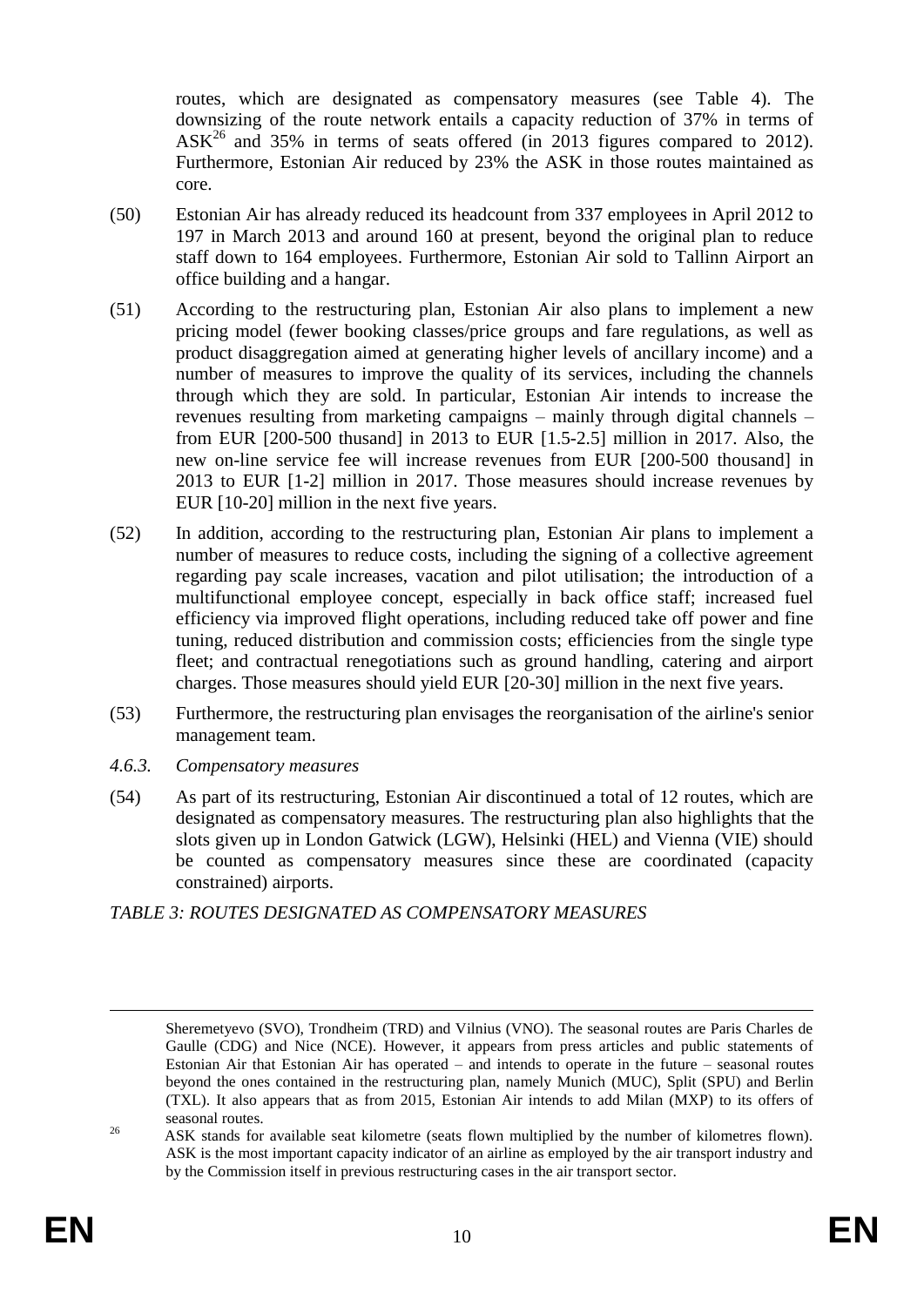routes, which are designated as compensatory measures (see Table 4). The downsizing of the route network entails a capacity reduction of 37% in terms of ASK[26] and 35% in terms of seats offered (in 2013 figures compared to 2012). Furthermore, Estonian Air reduced by 23% the ASK in those routes maintained as core.

(50) Estonian Air has already reduced its headcount from 337 employees in April 2012 to 197 in March 2013 and around 160 at present, beyond the original plan to reduce staff down to 164 employees. Furthermore, Estonian Air sold to Tallinn Airport an office building and a hangar.

(51) According to the restructuring plan, Estonian Air also plans to implement a new pricing model (fewer booking classes/price groups and fare regulations, as well as product disaggregation aimed at generating higher levels of ancillary income) and a number of measures to improve the quality of its services, including the channels through which they are sold. In particular, Estonian Air intends to increase the revenues resulting from marketing campaigns – mainly through digital channels – from EUR [200-500 thusand] in 2013 to EUR [1.5-2.5] million in 2017. Also, the new on-line service fee will increase revenues from EUR [200-500 thousand] in 2013 to EUR [1-2] million in 2017. Those measures should increase revenues by EUR [10-20] million in the next five years.

(52) In addition, according to the restructuring plan, Estonian Air plans to implement a number of measures to reduce costs, including the signing of a collective agreement regarding pay scale increases, vacation and pilot utilisation; the introduction of a multifunctional employee concept, especially in back office staff; increased fuel efficiency via improved flight operations, including reduced take off power and fine tuning, reduced distribution and commission costs; efficiencies from the single type fleet; and contractual renegotiations such as ground handling, catering and airport charges. Those measures should yield EUR [20-30] million in the next five years.

(53) Furthermore, the restructuring plan envisages the reorganisation of the airline's senior management team.

### *4.6.3. Compensatory measures*

(54) As part of its restructuring, Estonian Air discontinued a total of 12 routes, which are designated as compensatory measures. The restructuring plan also highlights that the slots given up in London Gatwick (LGW), Helsinki (HEL) and Vienna (VIE) should be counted as compensatory measures since these are coordinated (capacity constrained) airports.

*TABLE 3: ROUTES DESIGNATED AS COMPENSATORY MEASURES*

---

Sheremetyevo (SVO), Trondheim (TRD) and Vilnius (VNO). The seasonal routes are Paris Charles de Gaulle (CDG) and Nice (NCE). However, it appears from press articles and public statements of Estonian Air that Estonian Air has operated – and intends to operate in the future – seasonal routes beyond the ones contained in the restructuring plan, namely Munich (MUC), Split (SPU) and Berlin (TXL). It also appears that as from 2015, Estonian Air intends to add Milan (MXP) to its offers of seasonal routes.

[26] ASK stands for available seat kilometre (seats flown multiplied by the number of kilometres flown). ASK is the most important capacity indicator of an airline as employed by the air transport industry and by the Commission itself in previous restructuring cases in the air transport sector.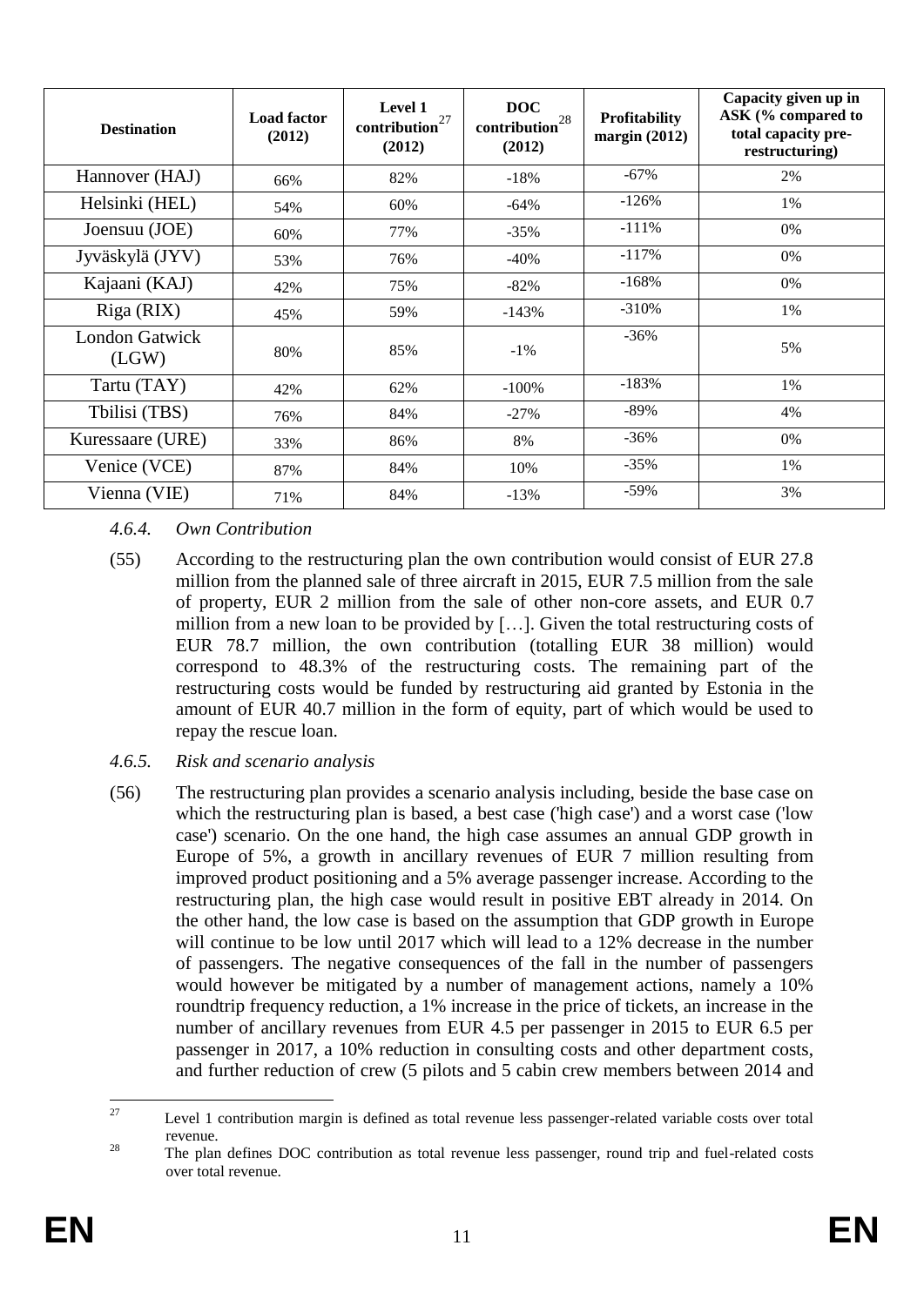| Destination | Load factor (2012) | Level 1 contribution[27] (2012) | DOC contribution[28] (2012) | Profitability margin (2012) | Capacity given up in ASK (% compared to total capacity pre-restructuring) |
|---|---|---|---|---|---|
| Hannover (HAJ) | 66% | 82% | -18% | -67% | 2% |
| Helsinki (HEL) | 54% | 60% | -64% | -126% | 1% |
| Joensuu (JOE) | 60% | 77% | -35% | -111% | 0% |
| Jyväskylä (JYV) | 53% | 76% | -40% | -117% | 0% |
| Kajaani (KAJ) | 42% | 75% | -82% | -168% | 0% |
| Riga (RIX) | 45% | 59% | -143% | -310% | 1% |
| London Gatwick (LGW) | 80% | 85% | -1% | -36% | 5% |
| Tartu (TAY) | 42% | 62% | -100% | -183% | 1% |
| Tbilisi (TBS) | 76% | 84% | -27% | -89% | 4% |
| Kuressaare (URE) | 33% | 86% | 8% | -36% | 0% |
| Venice (VCE) | 87% | 84% | 10% | -35% | 1% |
| Vienna (VIE) | 71% | 84% | -13% | -59% | 3% |

#### *4.6.4. Own Contribution*

(55) According to the restructuring plan the own contribution would consist of EUR 27.8 million from the planned sale of three aircraft in 2015, EUR 7.5 million from the sale of property, EUR 2 million from the sale of other non-core assets, and EUR 0.7 million from a new loan to be provided by […]. Given the total restructuring costs of EUR 78.7 million, the own contribution (totalling EUR 38 million) would correspond to 48.3% of the restructuring costs. The remaining part of the restructuring costs would be funded by restructuring aid granted by Estonia in the amount of EUR 40.7 million in the form of equity, part of which would be used to repay the rescue loan.

#### *4.6.5. Risk and scenario analysis*

(56) The restructuring plan provides a scenario analysis including, beside the base case on which the restructuring plan is based, a best case ('high case') and a worst case ('low case') scenario. On the one hand, the high case assumes an annual GDP growth in Europe of 5%, a growth in ancillary revenues of EUR 7 million resulting from improved product positioning and a 5% average passenger increase. According to the restructuring plan, the high case would result in positive EBT already in 2014. On the other hand, the low case is based on the assumption that GDP growth in Europe will continue to be low until 2017 which will lead to a 12% decrease in the number of passengers. The negative consequences of the fall in the number of passengers would however be mitigated by a number of management actions, namely a 10% roundtrip frequency reduction, a 1% increase in the price of tickets, an increase in the number of ancillary revenues from EUR 4.5 per passenger in 2015 to EUR 6.5 per passenger in 2017, a 10% reduction in consulting costs and other department costs, and further reduction of crew (5 pilots and 5 cabin crew members between 2014 and

[27] Level 1 contribution margin is defined as total revenue less passenger-related variable costs over total revenue.

[28] The plan defines DOC contribution as total revenue less passenger, round trip and fuel-related costs over total revenue.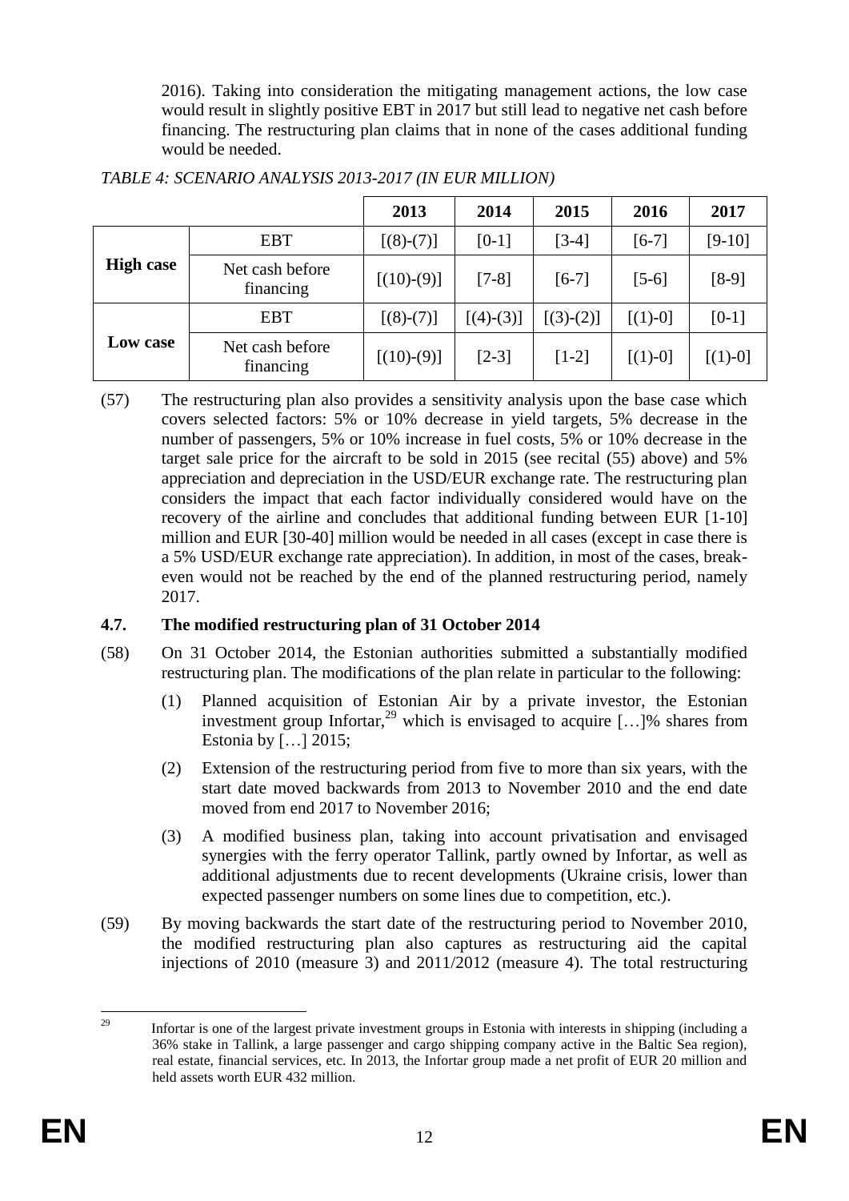2016). Taking into consideration the mitigating management actions, the low case would result in slightly positive EBT in 2017 but still lead to negative net cash before financing. The restructuring plan claims that in none of the cases additional funding would be needed.

*TABLE 4: SCENARIO ANALYSIS 2013-2017 (IN EUR MILLION)*

| | | 2013 | 2014 | 2015 | 2016 | 2017 |
|---|---|---|---|---|---|---|
| **High case** | EBT | [(8)-(7)] | [0-1] | [3-4] | [6-7] | [9-10] |
| | Net cash before financing | [(10)-(9)] | [7-8] | [6-7] | [5-6] | [8-9] |
| **Low case** | EBT | [(8)-(7)] | [(4)-(3)] | [(3)-(2)] | [(1)-0] | [0-1] |
| | Net cash before financing | [(10)-(9)] | [2-3] | [1-2] | [(1)-0] | [(1)-0] |

(57) The restructuring plan also provides a sensitivity analysis upon the base case which covers selected factors: 5% or 10% decrease in yield targets, 5% decrease in the number of passengers, 5% or 10% increase in fuel costs, 5% or 10% decrease in the target sale price for the aircraft to be sold in 2015 (see recital (55) above) and 5% appreciation and depreciation in the USD/EUR exchange rate. The restructuring plan considers the impact that each factor individually considered would have on the recovery of the airline and concludes that additional funding between EUR [1-10] million and EUR [30-40] million would be needed in all cases (except in case there is a 5% USD/EUR exchange rate appreciation). In addition, in most of the cases, break-even would not be reached by the end of the planned restructuring period, namely 2017.

### 4.7. The modified restructuring plan of 31 October 2014

(58) On 31 October 2014, the Estonian authorities submitted a substantially modified restructuring plan. The modifications of the plan relate in particular to the following:

(1) Planned acquisition of Estonian Air by a private investor, the Estonian investment group Infortar,[29] which is envisaged to acquire […]% shares from Estonia by […] 2015;

(2) Extension of the restructuring period from five to more than six years, with the start date moved backwards from 2013 to November 2010 and the end date moved from end 2017 to November 2016;

(3) A modified business plan, taking into account privatisation and envisaged synergies with the ferry operator Tallink, partly owned by Infortar, as well as additional adjustments due to recent developments (Ukraine crisis, lower than expected passenger numbers on some lines due to competition, etc.).

(59) By moving backwards the start date of the restructuring period to November 2010, the modified restructuring plan also captures as restructuring aid the capital injections of 2010 (measure 3) and 2011/2012 (measure 4). The total restructuring

[29] Infortar is one of the largest private investment groups in Estonia with interests in shipping (including a 36% stake in Tallink, a large passenger and cargo shipping company active in the Baltic Sea region), real estate, financial services, etc. In 2013, the Infortar group made a net profit of EUR 20 million and held assets worth EUR 432 million.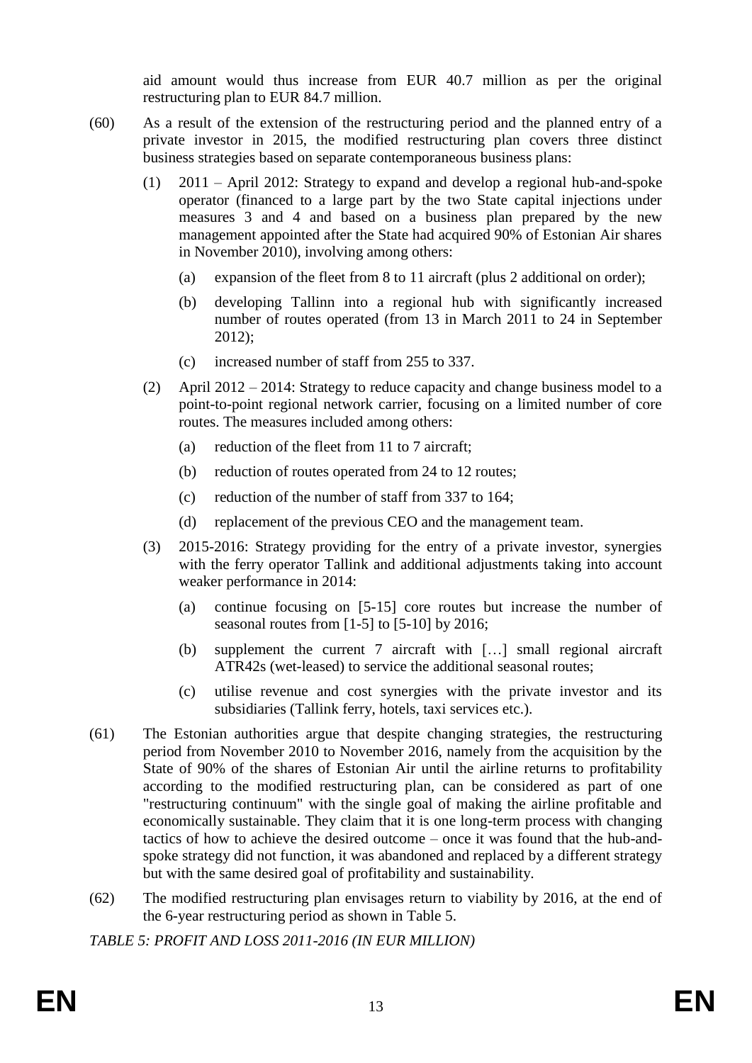aid amount would thus increase from EUR 40.7 million as per the original restructuring plan to EUR 84.7 million.

(60) As a result of the extension of the restructuring period and the planned entry of a private investor in 2015, the modified restructuring plan covers three distinct business strategies based on separate contemporaneous business plans:

(1) 2011 – April 2012: Strategy to expand and develop a regional hub-and-spoke operator (financed to a large part by the two State capital injections under measures 3 and 4 and based on a business plan prepared by the new management appointed after the State had acquired 90% of Estonian Air shares in November 2010), involving among others:

(a) expansion of the fleet from 8 to 11 aircraft (plus 2 additional on order);

(b) developing Tallinn into a regional hub with significantly increased number of routes operated (from 13 in March 2011 to 24 in September 2012);

(c) increased number of staff from 255 to 337.

(2) April 2012 – 2014: Strategy to reduce capacity and change business model to a point-to-point regional network carrier, focusing on a limited number of core routes. The measures included among others:

(a) reduction of the fleet from 11 to 7 aircraft;

(b) reduction of routes operated from 24 to 12 routes;

(c) reduction of the number of staff from 337 to 164;

(d) replacement of the previous CEO and the management team.

(3) 2015-2016: Strategy providing for the entry of a private investor, synergies with the ferry operator Tallink and additional adjustments taking into account weaker performance in 2014:

(a) continue focusing on [5-15] core routes but increase the number of seasonal routes from [1-5] to [5-10] by 2016;

(b) supplement the current 7 aircraft with […] small regional aircraft ATR42s (wet-leased) to service the additional seasonal routes;

(c) utilise revenue and cost synergies with the private investor and its subsidiaries (Tallink ferry, hotels, taxi services etc.).

(61) The Estonian authorities argue that despite changing strategies, the restructuring period from November 2010 to November 2016, namely from the acquisition by the State of 90% of the shares of Estonian Air until the airline returns to profitability according to the modified restructuring plan, can be considered as part of one "restructuring continuum" with the single goal of making the airline profitable and economically sustainable. They claim that it is one long-term process with changing tactics of how to achieve the desired outcome – once it was found that the hub-and-spoke strategy did not function, it was abandoned and replaced by a different strategy but with the same desired goal of profitability and sustainability.

(62) The modified restructuring plan envisages return to viability by 2016, at the end of the 6-year restructuring period as shown in Table 5.

*TABLE 5: PROFIT AND LOSS 2011-2016 (IN EUR MILLION)*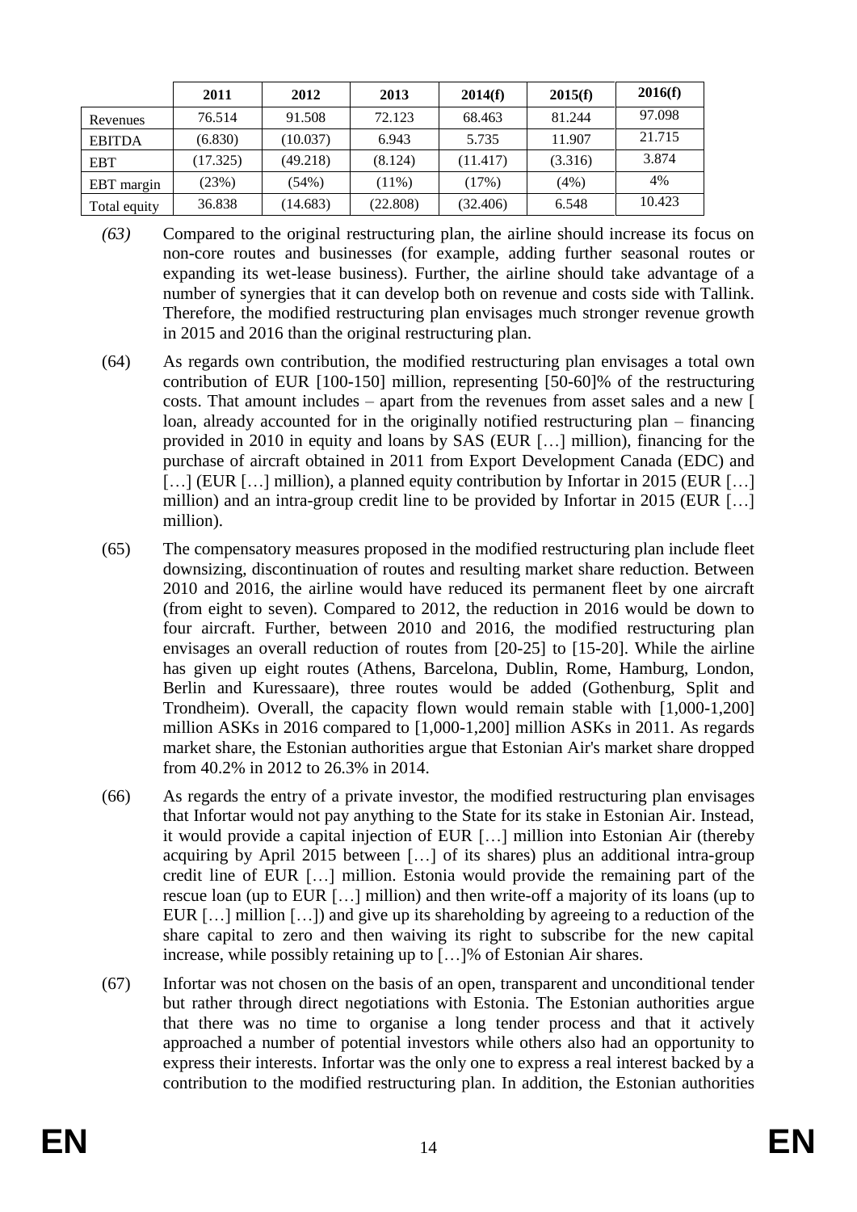| | 2011 | 2012 | 2013 | 2014(f) | 2015(f) | 2016(f) |
|---|---|---|---|---|---|---|
| Revenues | 76.514 | 91.508 | 72.123 | 68.463 | 81.244 | 97.098 |
| EBITDA | (6.830) | (10.037) | 6.943 | 5.735 | 11.907 | 21.715 |
| EBT | (17.325) | (49.218) | (8.124) | (11.417) | (3.316) | 3.874 |
| EBT margin | (23%) | (54%) | (11%) | (17%) | (4%) | 4% |
| Total equity | 36.838 | (14.683) | (22.808) | (32.406) | 6.548 | 10.423 |

*(63)* Compared to the original restructuring plan, the airline should increase its focus on non-core routes and businesses (for example, adding further seasonal routes or expanding its wet-lease business). Further, the airline should take advantage of a number of synergies that it can develop both on revenue and costs side with Tallink. Therefore, the modified restructuring plan envisages much stronger revenue growth in 2015 and 2016 than the original restructuring plan.

(64) As regards own contribution, the modified restructuring plan envisages a total own contribution of EUR [100-150] million, representing [50-60]% of the restructuring costs. That amount includes – apart from the revenues from asset sales and a new [ loan, already accounted for in the originally notified restructuring plan – financing provided in 2010 in equity and loans by SAS (EUR […] million), financing for the purchase of aircraft obtained in 2011 from Export Development Canada (EDC) and […] (EUR […] million), a planned equity contribution by Infortar in 2015 (EUR […] million) and an intra-group credit line to be provided by Infortar in 2015 (EUR […] million).

(65) The compensatory measures proposed in the modified restructuring plan include fleet downsizing, discontinuation of routes and resulting market share reduction. Between 2010 and 2016, the airline would have reduced its permanent fleet by one aircraft (from eight to seven). Compared to 2012, the reduction in 2016 would be down to four aircraft. Further, between 2010 and 2016, the modified restructuring plan envisages an overall reduction of routes from [20-25] to [15-20]. While the airline has given up eight routes (Athens, Barcelona, Dublin, Rome, Hamburg, London, Berlin and Kuressaare), three routes would be added (Gothenburg, Split and Trondheim). Overall, the capacity flown would remain stable with [1,000-1,200] million ASKs in 2016 compared to [1,000-1,200] million ASKs in 2011. As regards market share, the Estonian authorities argue that Estonian Air's market share dropped from 40.2% in 2012 to 26.3% in 2014.

(66) As regards the entry of a private investor, the modified restructuring plan envisages that Infortar would not pay anything to the State for its stake in Estonian Air. Instead, it would provide a capital injection of EUR […] million into Estonian Air (thereby acquiring by April 2015 between […] of its shares) plus an additional intra-group credit line of EUR […] million. Estonia would provide the remaining part of the rescue loan (up to EUR […] million) and then write-off a majority of its loans (up to EUR […] million […]) and give up its shareholding by agreeing to a reduction of the share capital to zero and then waiving its right to subscribe for the new capital increase, while possibly retaining up to […]% of Estonian Air shares.

(67) Infortar was not chosen on the basis of an open, transparent and unconditional tender but rather through direct negotiations with Estonia. The Estonian authorities argue that there was no time to organise a long tender process and that it actively approached a number of potential investors while others also had an opportunity to express their interests. Infortar was the only one to express a real interest backed by a contribution to the modified restructuring plan. In addition, the Estonian authorities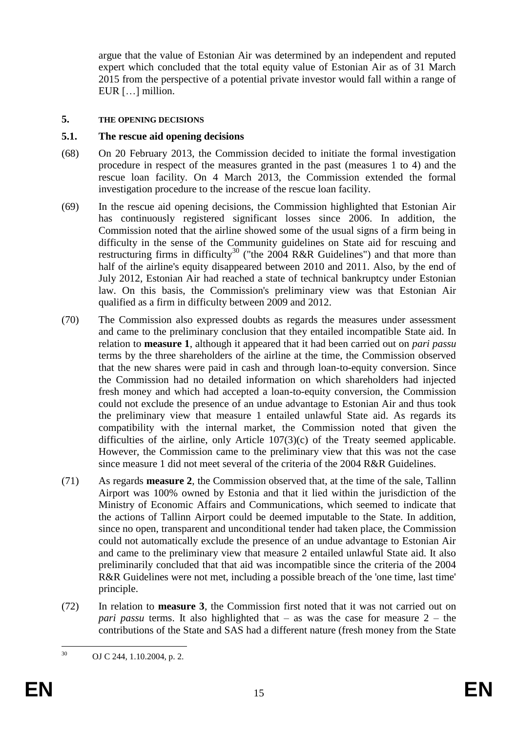argue that the value of Estonian Air was determined by an independent and reputed expert which concluded that the total equity value of Estonian Air as of 31 March 2015 from the perspective of a potential private investor would fall within a range of EUR […] million.

## 5. THE OPENING DECISIONS

### 5.1. The rescue aid opening decisions

(68) On 20 February 2013, the Commission decided to initiate the formal investigation procedure in respect of the measures granted in the past (measures 1 to 4) and the rescue loan facility. On 4 March 2013, the Commission extended the formal investigation procedure to the increase of the rescue loan facility.

(69) In the rescue aid opening decisions, the Commission highlighted that Estonian Air has continuously registered significant losses since 2006. In addition, the Commission noted that the airline showed some of the usual signs of a firm being in difficulty in the sense of the Community guidelines on State aid for rescuing and restructuring firms in difficulty[30] ("the 2004 R&R Guidelines") and that more than half of the airline's equity disappeared between 2010 and 2011. Also, by the end of July 2012, Estonian Air had reached a state of technical bankruptcy under Estonian law. On this basis, the Commission's preliminary view was that Estonian Air qualified as a firm in difficulty between 2009 and 2012.

(70) The Commission also expressed doubts as regards the measures under assessment and came to the preliminary conclusion that they entailed incompatible State aid. In relation to **measure 1**, although it appeared that it had been carried out on *pari passu* terms by the three shareholders of the airline at the time, the Commission observed that the new shares were paid in cash and through loan-to-equity conversion. Since the Commission had no detailed information on which shareholders had injected fresh money and which had accepted a loan-to-equity conversion, the Commission could not exclude the presence of an undue advantage to Estonian Air and thus took the preliminary view that measure 1 entailed unlawful State aid. As regards its compatibility with the internal market, the Commission noted that given the difficulties of the airline, only Article 107(3)(c) of the Treaty seemed applicable. However, the Commission came to the preliminary view that this was not the case since measure 1 did not meet several of the criteria of the 2004 R&R Guidelines.

(71) As regards **measure 2**, the Commission observed that, at the time of the sale, Tallinn Airport was 100% owned by Estonia and that it lied within the jurisdiction of the Ministry of Economic Affairs and Communications, which seemed to indicate that the actions of Tallinn Airport could be deemed imputable to the State. In addition, since no open, transparent and unconditional tender had taken place, the Commission could not automatically exclude the presence of an undue advantage to Estonian Air and came to the preliminary view that measure 2 entailed unlawful State aid. It also preliminarily concluded that that aid was incompatible since the criteria of the 2004 R&R Guidelines were not met, including a possible breach of the 'one time, last time' principle.

(72) In relation to **measure 3**, the Commission first noted that it was not carried out on *pari passu* terms. It also highlighted that – as was the case for measure 2 – the contributions of the State and SAS had a different nature (fresh money from the State

[30] OJ C 244, 1.10.2004, p. 2.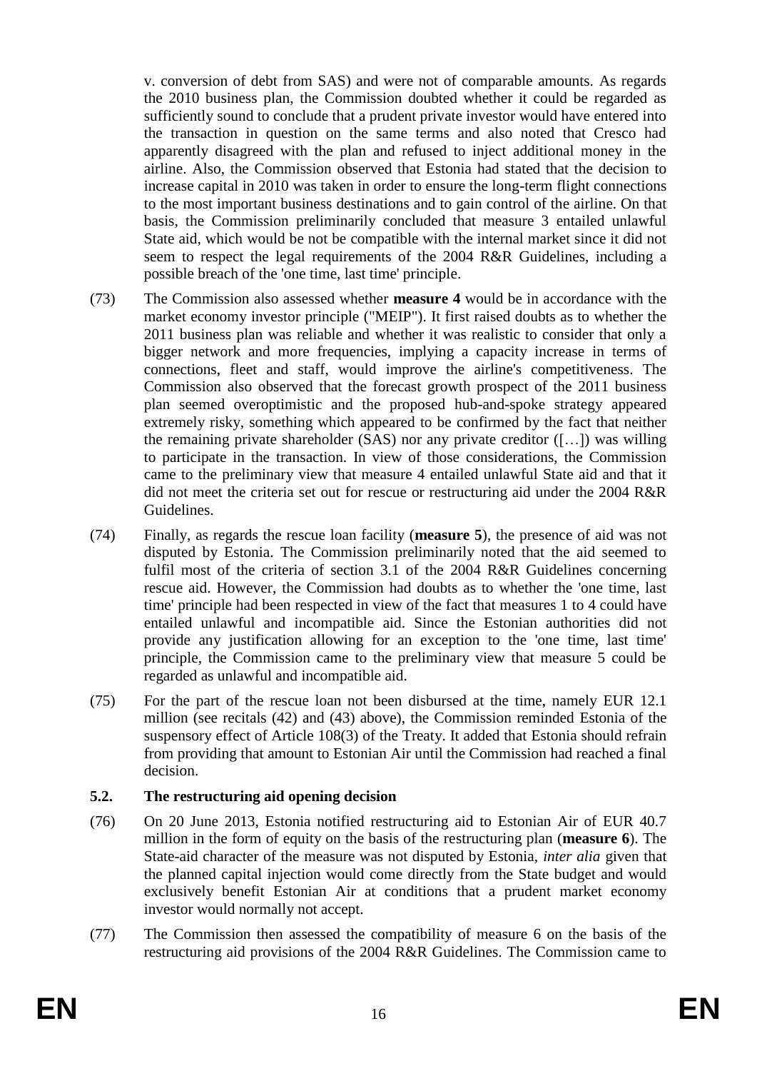v. conversion of debt from SAS) and were not of comparable amounts. As regards the 2010 business plan, the Commission doubted whether it could be regarded as sufficiently sound to conclude that a prudent private investor would have entered into the transaction in question on the same terms and also noted that Cresco had apparently disagreed with the plan and refused to inject additional money in the airline. Also, the Commission observed that Estonia had stated that the decision to increase capital in 2010 was taken in order to ensure the long-term flight connections to the most important business destinations and to gain control of the airline. On that basis, the Commission preliminarily concluded that measure 3 entailed unlawful State aid, which would be not be compatible with the internal market since it did not seem to respect the legal requirements of the 2004 R&R Guidelines, including a possible breach of the 'one time, last time' principle.

(73) The Commission also assessed whether **measure 4** would be in accordance with the market economy investor principle ("MEIP"). It first raised doubts as to whether the 2011 business plan was reliable and whether it was realistic to consider that only a bigger network and more frequencies, implying a capacity increase in terms of connections, fleet and staff, would improve the airline's competitiveness. The Commission also observed that the forecast growth prospect of the 2011 business plan seemed overoptimistic and the proposed hub-and-spoke strategy appeared extremely risky, something which appeared to be confirmed by the fact that neither the remaining private shareholder (SAS) nor any private creditor ([…]) was willing to participate in the transaction. In view of those considerations, the Commission came to the preliminary view that measure 4 entailed unlawful State aid and that it did not meet the criteria set out for rescue or restructuring aid under the 2004 R&R Guidelines.

(74) Finally, as regards the rescue loan facility (**measure 5**), the presence of aid was not disputed by Estonia. The Commission preliminarily noted that the aid seemed to fulfil most of the criteria of section 3.1 of the 2004 R&R Guidelines concerning rescue aid. However, the Commission had doubts as to whether the 'one time, last time' principle had been respected in view of the fact that measures 1 to 4 could have entailed unlawful and incompatible aid. Since the Estonian authorities did not provide any justification allowing for an exception to the 'one time, last time' principle, the Commission came to the preliminary view that measure 5 could be regarded as unlawful and incompatible aid.

(75) For the part of the rescue loan not been disbursed at the time, namely EUR 12.1 million (see recitals (42) and (43) above), the Commission reminded Estonia of the suspensory effect of Article 108(3) of the Treaty. It added that Estonia should refrain from providing that amount to Estonian Air until the Commission had reached a final decision.

### 5.2. The restructuring aid opening decision

(76) On 20 June 2013, Estonia notified restructuring aid to Estonian Air of EUR 40.7 million in the form of equity on the basis of the restructuring plan (**measure 6**). The State-aid character of the measure was not disputed by Estonia, *inter alia* given that the planned capital injection would come directly from the State budget and would exclusively benefit Estonian Air at conditions that a prudent market economy investor would normally not accept.

(77) The Commission then assessed the compatibility of measure 6 on the basis of the restructuring aid provisions of the 2004 R&R Guidelines. The Commission came to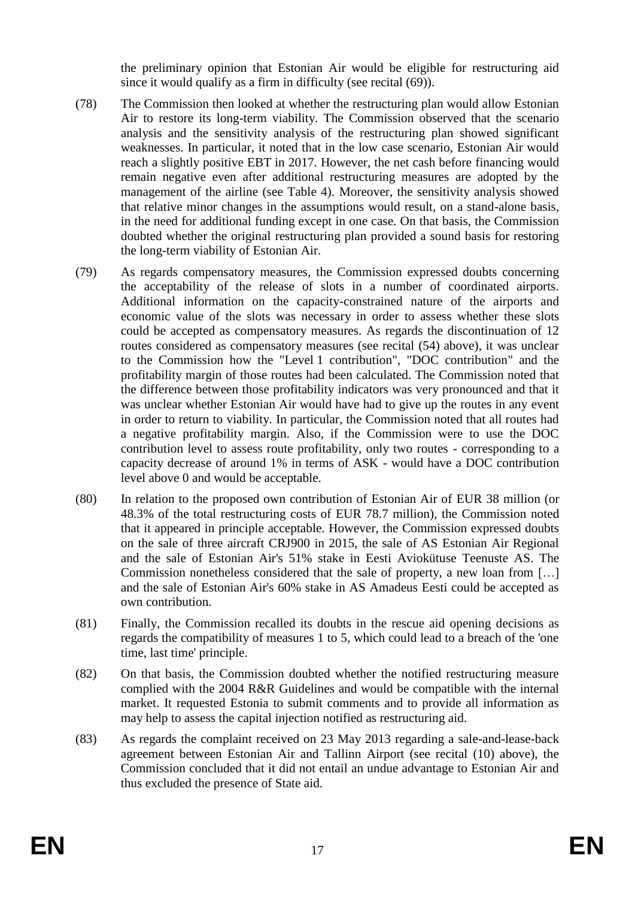the preliminary opinion that Estonian Air would be eligible for restructuring aid since it would qualify as a firm in difficulty (see recital (69)).

(78) The Commission then looked at whether the restructuring plan would allow Estonian Air to restore its long-term viability. The Commission observed that the scenario analysis and the sensitivity analysis of the restructuring plan showed significant weaknesses. In particular, it noted that in the low case scenario, Estonian Air would reach a slightly positive EBT in 2017. However, the net cash before financing would remain negative even after additional restructuring measures are adopted by the management of the airline (see Table 4). Moreover, the sensitivity analysis showed that relative minor changes in the assumptions would result, on a stand-alone basis, in the need for additional funding except in one case. On that basis, the Commission doubted whether the original restructuring plan provided a sound basis for restoring the long-term viability of Estonian Air.

(79) As regards compensatory measures, the Commission expressed doubts concerning the acceptability of the release of slots in a number of coordinated airports. Additional information on the capacity-constrained nature of the airports and economic value of the slots was necessary in order to assess whether these slots could be accepted as compensatory measures. As regards the discontinuation of 12 routes considered as compensatory measures (see recital (54) above), it was unclear to the Commission how the "Level 1 contribution", "DOC contribution" and the profitability margin of those routes had been calculated. The Commission noted that the difference between those profitability indicators was very pronounced and that it was unclear whether Estonian Air would have had to give up the routes in any event in order to return to viability. In particular, the Commission noted that all routes had a negative profitability margin. Also, if the Commission were to use the DOC contribution level to assess route profitability, only two routes - corresponding to a capacity decrease of around 1% in terms of ASK - would have a DOC contribution level above 0 and would be acceptable.

(80) In relation to the proposed own contribution of Estonian Air of EUR 38 million (or 48.3% of the total restructuring costs of EUR 78.7 million), the Commission noted that it appeared in principle acceptable. However, the Commission expressed doubts on the sale of three aircraft CRJ900 in 2015, the sale of AS Estonian Air Regional and the sale of Estonian Air's 51% stake in Eesti Aviokütuse Teenuste AS. The Commission nonetheless considered that the sale of property, a new loan from […] and the sale of Estonian Air's 60% stake in AS Amadeus Eesti could be accepted as own contribution.

(81) Finally, the Commission recalled its doubts in the rescue aid opening decisions as regards the compatibility of measures 1 to 5, which could lead to a breach of the 'one time, last time' principle.

(82) On that basis, the Commission doubted whether the notified restructuring measure complied with the 2004 R&R Guidelines and would be compatible with the internal market. It requested Estonia to submit comments and to provide all information as may help to assess the capital injection notified as restructuring aid.

(83) As regards the complaint received on 23 May 2013 regarding a sale-and-lease-back agreement between Estonian Air and Tallinn Airport (see recital (10) above), the Commission concluded that it did not entail an undue advantage to Estonian Air and thus excluded the presence of State aid.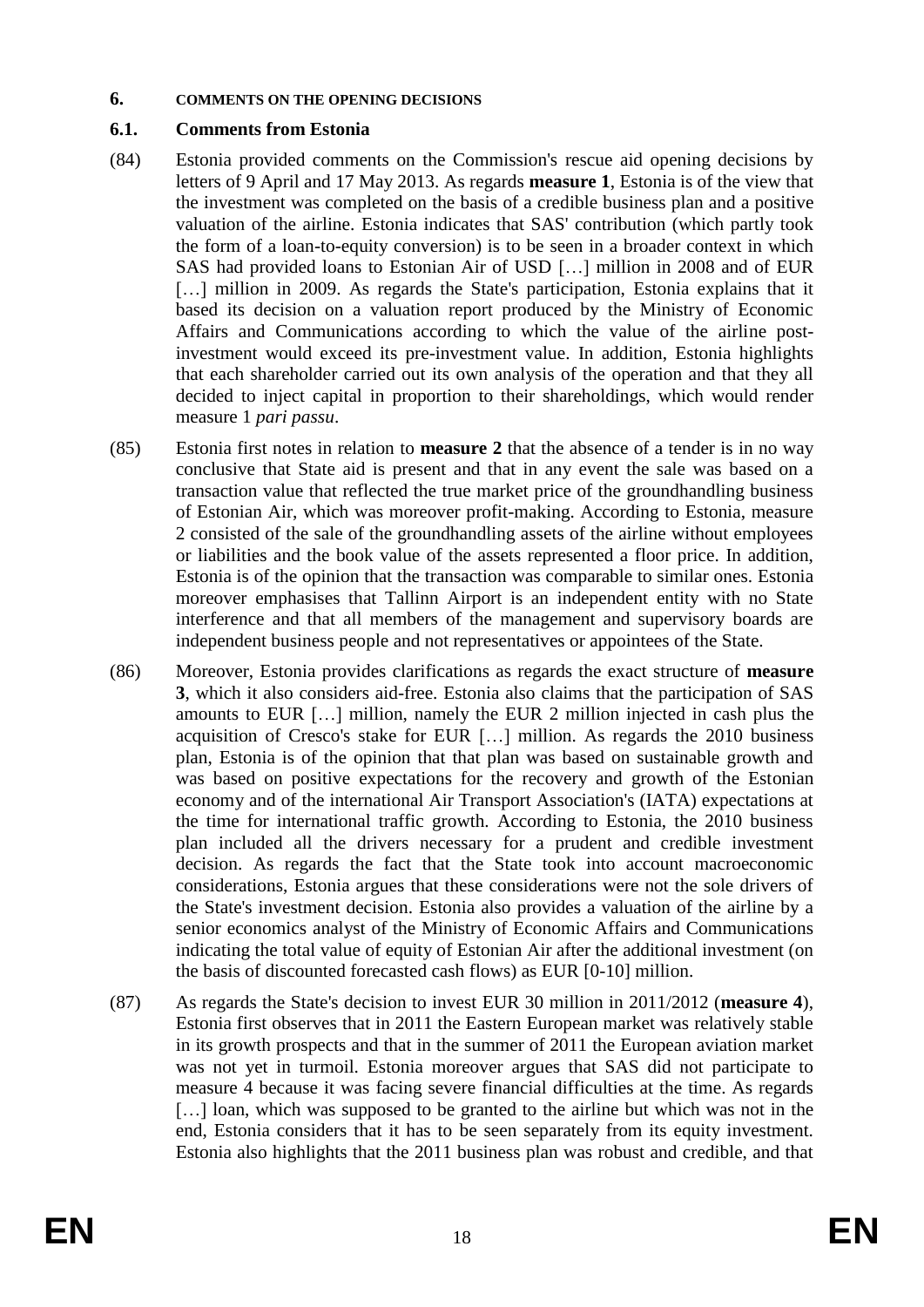## 6. COMMENTS ON THE OPENING DECISIONS

### 6.1. Comments from Estonia

(84) Estonia provided comments on the Commission's rescue aid opening decisions by letters of 9 April and 17 May 2013. As regards **measure 1**, Estonia is of the view that the investment was completed on the basis of a credible business plan and a positive valuation of the airline. Estonia indicates that SAS' contribution (which partly took the form of a loan-to-equity conversion) is to be seen in a broader context in which SAS had provided loans to Estonian Air of USD […] million in 2008 and of EUR […] million in 2009. As regards the State's participation, Estonia explains that it based its decision on a valuation report produced by the Ministry of Economic Affairs and Communications according to which the value of the airline post-investment would exceed its pre-investment value. In addition, Estonia highlights that each shareholder carried out its own analysis of the operation and that they all decided to inject capital in proportion to their shareholdings, which would render measure 1 *pari passu*.

(85) Estonia first notes in relation to **measure 2** that the absence of a tender is in no way conclusive that State aid is present and that in any event the sale was based on a transaction value that reflected the true market price of the groundhandling business of Estonian Air, which was moreover profit-making. According to Estonia, measure 2 consisted of the sale of the groundhandling assets of the airline without employees or liabilities and the book value of the assets represented a floor price. In addition, Estonia is of the opinion that the transaction was comparable to similar ones. Estonia moreover emphasises that Tallinn Airport is an independent entity with no State interference and that all members of the management and supervisory boards are independent business people and not representatives or appointees of the State.

(86) Moreover, Estonia provides clarifications as regards the exact structure of **measure 3**, which it also considers aid-free. Estonia also claims that the participation of SAS amounts to EUR […] million, namely the EUR 2 million injected in cash plus the acquisition of Cresco's stake for EUR […] million. As regards the 2010 business plan, Estonia is of the opinion that that plan was based on sustainable growth and was based on positive expectations for the recovery and growth of the Estonian economy and of the international Air Transport Association's (IATA) expectations at the time for international traffic growth. According to Estonia, the 2010 business plan included all the drivers necessary for a prudent and credible investment decision. As regards the fact that the State took into account macroeconomic considerations, Estonia argues that these considerations were not the sole drivers of the State's investment decision. Estonia also provides a valuation of the airline by a senior economics analyst of the Ministry of Economic Affairs and Communications indicating the total value of equity of Estonian Air after the additional investment (on the basis of discounted forecasted cash flows) as EUR [0-10] million.

(87) As regards the State's decision to invest EUR 30 million in 2011/2012 (**measure 4**), Estonia first observes that in 2011 the Eastern European market was relatively stable in its growth prospects and that in the summer of 2011 the European aviation market was not yet in turmoil. Estonia moreover argues that SAS did not participate to measure 4 because it was facing severe financial difficulties at the time. As regards […] loan, which was supposed to be granted to the airline but which was not in the end, Estonia considers that it has to be seen separately from its equity investment. Estonia also highlights that the 2011 business plan was robust and credible, and that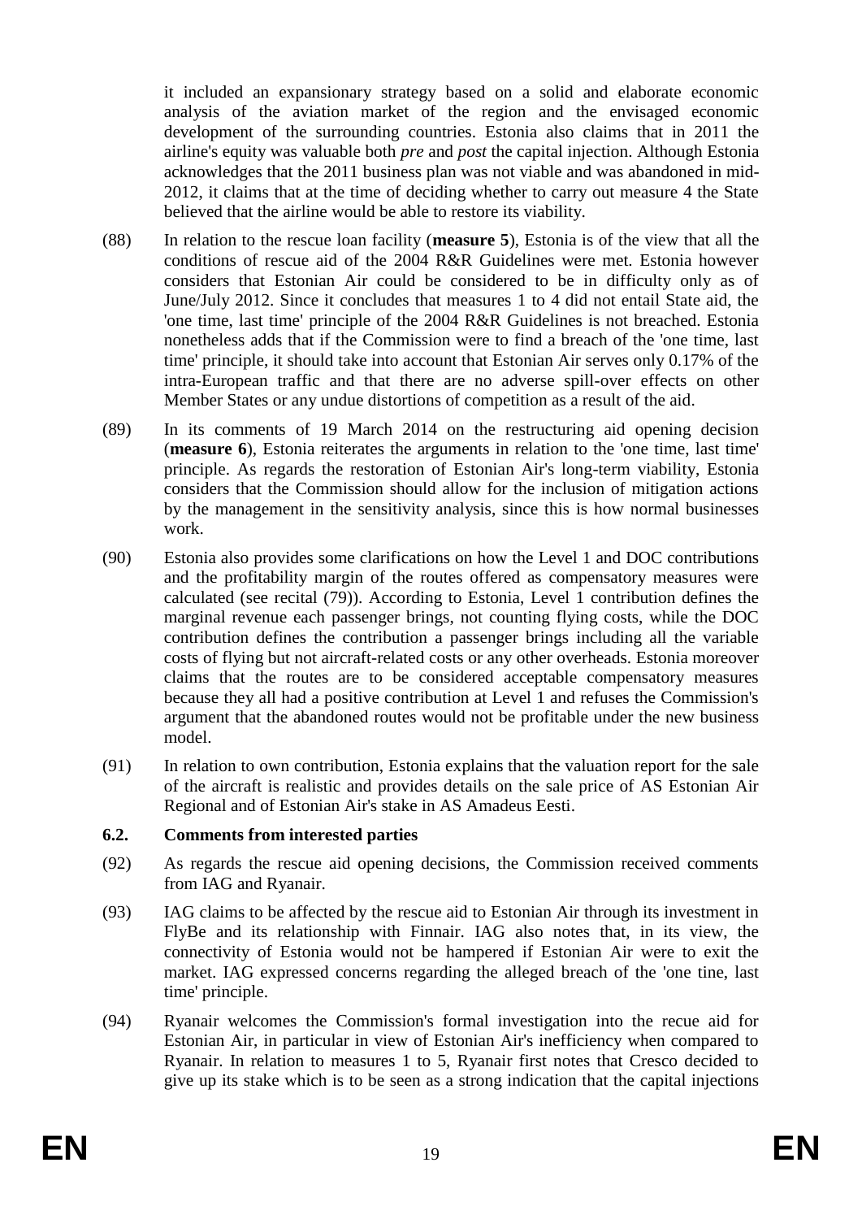it included an expansionary strategy based on a solid and elaborate economic analysis of the aviation market of the region and the envisaged economic development of the surrounding countries. Estonia also claims that in 2011 the airline's equity was valuable both *pre* and *post* the capital injection. Although Estonia acknowledges that the 2011 business plan was not viable and was abandoned in mid-2012, it claims that at the time of deciding whether to carry out measure 4 the State believed that the airline would be able to restore its viability.

(88) In relation to the rescue loan facility (**measure 5**), Estonia is of the view that all the conditions of rescue aid of the 2004 R&R Guidelines were met. Estonia however considers that Estonian Air could be considered to be in difficulty only as of June/July 2012. Since it concludes that measures 1 to 4 did not entail State aid, the 'one time, last time' principle of the 2004 R&R Guidelines is not breached. Estonia nonetheless adds that if the Commission were to find a breach of the 'one time, last time' principle, it should take into account that Estonian Air serves only 0.17% of the intra-European traffic and that there are no adverse spill-over effects on other Member States or any undue distortions of competition as a result of the aid.

(89) In its comments of 19 March 2014 on the restructuring aid opening decision (**measure 6**), Estonia reiterates the arguments in relation to the 'one time, last time' principle. As regards the restoration of Estonian Air's long-term viability, Estonia considers that the Commission should allow for the inclusion of mitigation actions by the management in the sensitivity analysis, since this is how normal businesses work.

(90) Estonia also provides some clarifications on how the Level 1 and DOC contributions and the profitability margin of the routes offered as compensatory measures were calculated (see recital (79)). According to Estonia, Level 1 contribution defines the marginal revenue each passenger brings, not counting flying costs, while the DOC contribution defines the contribution a passenger brings including all the variable costs of flying but not aircraft-related costs or any other overheads. Estonia moreover claims that the routes are to be considered acceptable compensatory measures because they all had a positive contribution at Level 1 and refuses the Commission's argument that the abandoned routes would not be profitable under the new business model.

(91) In relation to own contribution, Estonia explains that the valuation report for the sale of the aircraft is realistic and provides details on the sale price of AS Estonian Air Regional and of Estonian Air's stake in AS Amadeus Eesti.

### 6.2. Comments from interested parties

(92) As regards the rescue aid opening decisions, the Commission received comments from IAG and Ryanair.

(93) IAG claims to be affected by the rescue aid to Estonian Air through its investment in FlyBe and its relationship with Finnair. IAG also notes that, in its view, the connectivity of Estonia would not be hampered if Estonian Air were to exit the market. IAG expressed concerns regarding the alleged breach of the 'one tine, last time' principle.

(94) Ryanair welcomes the Commission's formal investigation into the recue aid for Estonian Air, in particular in view of Estonian Air's inefficiency when compared to Ryanair. In relation to measures 1 to 5, Ryanair first notes that Cresco decided to give up its stake which is to be seen as a strong indication that the capital injections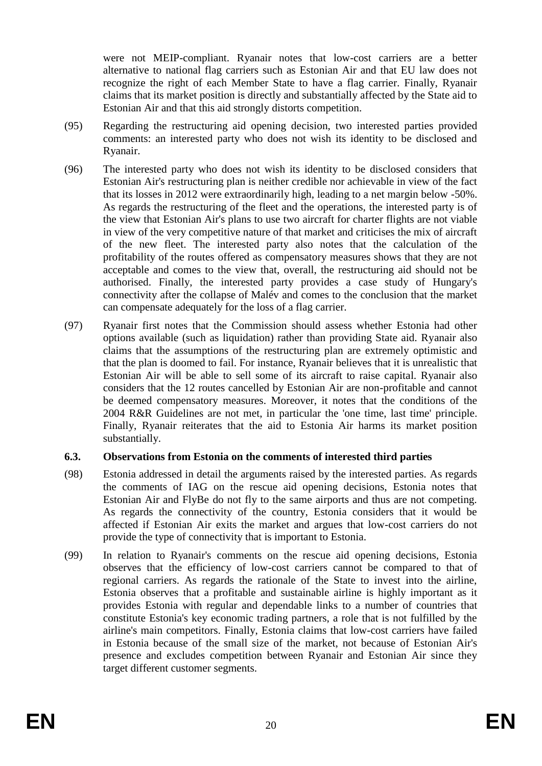were not MEIP-compliant. Ryanair notes that low-cost carriers are a better alternative to national flag carriers such as Estonian Air and that EU law does not recognize the right of each Member State to have a flag carrier. Finally, Ryanair claims that its market position is directly and substantially affected by the State aid to Estonian Air and that this aid strongly distorts competition.

(95) Regarding the restructuring aid opening decision, two interested parties provided comments: an interested party who does not wish its identity to be disclosed and Ryanair.

(96) The interested party who does not wish its identity to be disclosed considers that Estonian Air's restructuring plan is neither credible nor achievable in view of the fact that its losses in 2012 were extraordinarily high, leading to a net margin below -50%. As regards the restructuring of the fleet and the operations, the interested party is of the view that Estonian Air's plans to use two aircraft for charter flights are not viable in view of the very competitive nature of that market and criticises the mix of aircraft of the new fleet. The interested party also notes that the calculation of the profitability of the routes offered as compensatory measures shows that they are not acceptable and comes to the view that, overall, the restructuring aid should not be authorised. Finally, the interested party provides a case study of Hungary's connectivity after the collapse of Malév and comes to the conclusion that the market can compensate adequately for the loss of a flag carrier.

(97) Ryanair first notes that the Commission should assess whether Estonia had other options available (such as liquidation) rather than providing State aid. Ryanair also claims that the assumptions of the restructuring plan are extremely optimistic and that the plan is doomed to fail. For instance, Ryanair believes that it is unrealistic that Estonian Air will be able to sell some of its aircraft to raise capital. Ryanair also considers that the 12 routes cancelled by Estonian Air are non-profitable and cannot be deemed compensatory measures. Moreover, it notes that the conditions of the 2004 R&R Guidelines are not met, in particular the 'one time, last time' principle. Finally, Ryanair reiterates that the aid to Estonia Air harms its market position substantially.

### 6.3. Observations from Estonia on the comments of interested third parties

(98) Estonia addressed in detail the arguments raised by the interested parties. As regards the comments of IAG on the rescue aid opening decisions, Estonia notes that Estonian Air and FlyBe do not fly to the same airports and thus are not competing. As regards the connectivity of the country, Estonia considers that it would be affected if Estonian Air exits the market and argues that low-cost carriers do not provide the type of connectivity that is important to Estonia.

(99) In relation to Ryanair's comments on the rescue aid opening decisions, Estonia observes that the efficiency of low-cost carriers cannot be compared to that of regional carriers. As regards the rationale of the State to invest into the airline, Estonia observes that a profitable and sustainable airline is highly important as it provides Estonia with regular and dependable links to a number of countries that constitute Estonia's key economic trading partners, a role that is not fulfilled by the airline's main competitors. Finally, Estonia claims that low-cost carriers have failed in Estonia because of the small size of the market, not because of Estonian Air's presence and excludes competition between Ryanair and Estonian Air since they target different customer segments.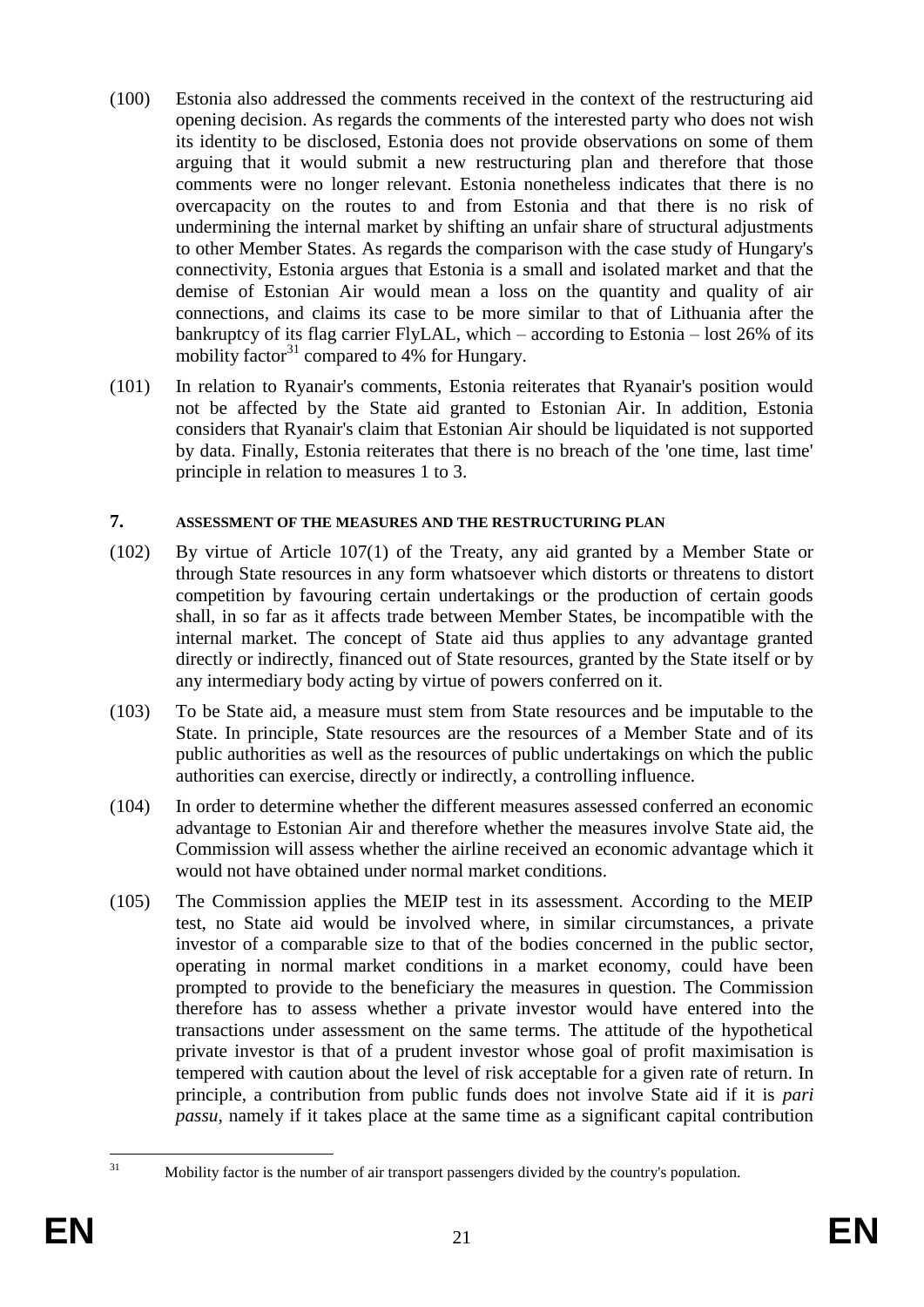(100) Estonia also addressed the comments received in the context of the restructuring aid opening decision. As regards the comments of the interested party who does not wish its identity to be disclosed, Estonia does not provide observations on some of them arguing that it would submit a new restructuring plan and therefore that those comments were no longer relevant. Estonia nonetheless indicates that there is no overcapacity on the routes to and from Estonia and that there is no risk of undermining the internal market by shifting an unfair share of structural adjustments to other Member States. As regards the comparison with the case study of Hungary's connectivity, Estonia argues that Estonia is a small and isolated market and that the demise of Estonian Air would mean a loss on the quantity and quality of air connections, and claims its case to be more similar to that of Lithuania after the bankruptcy of its flag carrier FlyLAL, which – according to Estonia – lost 26% of its mobility factor[31] compared to 4% for Hungary.

(101) In relation to Ryanair's comments, Estonia reiterates that Ryanair's position would not be affected by the State aid granted to Estonian Air. In addition, Estonia considers that Ryanair's claim that Estonian Air should be liquidated is not supported by data. Finally, Estonia reiterates that there is no breach of the 'one time, last time' principle in relation to measures 1 to 3.

## 7. ASSESSMENT OF THE MEASURES AND THE RESTRUCTURING PLAN

(102) By virtue of Article 107(1) of the Treaty, any aid granted by a Member State or through State resources in any form whatsoever which distorts or threatens to distort competition by favouring certain undertakings or the production of certain goods shall, in so far as it affects trade between Member States, be incompatible with the internal market. The concept of State aid thus applies to any advantage granted directly or indirectly, financed out of State resources, granted by the State itself or by any intermediary body acting by virtue of powers conferred on it.

(103) To be State aid, a measure must stem from State resources and be imputable to the State. In principle, State resources are the resources of a Member State and of its public authorities as well as the resources of public undertakings on which the public authorities can exercise, directly or indirectly, a controlling influence.

(104) In order to determine whether the different measures assessed conferred an economic advantage to Estonian Air and therefore whether the measures involve State aid, the Commission will assess whether the airline received an economic advantage which it would not have obtained under normal market conditions.

(105) The Commission applies the MEIP test in its assessment. According to the MEIP test, no State aid would be involved where, in similar circumstances, a private investor of a comparable size to that of the bodies concerned in the public sector, operating in normal market conditions in a market economy, could have been prompted to provide to the beneficiary the measures in question. The Commission therefore has to assess whether a private investor would have entered into the transactions under assessment on the same terms. The attitude of the hypothetical private investor is that of a prudent investor whose goal of profit maximisation is tempered with caution about the level of risk acceptable for a given rate of return. In principle, a contribution from public funds does not involve State aid if it is *pari passu*, namely if it takes place at the same time as a significant capital contribution

[31] Mobility factor is the number of air transport passengers divided by the country's population.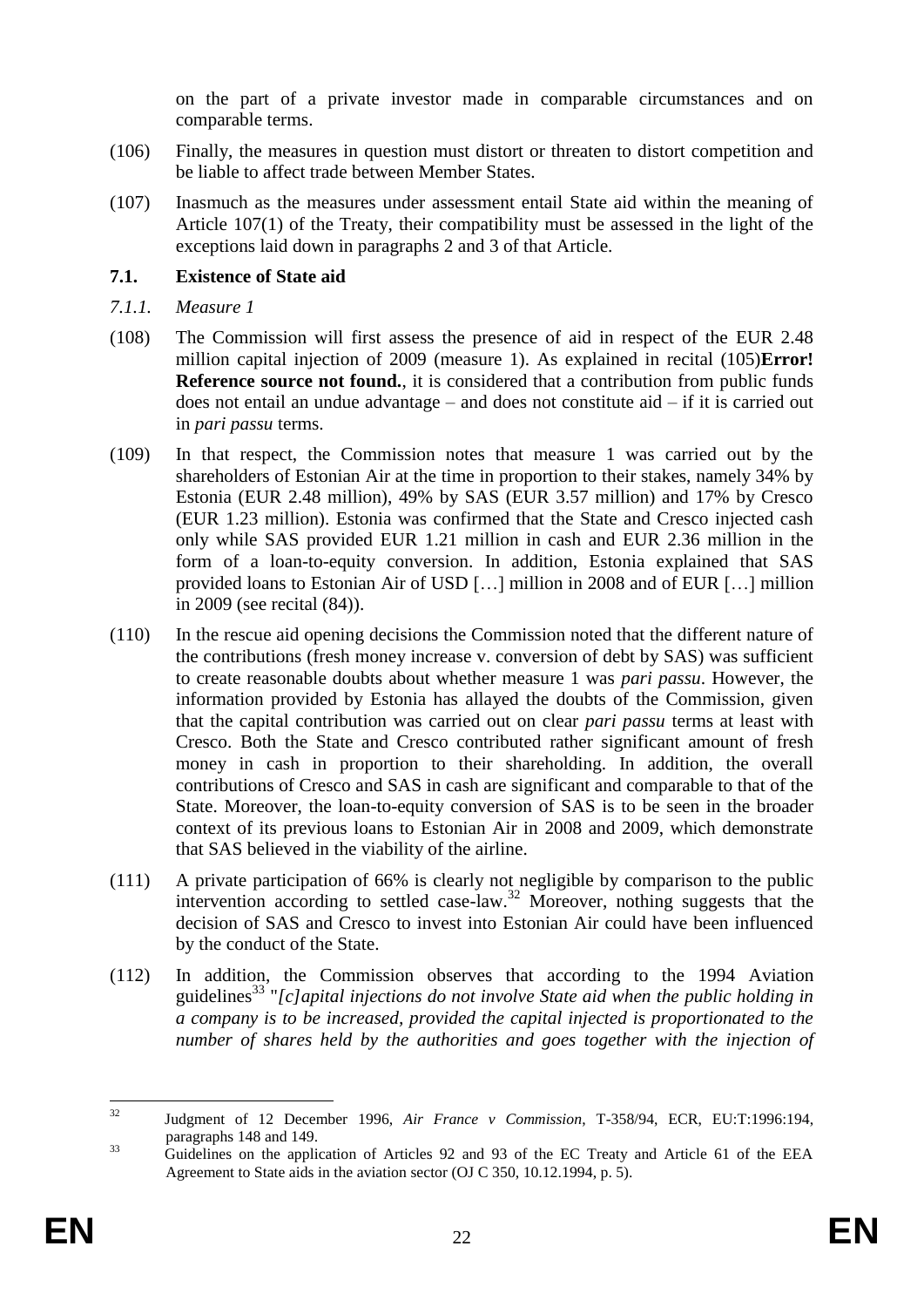on the part of a private investor made in comparable circumstances and on comparable terms.

(106) Finally, the measures in question must distort or threaten to distort competition and be liable to affect trade between Member States.

(107) Inasmuch as the measures under assessment entail State aid within the meaning of Article 107(1) of the Treaty, their compatibility must be assessed in the light of the exceptions laid down in paragraphs 2 and 3 of that Article.

### 7.1. Existence of State aid

#### *7.1.1. Measure 1*

(108) The Commission will first assess the presence of aid in respect of the EUR 2.48 million capital injection of 2009 (measure 1). As explained in recital (105)**Error! Reference source not found.**, it is considered that a contribution from public funds does not entail an undue advantage – and does not constitute aid – if it is carried out in *pari passu* terms.

(109) In that respect, the Commission notes that measure 1 was carried out by the shareholders of Estonian Air at the time in proportion to their stakes, namely 34% by Estonia (EUR 2.48 million), 49% by SAS (EUR 3.57 million) and 17% by Cresco (EUR 1.23 million). Estonia was confirmed that the State and Cresco injected cash only while SAS provided EUR 1.21 million in cash and EUR 2.36 million in the form of a loan-to-equity conversion. In addition, Estonia explained that SAS provided loans to Estonian Air of USD […] million in 2008 and of EUR […] million in 2009 (see recital (84)).

(110) In the rescue aid opening decisions the Commission noted that the different nature of the contributions (fresh money increase v. conversion of debt by SAS) was sufficient to create reasonable doubts about whether measure 1 was *pari passu*. However, the information provided by Estonia has allayed the doubts of the Commission, given that the capital contribution was carried out on clear *pari passu* terms at least with Cresco. Both the State and Cresco contributed rather significant amount of fresh money in cash in proportion to their shareholding. In addition, the overall contributions of Cresco and SAS in cash are significant and comparable to that of the State. Moreover, the loan-to-equity conversion of SAS is to be seen in the broader context of its previous loans to Estonian Air in 2008 and 2009, which demonstrate that SAS believed in the viability of the airline.

(111) A private participation of 66% is clearly not negligible by comparison to the public intervention according to settled case-law.[32] Moreover, nothing suggests that the decision of SAS and Cresco to invest into Estonian Air could have been influenced by the conduct of the State.

(112) In addition, the Commission observes that according to the 1994 Aviation guidelines[33] "*[c]apital injections do not involve State aid when the public holding in a company is to be increased, provided the capital injected is proportionated to the number of shares held by the authorities and goes together with the injection of*

---

[32] Judgment of 12 December 1996, *Air France v Commission*, T-358/94, ECR, EU:T:1996:194, paragraphs 148 and 149.

[33] Guidelines on the application of Articles 92 and 93 of the EC Treaty and Article 61 of the EEA Agreement to State aids in the aviation sector (OJ C 350, 10.12.1994, p. 5).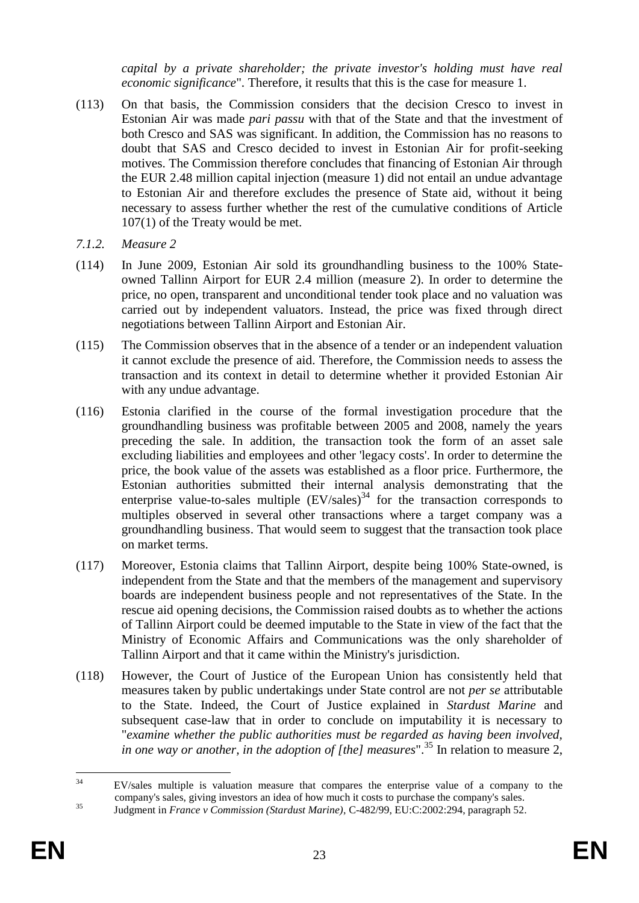*capital by a private shareholder; the private investor's holding must have real economic significance*". Therefore, it results that this is the case for measure 1.

(113) On that basis, the Commission considers that the decision Cresco to invest in Estonian Air was made *pari passu* with that of the State and that the investment of both Cresco and SAS was significant. In addition, the Commission has no reasons to doubt that SAS and Cresco decided to invest in Estonian Air for profit-seeking motives. The Commission therefore concludes that financing of Estonian Air through the EUR 2.48 million capital injection (measure 1) did not entail an undue advantage to Estonian Air and therefore excludes the presence of State aid, without it being necessary to assess further whether the rest of the cumulative conditions of Article 107(1) of the Treaty would be met.

### *7.1.2. Measure 2*

(114) In June 2009, Estonian Air sold its groundhandling business to the 100% State-owned Tallinn Airport for EUR 2.4 million (measure 2). In order to determine the price, no open, transparent and unconditional tender took place and no valuation was carried out by independent valuators. Instead, the price was fixed through direct negotiations between Tallinn Airport and Estonian Air.

(115) The Commission observes that in the absence of a tender or an independent valuation it cannot exclude the presence of aid. Therefore, the Commission needs to assess the transaction and its context in detail to determine whether it provided Estonian Air with any undue advantage.

(116) Estonia clarified in the course of the formal investigation procedure that the groundhandling business was profitable between 2005 and 2008, namely the years preceding the sale. In addition, the transaction took the form of an asset sale excluding liabilities and employees and other 'legacy costs'. In order to determine the price, the book value of the assets was established as a floor price. Furthermore, the Estonian authorities submitted their internal analysis demonstrating that the enterprise value-to-sales multiple (EV/sales)[34] for the transaction corresponds to multiples observed in several other transactions where a target company was a groundhandling business. That would seem to suggest that the transaction took place on market terms.

(117) Moreover, Estonia claims that Tallinn Airport, despite being 100% State-owned, is independent from the State and that the members of the management and supervisory boards are independent business people and not representatives of the State. In the rescue aid opening decisions, the Commission raised doubts as to whether the actions of Tallinn Airport could be deemed imputable to the State in view of the fact that the Ministry of Economic Affairs and Communications was the only shareholder of Tallinn Airport and that it came within the Ministry's jurisdiction.

(118) However, the Court of Justice of the European Union has consistently held that measures taken by public undertakings under State control are not *per se* attributable to the State. Indeed, the Court of Justice explained in *Stardust Marine* and subsequent case-law that in order to conclude on imputability it is necessary to "*examine whether the public authorities must be regarded as having been involved, in one way or another, in the adoption of [the] measures*".[35] In relation to measure 2,

---

[34] EV/sales multiple is valuation measure that compares the enterprise value of a company to the company's sales, giving investors an idea of how much it costs to purchase the company's sales.

[35] Judgment in *France v Commission (Stardust Marine)*, C-482/99, EU:C:2002:294, paragraph 52.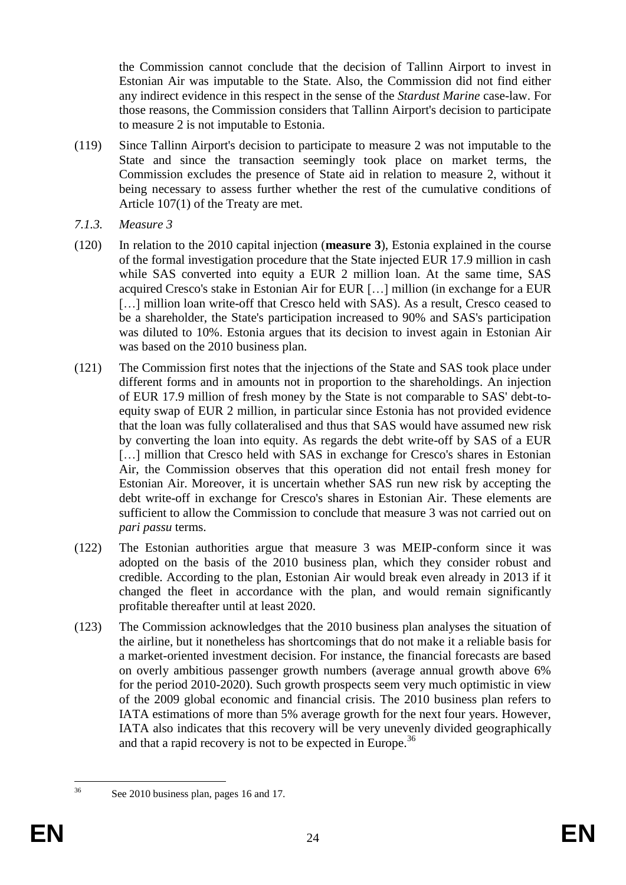the Commission cannot conclude that the decision of Tallinn Airport to invest in Estonian Air was imputable to the State. Also, the Commission did not find either any indirect evidence in this respect in the sense of the *Stardust Marine* case-law. For those reasons, the Commission considers that Tallinn Airport's decision to participate to measure 2 is not imputable to Estonia.

(119) Since Tallinn Airport's decision to participate to measure 2 was not imputable to the State and since the transaction seemingly took place on market terms, the Commission excludes the presence of State aid in relation to measure 2, without it being necessary to assess further whether the rest of the cumulative conditions of Article 107(1) of the Treaty are met.

### *7.1.3. Measure 3*

(120) In relation to the 2010 capital injection (**measure 3**), Estonia explained in the course of the formal investigation procedure that the State injected EUR 17.9 million in cash while SAS converted into equity a EUR 2 million loan. At the same time, SAS acquired Cresco's stake in Estonian Air for EUR […] million (in exchange for a EUR […] million loan write-off that Cresco held with SAS). As a result, Cresco ceased to be a shareholder, the State's participation increased to 90% and SAS's participation was diluted to 10%. Estonia argues that its decision to invest again in Estonian Air was based on the 2010 business plan.

(121) The Commission first notes that the injections of the State and SAS took place under different forms and in amounts not in proportion to the shareholdings. An injection of EUR 17.9 million of fresh money by the State is not comparable to SAS' debt-to-equity swap of EUR 2 million, in particular since Estonia has not provided evidence that the loan was fully collateralised and thus that SAS would have assumed new risk by converting the loan into equity. As regards the debt write-off by SAS of a EUR […] million that Cresco held with SAS in exchange for Cresco's shares in Estonian Air, the Commission observes that this operation did not entail fresh money for Estonian Air. Moreover, it is uncertain whether SAS run new risk by accepting the debt write-off in exchange for Cresco's shares in Estonian Air. These elements are sufficient to allow the Commission to conclude that measure 3 was not carried out on *pari passu* terms.

(122) The Estonian authorities argue that measure 3 was MEIP-conform since it was adopted on the basis of the 2010 business plan, which they consider robust and credible. According to the plan, Estonian Air would break even already in 2013 if it changed the fleet in accordance with the plan, and would remain significantly profitable thereafter until at least 2020.

(123) The Commission acknowledges that the 2010 business plan analyses the situation of the airline, but it nonetheless has shortcomings that do not make it a reliable basis for a market-oriented investment decision. For instance, the financial forecasts are based on overly ambitious passenger growth numbers (average annual growth above 6% for the period 2010-2020). Such growth prospects seem very much optimistic in view of the 2009 global economic and financial crisis. The 2010 business plan refers to IATA estimations of more than 5% average growth for the next four years. However, IATA also indicates that this recovery will be very unevenly divided geographically and that a rapid recovery is not to be expected in Europe.[36]

[36] See 2010 business plan, pages 16 and 17.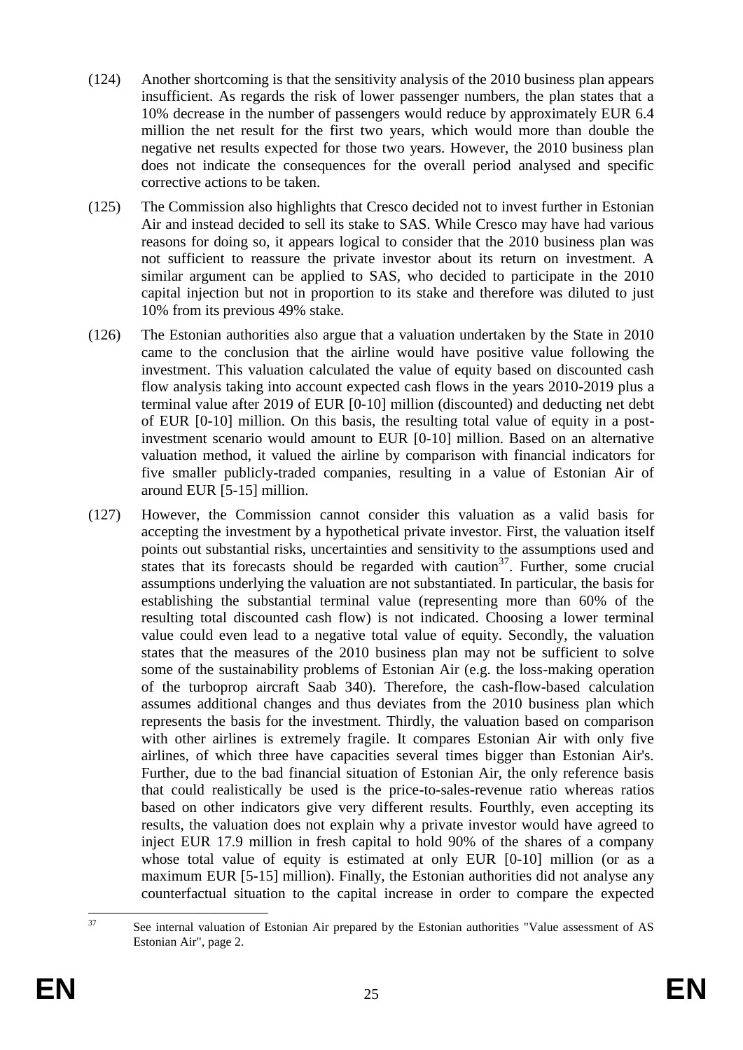(124) Another shortcoming is that the sensitivity analysis of the 2010 business plan appears insufficient. As regards the risk of lower passenger numbers, the plan states that a 10% decrease in the number of passengers would reduce by approximately EUR 6.4 million the net result for the first two years, which would more than double the negative net results expected for those two years. However, the 2010 business plan does not indicate the consequences for the overall period analysed and specific corrective actions to be taken.

(125) The Commission also highlights that Cresco decided not to invest further in Estonian Air and instead decided to sell its stake to SAS. While Cresco may have had various reasons for doing so, it appears logical to consider that the 2010 business plan was not sufficient to reassure the private investor about its return on investment. A similar argument can be applied to SAS, who decided to participate in the 2010 capital injection but not in proportion to its stake and therefore was diluted to just 10% from its previous 49% stake.

(126) The Estonian authorities also argue that a valuation undertaken by the State in 2010 came to the conclusion that the airline would have positive value following the investment. This valuation calculated the value of equity based on discounted cash flow analysis taking into account expected cash flows in the years 2010-2019 plus a terminal value after 2019 of EUR [0-10] million (discounted) and deducting net debt of EUR [0-10] million. On this basis, the resulting total value of equity in a post-investment scenario would amount to EUR [0-10] million. Based on an alternative valuation method, it valued the airline by comparison with financial indicators for five smaller publicly-traded companies, resulting in a value of Estonian Air of around EUR [5-15] million.

(127) However, the Commission cannot consider this valuation as a valid basis for accepting the investment by a hypothetical private investor. First, the valuation itself points out substantial risks, uncertainties and sensitivity to the assumptions used and states that its forecasts should be regarded with caution[37]. Further, some crucial assumptions underlying the valuation are not substantiated. In particular, the basis for establishing the substantial terminal value (representing more than 60% of the resulting total discounted cash flow) is not indicated. Choosing a lower terminal value could even lead to a negative total value of equity. Secondly, the valuation states that the measures of the 2010 business plan may not be sufficient to solve some of the sustainability problems of Estonian Air (e.g. the loss-making operation of the turboprop aircraft Saab 340). Therefore, the cash-flow-based calculation assumes additional changes and thus deviates from the 2010 business plan which represents the basis for the investment. Thirdly, the valuation based on comparison with other airlines is extremely fragile. It compares Estonian Air with only five airlines, of which three have capacities several times bigger than Estonian Air's. Further, due to the bad financial situation of Estonian Air, the only reference basis that could realistically be used is the price-to-sales-revenue ratio whereas ratios based on other indicators give very different results. Fourthly, even accepting its results, the valuation does not explain why a private investor would have agreed to inject EUR 17.9 million in fresh capital to hold 90% of the shares of a company whose total value of equity is estimated at only EUR [0-10] million (or as a maximum EUR [5-15] million). Finally, the Estonian authorities did not analyse any counterfactual situation to the capital increase in order to compare the expected

[37] See internal valuation of Estonian Air prepared by the Estonian authorities "Value assessment of AS Estonian Air", page 2.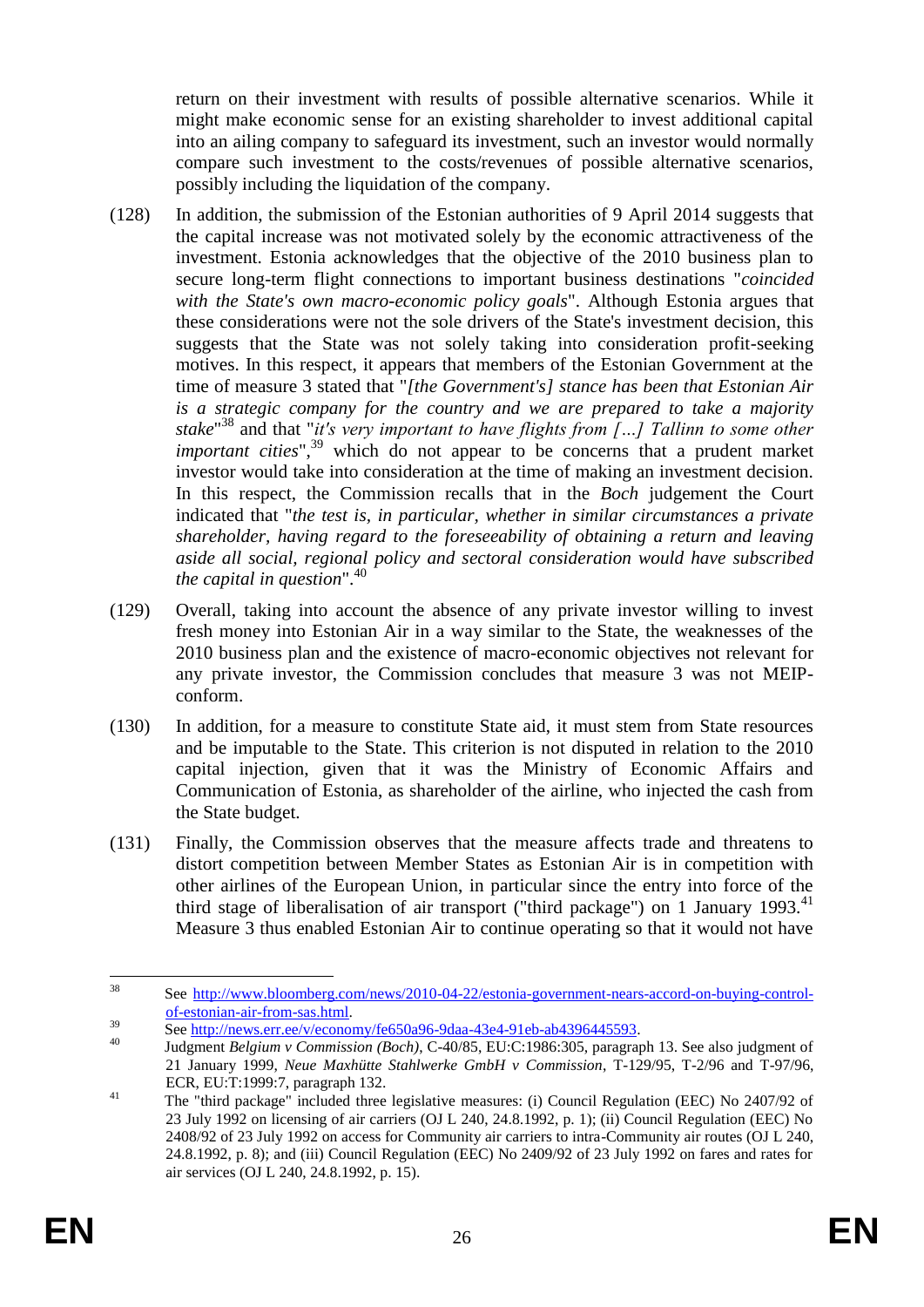return on their investment with results of possible alternative scenarios. While it might make economic sense for an existing shareholder to invest additional capital into an ailing company to safeguard its investment, such an investor would normally compare such investment to the costs/revenues of possible alternative scenarios, possibly including the liquidation of the company.

(128) In addition, the submission of the Estonian authorities of 9 April 2014 suggests that the capital increase was not motivated solely by the economic attractiveness of the investment. Estonia acknowledges that the objective of the 2010 business plan to secure long-term flight connections to important business destinations "*coincided with the State's own macro-economic policy goals*". Although Estonia argues that these considerations were not the sole drivers of the State's investment decision, this suggests that the State was not solely taking into consideration profit-seeking motives. In this respect, it appears that members of the Estonian Government at the time of measure 3 stated that "*[the Government's] stance has been that Estonian Air is a strategic company for the country and we are prepared to take a majority stake*"[38] and that "*it's very important to have flights from […] Tallinn to some other important cities*",[39] which do not appear to be concerns that a prudent market investor would take into consideration at the time of making an investment decision. In this respect, the Commission recalls that in the *Boch* judgement the Court indicated that "*the test is, in particular, whether in similar circumstances a private shareholder, having regard to the foreseeability of obtaining a return and leaving aside all social, regional policy and sectoral consideration would have subscribed the capital in question*".[40]

(129) Overall, taking into account the absence of any private investor willing to invest fresh money into Estonian Air in a way similar to the State, the weaknesses of the 2010 business plan and the existence of macro-economic objectives not relevant for any private investor, the Commission concludes that measure 3 was not MEIP-conform.

(130) In addition, for a measure to constitute State aid, it must stem from State resources and be imputable to the State. This criterion is not disputed in relation to the 2010 capital injection, given that it was the Ministry of Economic Affairs and Communication of Estonia, as shareholder of the airline, who injected the cash from the State budget.

(131) Finally, the Commission observes that the measure affects trade and threatens to distort competition between Member States as Estonian Air is in competition with other airlines of the European Union, in particular since the entry into force of the third stage of liberalisation of air transport ("third package") on 1 January 1993.[41] Measure 3 thus enabled Estonian Air to continue operating so that it would not have

---

[38] See http://www.bloomberg.com/news/2010-04-22/estonia-government-nears-accord-on-buying-control-of-estonian-air-from-sas.html.

[39] See http://news.err.ee/v/economy/fe650a96-9daa-43e4-91eb-ab4396445593.

[40] Judgment *Belgium v Commission (Boch)*, C-40/85, EU:C:1986:305, paragraph 13. See also judgment of 21 January 1999, *Neue Maxhütte Stahlwerke GmbH v Commission*, T-129/95, T-2/96 and T-97/96, ECR, EU:T:1999:7, paragraph 132.

[41] The "third package" included three legislative measures: (i) Council Regulation (EEC) No 2407/92 of 23 July 1992 on licensing of air carriers (OJ L 240, 24.8.1992, p. 1); (ii) Council Regulation (EEC) No 2408/92 of 23 July 1992 on access for Community air carriers to intra-Community air routes (OJ L 240, 24.8.1992, p. 8); and (iii) Council Regulation (EEC) No 2409/92 of 23 July 1992 on fares and rates for air services (OJ L 240, 24.8.1992, p. 15).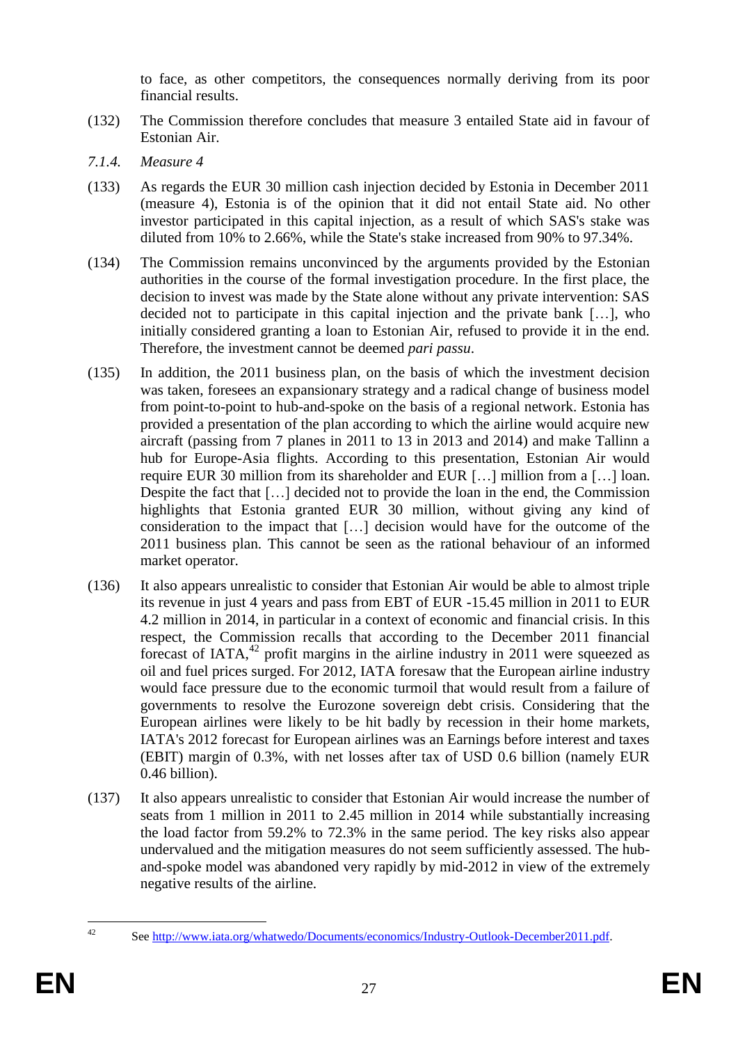to face, as other competitors, the consequences normally deriving from its poor financial results.

(132) The Commission therefore concludes that measure 3 entailed State aid in favour of Estonian Air.

*7.1.4. Measure 4*

(133) As regards the EUR 30 million cash injection decided by Estonia in December 2011 (measure 4), Estonia is of the opinion that it did not entail State aid. No other investor participated in this capital injection, as a result of which SAS's stake was diluted from 10% to 2.66%, while the State's stake increased from 90% to 97.34%.

(134) The Commission remains unconvinced by the arguments provided by the Estonian authorities in the course of the formal investigation procedure. In the first place, the decision to invest was made by the State alone without any private intervention: SAS decided not to participate in this capital injection and the private bank […], who initially considered granting a loan to Estonian Air, refused to provide it in the end. Therefore, the investment cannot be deemed *pari passu*.

(135) In addition, the 2011 business plan, on the basis of which the investment decision was taken, foresees an expansionary strategy and a radical change of business model from point-to-point to hub-and-spoke on the basis of a regional network. Estonia has provided a presentation of the plan according to which the airline would acquire new aircraft (passing from 7 planes in 2011 to 13 in 2013 and 2014) and make Tallinn a hub for Europe-Asia flights. According to this presentation, Estonian Air would require EUR 30 million from its shareholder and EUR […] million from a […] loan. Despite the fact that […] decided not to provide the loan in the end, the Commission highlights that Estonia granted EUR 30 million, without giving any kind of consideration to the impact that […] decision would have for the outcome of the 2011 business plan. This cannot be seen as the rational behaviour of an informed market operator.

(136) It also appears unrealistic to consider that Estonian Air would be able to almost triple its revenue in just 4 years and pass from EBT of EUR -15.45 million in 2011 to EUR 4.2 million in 2014, in particular in a context of economic and financial crisis. In this respect, the Commission recalls that according to the December 2011 financial forecast of IATA,[42] profit margins in the airline industry in 2011 were squeezed as oil and fuel prices surged. For 2012, IATA foresaw that the European airline industry would face pressure due to the economic turmoil that would result from a failure of governments to resolve the Eurozone sovereign debt crisis. Considering that the European airlines were likely to be hit badly by recession in their home markets, IATA's 2012 forecast for European airlines was an Earnings before interest and taxes (EBIT) margin of 0.3%, with net losses after tax of USD 0.6 billion (namely EUR 0.46 billion).

(137) It also appears unrealistic to consider that Estonian Air would increase the number of seats from 1 million in 2011 to 2.45 million in 2014 while substantially increasing the load factor from 59.2% to 72.3% in the same period. The key risks also appear undervalued and the mitigation measures do not seem sufficiently assessed. The hub-and-spoke model was abandoned very rapidly by mid-2012 in view of the extremely negative results of the airline.

---

[42] See http://www.iata.org/whatwedo/Documents/economics/Industry-Outlook-December2011.pdf.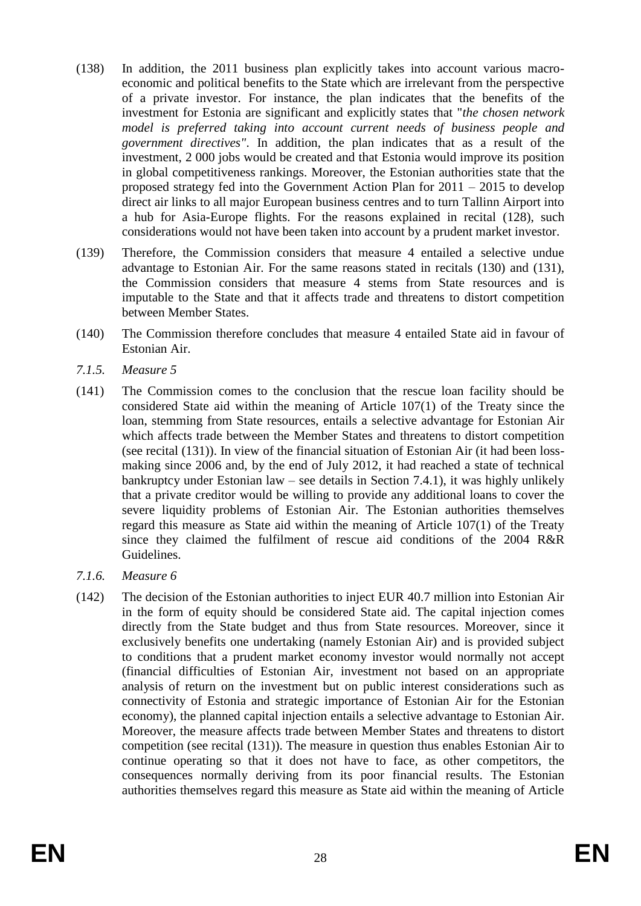(138) In addition, the 2011 business plan explicitly takes into account various macro-economic and political benefits to the State which are irrelevant from the perspective of a private investor. For instance, the plan indicates that the benefits of the investment for Estonia are significant and explicitly states that "*the chosen network model is preferred taking into account current needs of business people and government directives"*. In addition, the plan indicates that as a result of the investment, 2 000 jobs would be created and that Estonia would improve its position in global competitiveness rankings. Moreover, the Estonian authorities state that the proposed strategy fed into the Government Action Plan for 2011 – 2015 to develop direct air links to all major European business centres and to turn Tallinn Airport into a hub for Asia-Europe flights. For the reasons explained in recital (128), such considerations would not have been taken into account by a prudent market investor.

(139) Therefore, the Commission considers that measure 4 entailed a selective undue advantage to Estonian Air. For the same reasons stated in recitals (130) and (131), the Commission considers that measure 4 stems from State resources and is imputable to the State and that it affects trade and threatens to distort competition between Member States.

(140) The Commission therefore concludes that measure 4 entailed State aid in favour of Estonian Air.

*7.1.5. Measure 5*

(141) The Commission comes to the conclusion that the rescue loan facility should be considered State aid within the meaning of Article 107(1) of the Treaty since the loan, stemming from State resources, entails a selective advantage for Estonian Air which affects trade between the Member States and threatens to distort competition (see recital (131)). In view of the financial situation of Estonian Air (it had been loss-making since 2006 and, by the end of July 2012, it had reached a state of technical bankruptcy under Estonian law – see details in Section 7.4.1), it was highly unlikely that a private creditor would be willing to provide any additional loans to cover the severe liquidity problems of Estonian Air. The Estonian authorities themselves regard this measure as State aid within the meaning of Article 107(1) of the Treaty since they claimed the fulfilment of rescue aid conditions of the 2004 R&R Guidelines.

*7.1.6. Measure 6*

(142) The decision of the Estonian authorities to inject EUR 40.7 million into Estonian Air in the form of equity should be considered State aid. The capital injection comes directly from the State budget and thus from State resources. Moreover, since it exclusively benefits one undertaking (namely Estonian Air) and is provided subject to conditions that a prudent market economy investor would normally not accept (financial difficulties of Estonian Air, investment not based on an appropriate analysis of return on the investment but on public interest considerations such as connectivity of Estonia and strategic importance of Estonian Air for the Estonian economy), the planned capital injection entails a selective advantage to Estonian Air. Moreover, the measure affects trade between Member States and threatens to distort competition (see recital (131)). The measure in question thus enables Estonian Air to continue operating so that it does not have to face, as other competitors, the consequences normally deriving from its poor financial results. The Estonian authorities themselves regard this measure as State aid within the meaning of Article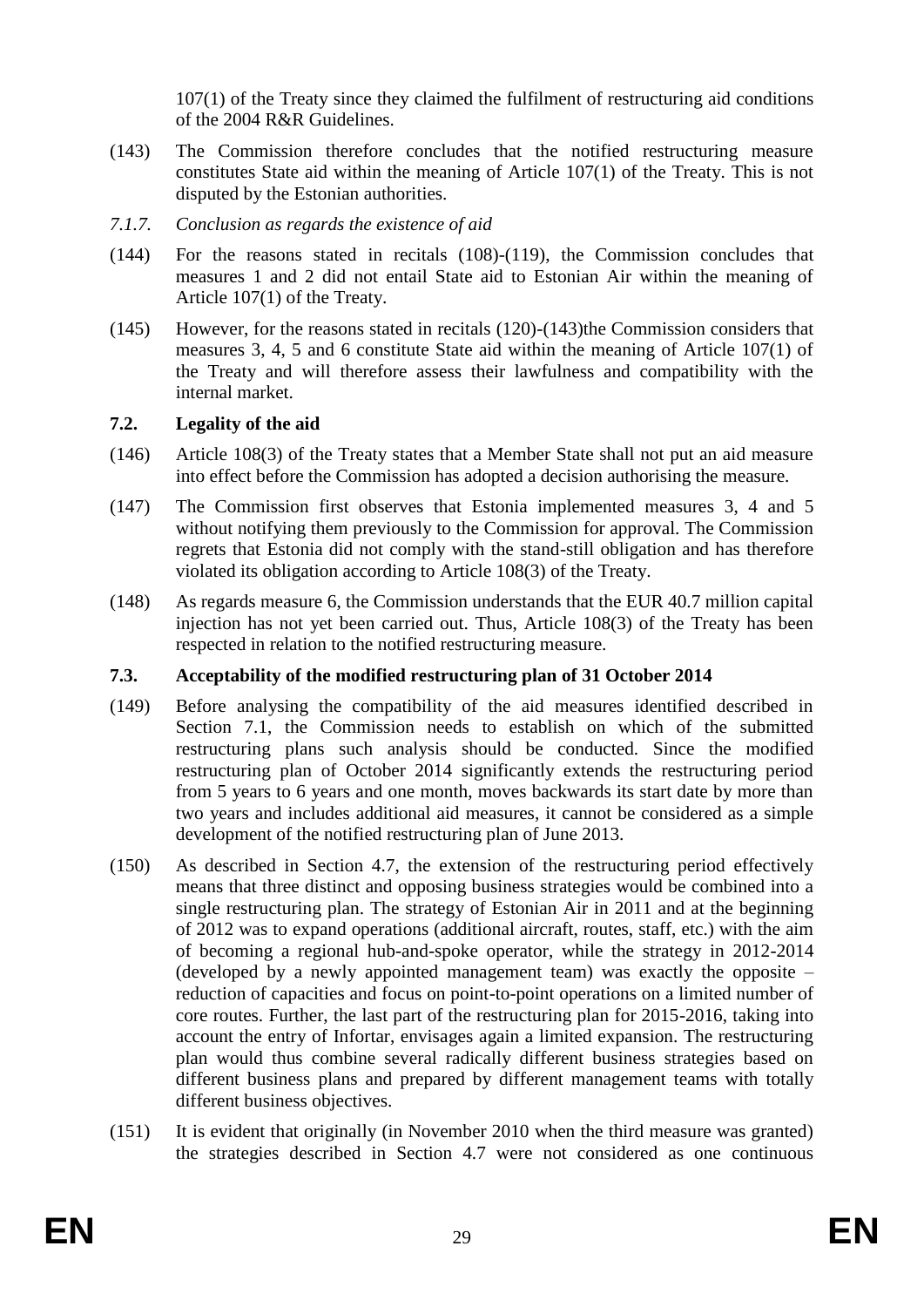107(1) of the Treaty since they claimed the fulfilment of restructuring aid conditions of the 2004 R&R Guidelines.

(143) The Commission therefore concludes that the notified restructuring measure constitutes State aid within the meaning of Article 107(1) of the Treaty. This is not disputed by the Estonian authorities.

*7.1.7. Conclusion as regards the existence of aid*

(144) For the reasons stated in recitals (108)-(119), the Commission concludes that measures 1 and 2 did not entail State aid to Estonian Air within the meaning of Article 107(1) of the Treaty.

(145) However, for the reasons stated in recitals (120)-(143)the Commission considers that measures 3, 4, 5 and 6 constitute State aid within the meaning of Article 107(1) of the Treaty and will therefore assess their lawfulness and compatibility with the internal market.

### 7.2. Legality of the aid

(146) Article 108(3) of the Treaty states that a Member State shall not put an aid measure into effect before the Commission has adopted a decision authorising the measure.

(147) The Commission first observes that Estonia implemented measures 3, 4 and 5 without notifying them previously to the Commission for approval. The Commission regrets that Estonia did not comply with the stand-still obligation and has therefore violated its obligation according to Article 108(3) of the Treaty.

(148) As regards measure 6, the Commission understands that the EUR 40.7 million capital injection has not yet been carried out. Thus, Article 108(3) of the Treaty has been respected in relation to the notified restructuring measure.

### 7.3. Acceptability of the modified restructuring plan of 31 October 2014

(149) Before analysing the compatibility of the aid measures identified described in Section 7.1, the Commission needs to establish on which of the submitted restructuring plans such analysis should be conducted. Since the modified restructuring plan of October 2014 significantly extends the restructuring period from 5 years to 6 years and one month, moves backwards its start date by more than two years and includes additional aid measures, it cannot be considered as a simple development of the notified restructuring plan of June 2013.

(150) As described in Section 4.7, the extension of the restructuring period effectively means that three distinct and opposing business strategies would be combined into a single restructuring plan. The strategy of Estonian Air in 2011 and at the beginning of 2012 was to expand operations (additional aircraft, routes, staff, etc.) with the aim of becoming a regional hub-and-spoke operator, while the strategy in 2012-2014 (developed by a newly appointed management team) was exactly the opposite – reduction of capacities and focus on point-to-point operations on a limited number of core routes. Further, the last part of the restructuring plan for 2015-2016, taking into account the entry of Infortar, envisages again a limited expansion. The restructuring plan would thus combine several radically different business strategies based on different business plans and prepared by different management teams with totally different business objectives.

(151) It is evident that originally (in November 2010 when the third measure was granted) the strategies described in Section 4.7 were not considered as one continuous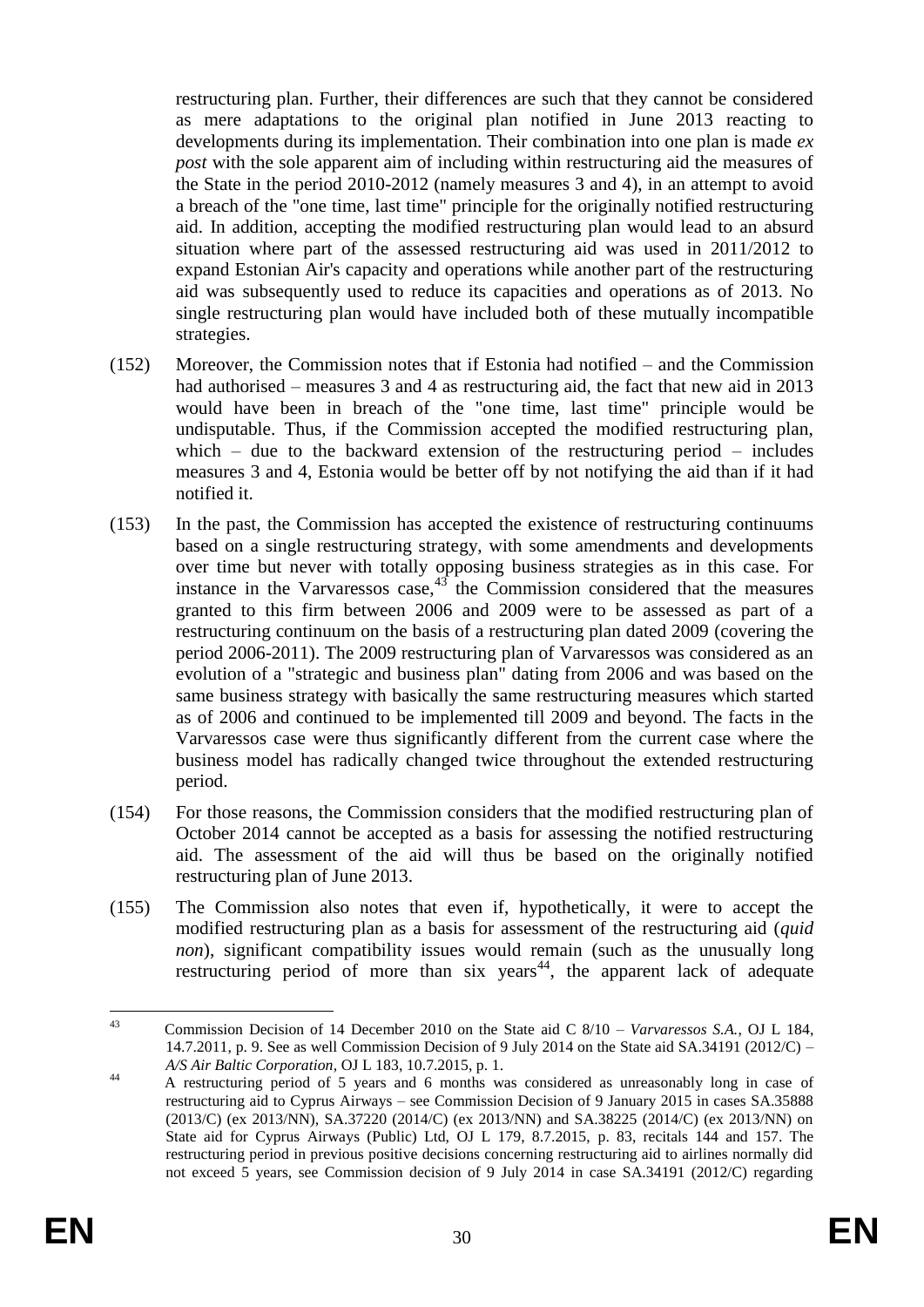restructuring plan. Further, their differences are such that they cannot be considered as mere adaptations to the original plan notified in June 2013 reacting to developments during its implementation. Their combination into one plan is made *ex post* with the sole apparent aim of including within restructuring aid the measures of the State in the period 2010-2012 (namely measures 3 and 4), in an attempt to avoid a breach of the "one time, last time" principle for the originally notified restructuring aid. In addition, accepting the modified restructuring plan would lead to an absurd situation where part of the assessed restructuring aid was used in 2011/2012 to expand Estonian Air's capacity and operations while another part of the restructuring aid was subsequently used to reduce its capacities and operations as of 2013. No single restructuring plan would have included both of these mutually incompatible strategies.

(152) Moreover, the Commission notes that if Estonia had notified – and the Commission had authorised – measures 3 and 4 as restructuring aid, the fact that new aid in 2013 would have been in breach of the "one time, last time" principle would be undisputable. Thus, if the Commission accepted the modified restructuring plan, which – due to the backward extension of the restructuring period – includes measures 3 and 4, Estonia would be better off by not notifying the aid than if it had notified it.

(153) In the past, the Commission has accepted the existence of restructuring continuums based on a single restructuring strategy, with some amendments and developments over time but never with totally opposing business strategies as in this case. For instance in the Varvaressos case,[43] the Commission considered that the measures granted to this firm between 2006 and 2009 were to be assessed as part of a restructuring continuum on the basis of a restructuring plan dated 2009 (covering the period 2006-2011). The 2009 restructuring plan of Varvaressos was considered as an evolution of a "strategic and business plan" dating from 2006 and was based on the same business strategy with basically the same restructuring measures which started as of 2006 and continued to be implemented till 2009 and beyond. The facts in the Varvaressos case were thus significantly different from the current case where the business model has radically changed twice throughout the extended restructuring period.

(154) For those reasons, the Commission considers that the modified restructuring plan of October 2014 cannot be accepted as a basis for assessing the notified restructuring aid. The assessment of the aid will thus be based on the originally notified restructuring plan of June 2013.

(155) The Commission also notes that even if, hypothetically, it were to accept the modified restructuring plan as a basis for assessment of the restructuring aid (*quid non*), significant compatibility issues would remain (such as the unusually long restructuring period of more than six years[44], the apparent lack of adequate

---

[43] Commission Decision of 14 December 2010 on the State aid C 8/10 – *Varvaressos S.A.*, OJ L 184, 14.7.2011, p. 9. See as well Commission Decision of 9 July 2014 on the State aid SA.34191 (2012/C) – *A/S Air Baltic Corporation*, OJ L 183, 10.7.2015, p. 1.

[44] A restructuring period of 5 years and 6 months was considered as unreasonably long in case of restructuring aid to Cyprus Airways – see Commission Decision of 9 January 2015 in cases SA.35888 (2013/C) (ex 2013/NN), SA.37220 (2014/C) (ex 2013/NN) and SA.38225 (2014/C) (ex 2013/NN) on State aid for Cyprus Airways (Public) Ltd, OJ L 179, 8.7.2015, p. 83, recitals 144 and 157. The restructuring period in previous positive decisions concerning restructuring aid to airlines normally did not exceed 5 years, see Commission decision of 9 July 2014 in case SA.34191 (2012/C) regarding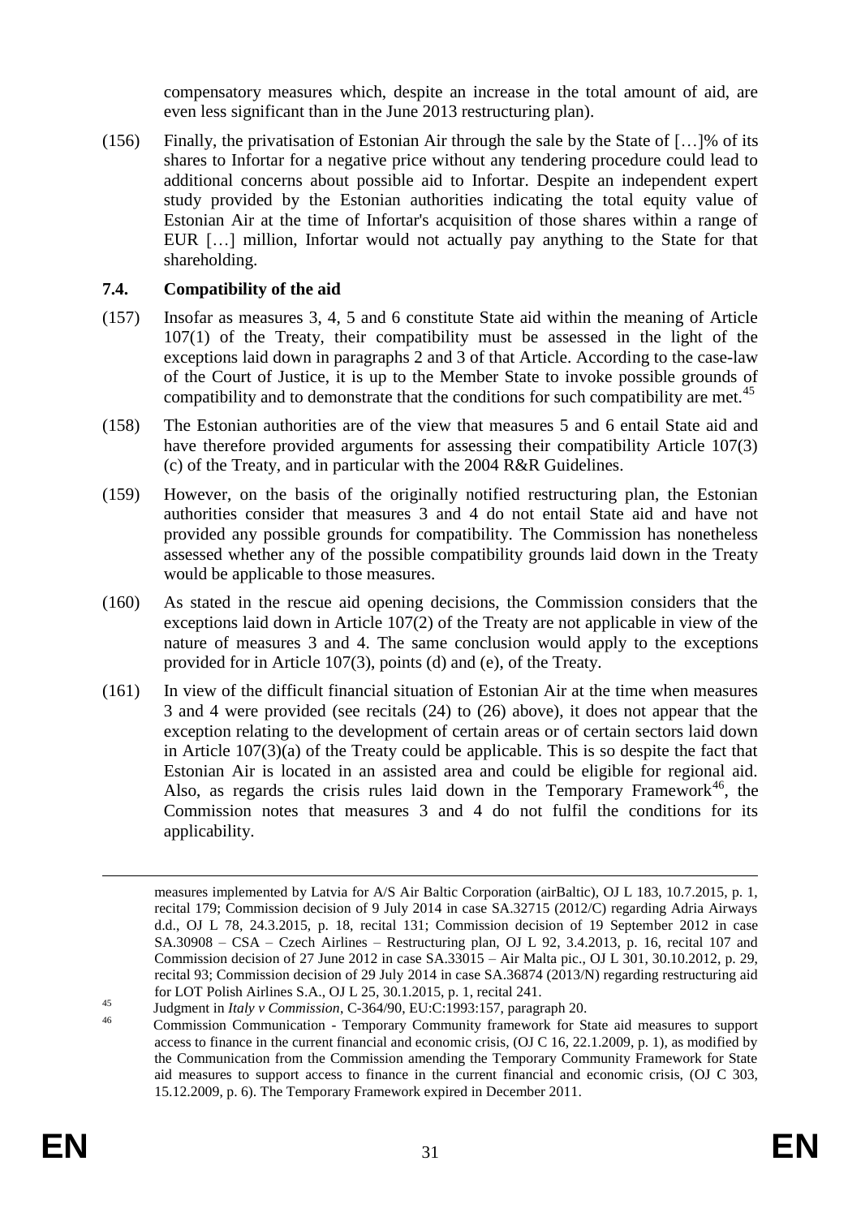compensatory measures which, despite an increase in the total amount of aid, are even less significant than in the June 2013 restructuring plan).

(156) Finally, the privatisation of Estonian Air through the sale by the State of […]% of its shares to Infortar for a negative price without any tendering procedure could lead to additional concerns about possible aid to Infortar. Despite an independent expert study provided by the Estonian authorities indicating the total equity value of Estonian Air at the time of Infortar's acquisition of those shares within a range of EUR […] million, Infortar would not actually pay anything to the State for that shareholding.

### 7.4. Compatibility of the aid

(157) Insofar as measures 3, 4, 5 and 6 constitute State aid within the meaning of Article 107(1) of the Treaty, their compatibility must be assessed in the light of the exceptions laid down in paragraphs 2 and 3 of that Article. According to the case-law of the Court of Justice, it is up to the Member State to invoke possible grounds of compatibility and to demonstrate that the conditions for such compatibility are met.[45]

(158) The Estonian authorities are of the view that measures 5 and 6 entail State aid and have therefore provided arguments for assessing their compatibility Article 107(3) (c) of the Treaty, and in particular with the 2004 R&R Guidelines.

(159) However, on the basis of the originally notified restructuring plan, the Estonian authorities consider that measures 3 and 4 do not entail State aid and have not provided any possible grounds for compatibility. The Commission has nonetheless assessed whether any of the possible compatibility grounds laid down in the Treaty would be applicable to those measures.

(160) As stated in the rescue aid opening decisions, the Commission considers that the exceptions laid down in Article 107(2) of the Treaty are not applicable in view of the nature of measures 3 and 4. The same conclusion would apply to the exceptions provided for in Article 107(3), points (d) and (e), of the Treaty.

(161) In view of the difficult financial situation of Estonian Air at the time when measures 3 and 4 were provided (see recitals (24) to (26) above), it does not appear that the exception relating to the development of certain areas or of certain sectors laid down in Article 107(3)(a) of the Treaty could be applicable. This is so despite the fact that Estonian Air is located in an assisted area and could be eligible for regional aid. Also, as regards the crisis rules laid down in the Temporary Framework[46], the Commission notes that measures 3 and 4 do not fulfil the conditions for its applicability.

---

measures implemented by Latvia for A/S Air Baltic Corporation (airBaltic), OJ L 183, 10.7.2015, p. 1, recital 179; Commission decision of 9 July 2014 in case SA.32715 (2012/C) regarding Adria Airways d.d., OJ L 78, 24.3.2015, p. 18, recital 131; Commission decision of 19 September 2012 in case SA.30908 – CSA – Czech Airlines – Restructuring plan, OJ L 92, 3.4.2013, p. 16, recital 107 and Commission decision of 27 June 2012 in case SA.33015 – Air Malta pic., OJ L 301, 30.10.2012, p. 29, recital 93; Commission decision of 29 July 2014 in case SA.36874 (2013/N) regarding restructuring aid for LOT Polish Airlines S.A., OJ L 25, 30.1.2015, p. 1, recital 241.

[45] Judgment in *Italy v Commission*, C-364/90, EU:C:1993:157, paragraph 20.

[46] Commission Communication - Temporary Community framework for State aid measures to support access to finance in the current financial and economic crisis, (OJ C 16, 22.1.2009, p. 1), as modified by the Communication from the Commission amending the Temporary Community Framework for State aid measures to support access to finance in the current financial and economic crisis, (OJ C 303, 15.12.2009, p. 6). The Temporary Framework expired in December 2011.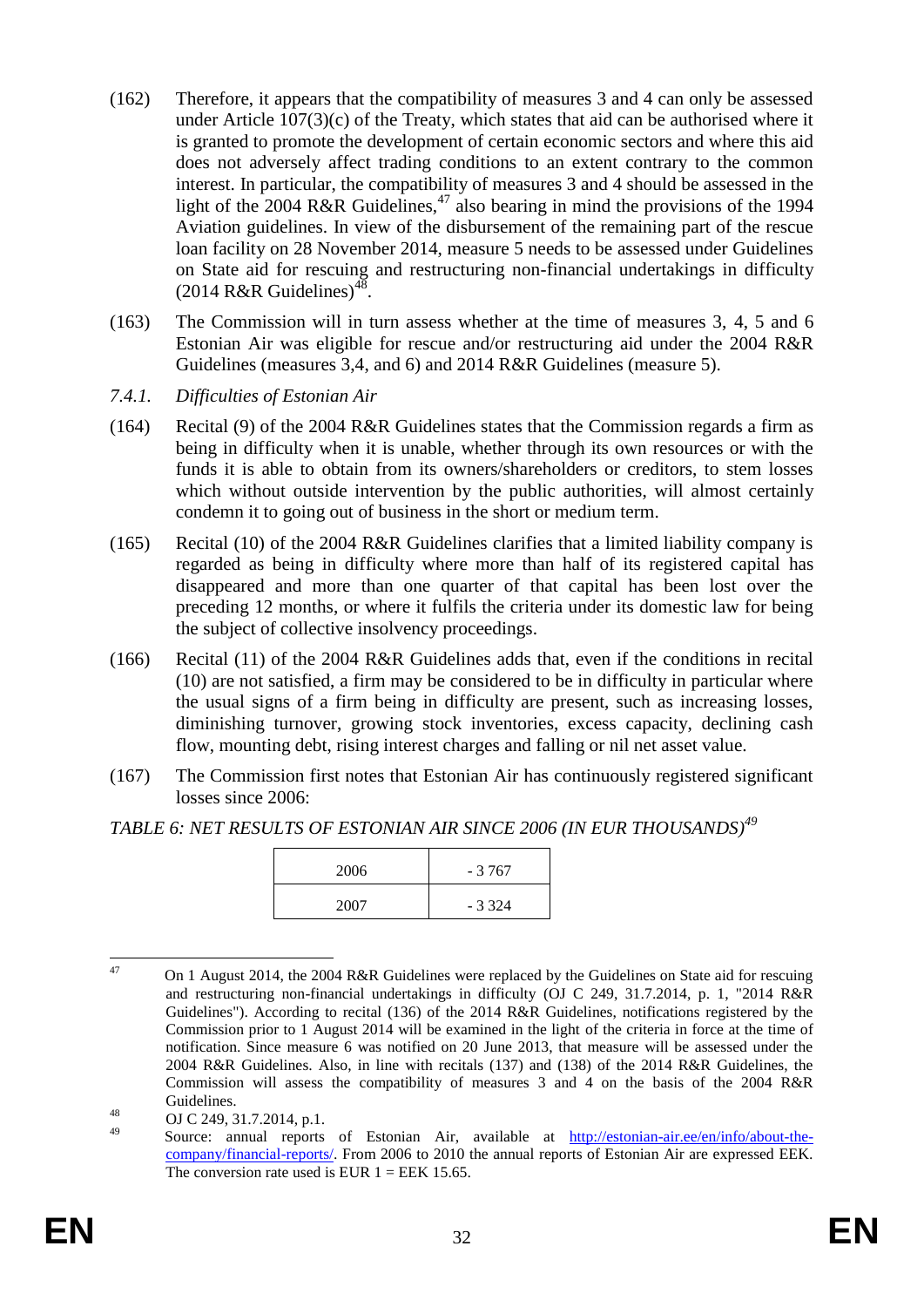(162) Therefore, it appears that the compatibility of measures 3 and 4 can only be assessed under Article 107(3)(c) of the Treaty, which states that aid can be authorised where it is granted to promote the development of certain economic sectors and where this aid does not adversely affect trading conditions to an extent contrary to the common interest. In particular, the compatibility of measures 3 and 4 should be assessed in the light of the 2004 R&R Guidelines,[47] also bearing in mind the provisions of the 1994 Aviation guidelines. In view of the disbursement of the remaining part of the rescue loan facility on 28 November 2014, measure 5 needs to be assessed under Guidelines on State aid for rescuing and restructuring non-financial undertakings in difficulty (2014 R&R Guidelines)[48].

(163) The Commission will in turn assess whether at the time of measures 3, 4, 5 and 6 Estonian Air was eligible for rescue and/or restructuring aid under the 2004 R&R Guidelines (measures 3,4, and 6) and 2014 R&R Guidelines (measure 5).

*7.4.1. Difficulties of Estonian Air*

(164) Recital (9) of the 2004 R&R Guidelines states that the Commission regards a firm as being in difficulty when it is unable, whether through its own resources or with the funds it is able to obtain from its owners/shareholders or creditors, to stem losses which without outside intervention by the public authorities, will almost certainly condemn it to going out of business in the short or medium term.

(165) Recital (10) of the 2004 R&R Guidelines clarifies that a limited liability company is regarded as being in difficulty where more than half of its registered capital has disappeared and more than one quarter of that capital has been lost over the preceding 12 months, or where it fulfils the criteria under its domestic law for being the subject of collective insolvency proceedings.

(166) Recital (11) of the 2004 R&R Guidelines adds that, even if the conditions in recital (10) are not satisfied, a firm may be considered to be in difficulty in particular where the usual signs of a firm being in difficulty are present, such as increasing losses, diminishing turnover, growing stock inventories, excess capacity, declining cash flow, mounting debt, rising interest charges and falling or nil net asset value.

(167) The Commission first notes that Estonian Air has continuously registered significant losses since 2006:

*TABLE 6: NET RESULTS OF ESTONIAN AIR SINCE 2006 (IN EUR THOUSANDS)*[49]

| | |
|---|---|
| 2006 | - 3 767 |
| 2007 | - 3 324 |

[47] On 1 August 2014, the 2004 R&R Guidelines were replaced by the Guidelines on State aid for rescuing and restructuring non-financial undertakings in difficulty (OJ C 249, 31.7.2014, p. 1, "2014 R&R Guidelines"). According to recital (136) of the 2014 R&R Guidelines, notifications registered by the Commission prior to 1 August 2014 will be examined in the light of the criteria in force at the time of notification. Since measure 6 was notified on 20 June 2013, that measure will be assessed under the 2004 R&R Guidelines. Also, in line with recitals (137) and (138) of the 2014 R&R Guidelines, the Commission will assess the compatibility of measures 3 and 4 on the basis of the 2004 R&R Guidelines.

[48] OJ C 249, 31.7.2014, p.1.

[49] Source: annual reports of Estonian Air, available at http://estonian-air.ee/en/info/about-the-company/financial-reports/. From 2006 to 2010 the annual reports of Estonian Air are expressed EEK. The conversion rate used is EUR 1 = EEK 15.65.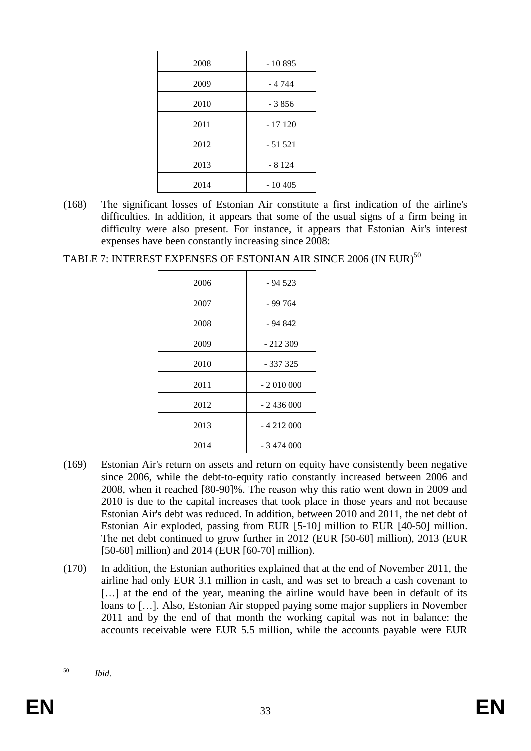| | |
|---|---|
| 2008 | - 10 895 |
| 2009 | - 4 744 |
| 2010 | - 3 856 |
| 2011 | - 17 120 |
| 2012 | - 51 521 |
| 2013 | - 8 124 |
| 2014 | - 10 405 |

(168) The significant losses of Estonian Air constitute a first indication of the airline's difficulties. In addition, it appears that some of the usual signs of a firm being in difficulty were also present. For instance, it appears that Estonian Air's interest expenses have been constantly increasing since 2008:

TABLE 7: INTEREST EXPENSES OF ESTONIAN AIR SINCE 2006 (IN EUR)[50]

| | |
|---|---|
| 2006 | - 94 523 |
| 2007 | - 99 764 |
| 2008 | - 94 842 |
| 2009 | - 212 309 |
| 2010 | - 337 325 |
| 2011 | - 2 010 000 |
| 2012 | - 2 436 000 |
| 2013 | - 4 212 000 |
| 2014 | - 3 474 000 |

(169) Estonian Air's return on assets and return on equity have consistently been negative since 2006, while the debt-to-equity ratio constantly increased between 2006 and 2008, when it reached [80-90]%. The reason why this ratio went down in 2009 and 2010 is due to the capital increases that took place in those years and not because Estonian Air's debt was reduced. In addition, between 2010 and 2011, the net debt of Estonian Air exploded, passing from EUR [5-10] million to EUR [40-50] million. The net debt continued to grow further in 2012 (EUR [50-60] million), 2013 (EUR [50-60] million) and 2014 (EUR [60-70] million).

(170) In addition, the Estonian authorities explained that at the end of November 2011, the airline had only EUR 3.1 million in cash, and was set to breach a cash covenant to […] at the end of the year, meaning the airline would have been in default of its loans to […]. Also, Estonian Air stopped paying some major suppliers in November 2011 and by the end of that month the working capital was not in balance: the accounts receivable were EUR 5.5 million, while the accounts payable were EUR

---

[50] *Ibid*.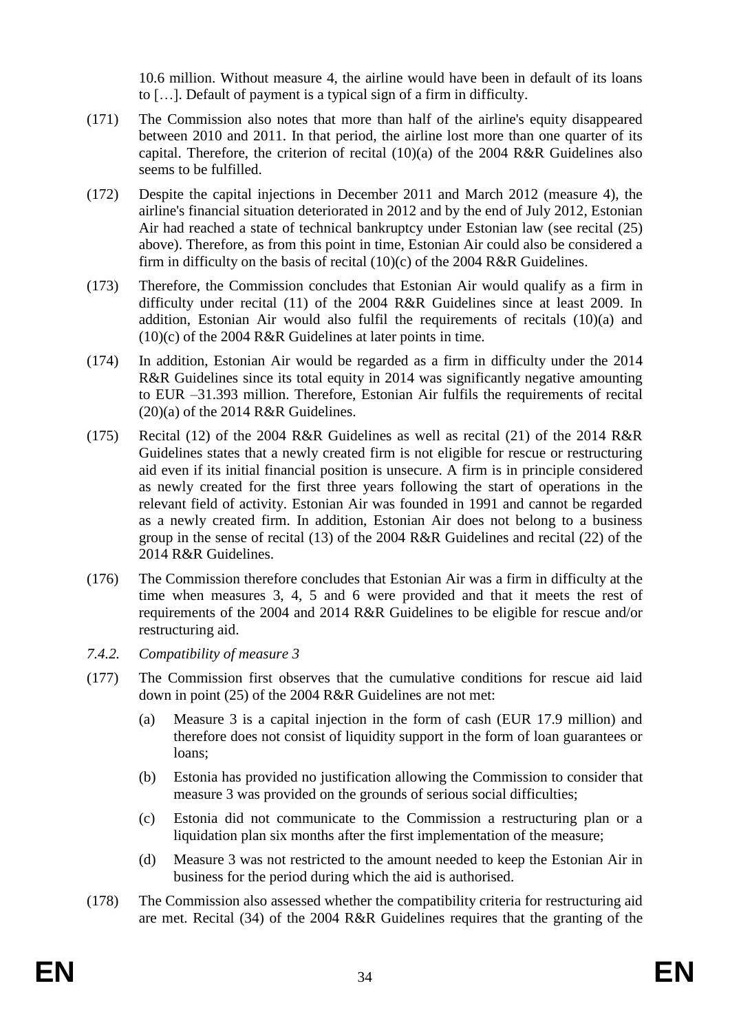10.6 million. Without measure 4, the airline would have been in default of its loans to […]. Default of payment is a typical sign of a firm in difficulty.

(171) The Commission also notes that more than half of the airline's equity disappeared between 2010 and 2011. In that period, the airline lost more than one quarter of its capital. Therefore, the criterion of recital (10)(a) of the 2004 R&R Guidelines also seems to be fulfilled.

(172) Despite the capital injections in December 2011 and March 2012 (measure 4), the airline's financial situation deteriorated in 2012 and by the end of July 2012, Estonian Air had reached a state of technical bankruptcy under Estonian law (see recital (25) above). Therefore, as from this point in time, Estonian Air could also be considered a firm in difficulty on the basis of recital (10)(c) of the 2004 R&R Guidelines.

(173) Therefore, the Commission concludes that Estonian Air would qualify as a firm in difficulty under recital (11) of the 2004 R&R Guidelines since at least 2009. In addition, Estonian Air would also fulfil the requirements of recitals (10)(a) and (10)(c) of the 2004 R&R Guidelines at later points in time.

(174) In addition, Estonian Air would be regarded as a firm in difficulty under the 2014 R&R Guidelines since its total equity in 2014 was significantly negative amounting to EUR –31.393 million. Therefore, Estonian Air fulfils the requirements of recital (20)(a) of the 2014 R&R Guidelines.

(175) Recital (12) of the 2004 R&R Guidelines as well as recital (21) of the 2014 R&R Guidelines states that a newly created firm is not eligible for rescue or restructuring aid even if its initial financial position is unsecure. A firm is in principle considered as newly created for the first three years following the start of operations in the relevant field of activity. Estonian Air was founded in 1991 and cannot be regarded as a newly created firm. In addition, Estonian Air does not belong to a business group in the sense of recital (13) of the 2004 R&R Guidelines and recital (22) of the 2014 R&R Guidelines.

(176) The Commission therefore concludes that Estonian Air was a firm in difficulty at the time when measures 3, 4, 5 and 6 were provided and that it meets the rest of requirements of the 2004 and 2014 R&R Guidelines to be eligible for rescue and/or restructuring aid.

### *7.4.2. Compatibility of measure 3*

(177) The Commission first observes that the cumulative conditions for rescue aid laid down in point (25) of the 2004 R&R Guidelines are not met:

(a) Measure 3 is a capital injection in the form of cash (EUR 17.9 million) and therefore does not consist of liquidity support in the form of loan guarantees or loans;

(b) Estonia has provided no justification allowing the Commission to consider that measure 3 was provided on the grounds of serious social difficulties;

(c) Estonia did not communicate to the Commission a restructuring plan or a liquidation plan six months after the first implementation of the measure;

(d) Measure 3 was not restricted to the amount needed to keep the Estonian Air in business for the period during which the aid is authorised.

(178) The Commission also assessed whether the compatibility criteria for restructuring aid are met. Recital (34) of the 2004 R&R Guidelines requires that the granting of the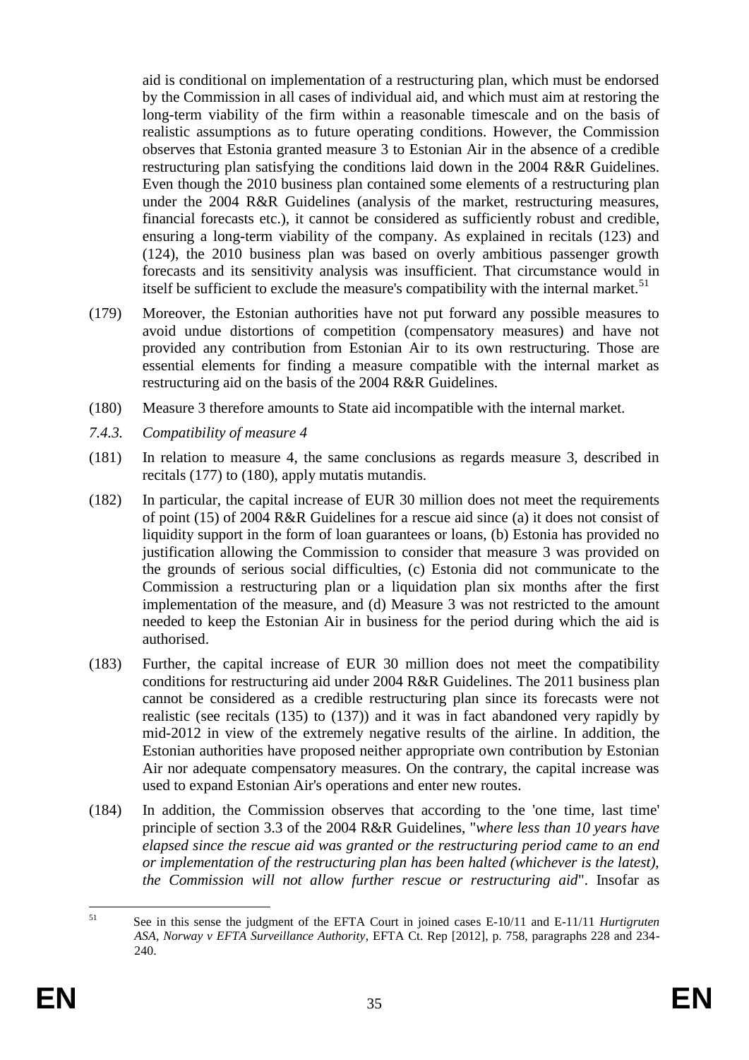aid is conditional on implementation of a restructuring plan, which must be endorsed by the Commission in all cases of individual aid, and which must aim at restoring the long-term viability of the firm within a reasonable timescale and on the basis of realistic assumptions as to future operating conditions. However, the Commission observes that Estonia granted measure 3 to Estonian Air in the absence of a credible restructuring plan satisfying the conditions laid down in the 2004 R&R Guidelines. Even though the 2010 business plan contained some elements of a restructuring plan under the 2004 R&R Guidelines (analysis of the market, restructuring measures, financial forecasts etc.), it cannot be considered as sufficiently robust and credible, ensuring a long-term viability of the company. As explained in recitals (123) and (124), the 2010 business plan was based on overly ambitious passenger growth forecasts and its sensitivity analysis was insufficient. That circumstance would in itself be sufficient to exclude the measure's compatibility with the internal market.[51]

(179) Moreover, the Estonian authorities have not put forward any possible measures to avoid undue distortions of competition (compensatory measures) and have not provided any contribution from Estonian Air to its own restructuring. Those are essential elements for finding a measure compatible with the internal market as restructuring aid on the basis of the 2004 R&R Guidelines.

(180) Measure 3 therefore amounts to State aid incompatible with the internal market.

*7.4.3. Compatibility of measure 4*

(181) In relation to measure 4, the same conclusions as regards measure 3, described in recitals (177) to (180), apply mutatis mutandis.

(182) In particular, the capital increase of EUR 30 million does not meet the requirements of point (15) of 2004 R&R Guidelines for a rescue aid since (a) it does not consist of liquidity support in the form of loan guarantees or loans, (b) Estonia has provided no justification allowing the Commission to consider that measure 3 was provided on the grounds of serious social difficulties, (c) Estonia did not communicate to the Commission a restructuring plan or a liquidation plan six months after the first implementation of the measure, and (d) Measure 3 was not restricted to the amount needed to keep the Estonian Air in business for the period during which the aid is authorised.

(183) Further, the capital increase of EUR 30 million does not meet the compatibility conditions for restructuring aid under 2004 R&R Guidelines. The 2011 business plan cannot be considered as a credible restructuring plan since its forecasts were not realistic (see recitals (135) to (137)) and it was in fact abandoned very rapidly by mid-2012 in view of the extremely negative results of the airline. In addition, the Estonian authorities have proposed neither appropriate own contribution by Estonian Air nor adequate compensatory measures. On the contrary, the capital increase was used to expand Estonian Air's operations and enter new routes.

(184) In addition, the Commission observes that according to the 'one time, last time' principle of section 3.3 of the 2004 R&R Guidelines, "*where less than 10 years have elapsed since the rescue aid was granted or the restructuring period came to an end or implementation of the restructuring plan has been halted (whichever is the latest), the Commission will not allow further rescue or restructuring aid*". Insofar as

---

[51] See in this sense the judgment of the EFTA Court in joined cases E-10/11 and E-11/11 *Hurtigruten ASA, Norway v EFTA Surveillance Authority*, EFTA Ct. Rep [2012], p. 758, paragraphs 228 and 234-240.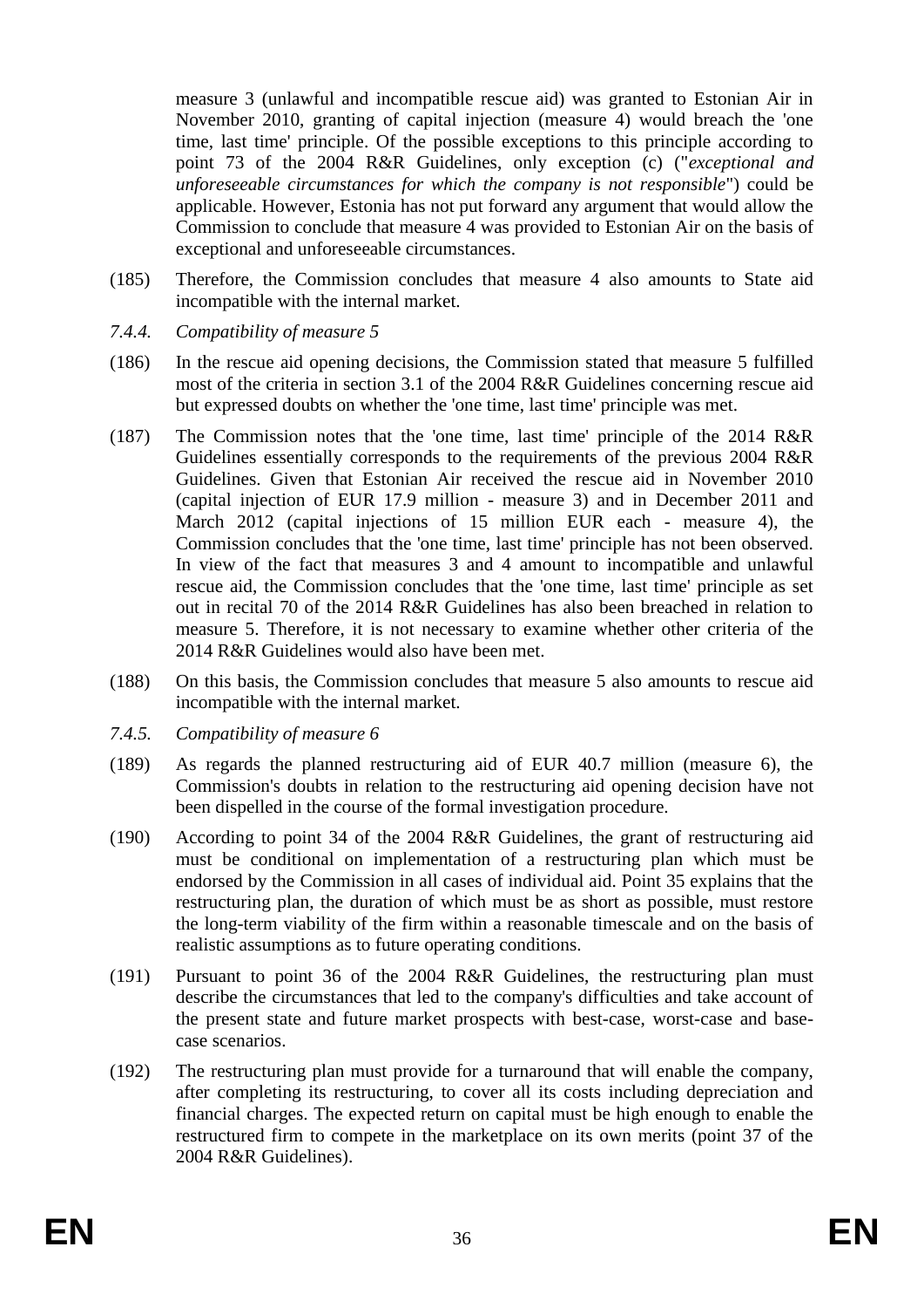measure 3 (unlawful and incompatible rescue aid) was granted to Estonian Air in November 2010, granting of capital injection (measure 4) would breach the 'one time, last time' principle. Of the possible exceptions to this principle according to point 73 of the 2004 R&R Guidelines, only exception (c) ("*exceptional and unforeseeable circumstances for which the company is not responsible*") could be applicable. However, Estonia has not put forward any argument that would allow the Commission to conclude that measure 4 was provided to Estonian Air on the basis of exceptional and unforeseeable circumstances.

(185) Therefore, the Commission concludes that measure 4 also amounts to State aid incompatible with the internal market.

*7.4.4. Compatibility of measure 5*

(186) In the rescue aid opening decisions, the Commission stated that measure 5 fulfilled most of the criteria in section 3.1 of the 2004 R&R Guidelines concerning rescue aid but expressed doubts on whether the 'one time, last time' principle was met.

(187) The Commission notes that the 'one time, last time' principle of the 2014 R&R Guidelines essentially corresponds to the requirements of the previous 2004 R&R Guidelines. Given that Estonian Air received the rescue aid in November 2010 (capital injection of EUR 17.9 million - measure 3) and in December 2011 and March 2012 (capital injections of 15 million EUR each - measure 4), the Commission concludes that the 'one time, last time' principle has not been observed. In view of the fact that measures 3 and 4 amount to incompatible and unlawful rescue aid, the Commission concludes that the 'one time, last time' principle as set out in recital 70 of the 2014 R&R Guidelines has also been breached in relation to measure 5. Therefore, it is not necessary to examine whether other criteria of the 2014 R&R Guidelines would also have been met.

(188) On this basis, the Commission concludes that measure 5 also amounts to rescue aid incompatible with the internal market.

*7.4.5. Compatibility of measure 6*

(189) As regards the planned restructuring aid of EUR 40.7 million (measure 6), the Commission's doubts in relation to the restructuring aid opening decision have not been dispelled in the course of the formal investigation procedure.

(190) According to point 34 of the 2004 R&R Guidelines, the grant of restructuring aid must be conditional on implementation of a restructuring plan which must be endorsed by the Commission in all cases of individual aid. Point 35 explains that the restructuring plan, the duration of which must be as short as possible, must restore the long-term viability of the firm within a reasonable timescale and on the basis of realistic assumptions as to future operating conditions.

(191) Pursuant to point 36 of the 2004 R&R Guidelines, the restructuring plan must describe the circumstances that led to the company's difficulties and take account of the present state and future market prospects with best-case, worst-case and base-case scenarios.

(192) The restructuring plan must provide for a turnaround that will enable the company, after completing its restructuring, to cover all its costs including depreciation and financial charges. The expected return on capital must be high enough to enable the restructured firm to compete in the marketplace on its own merits (point 37 of the 2004 R&R Guidelines).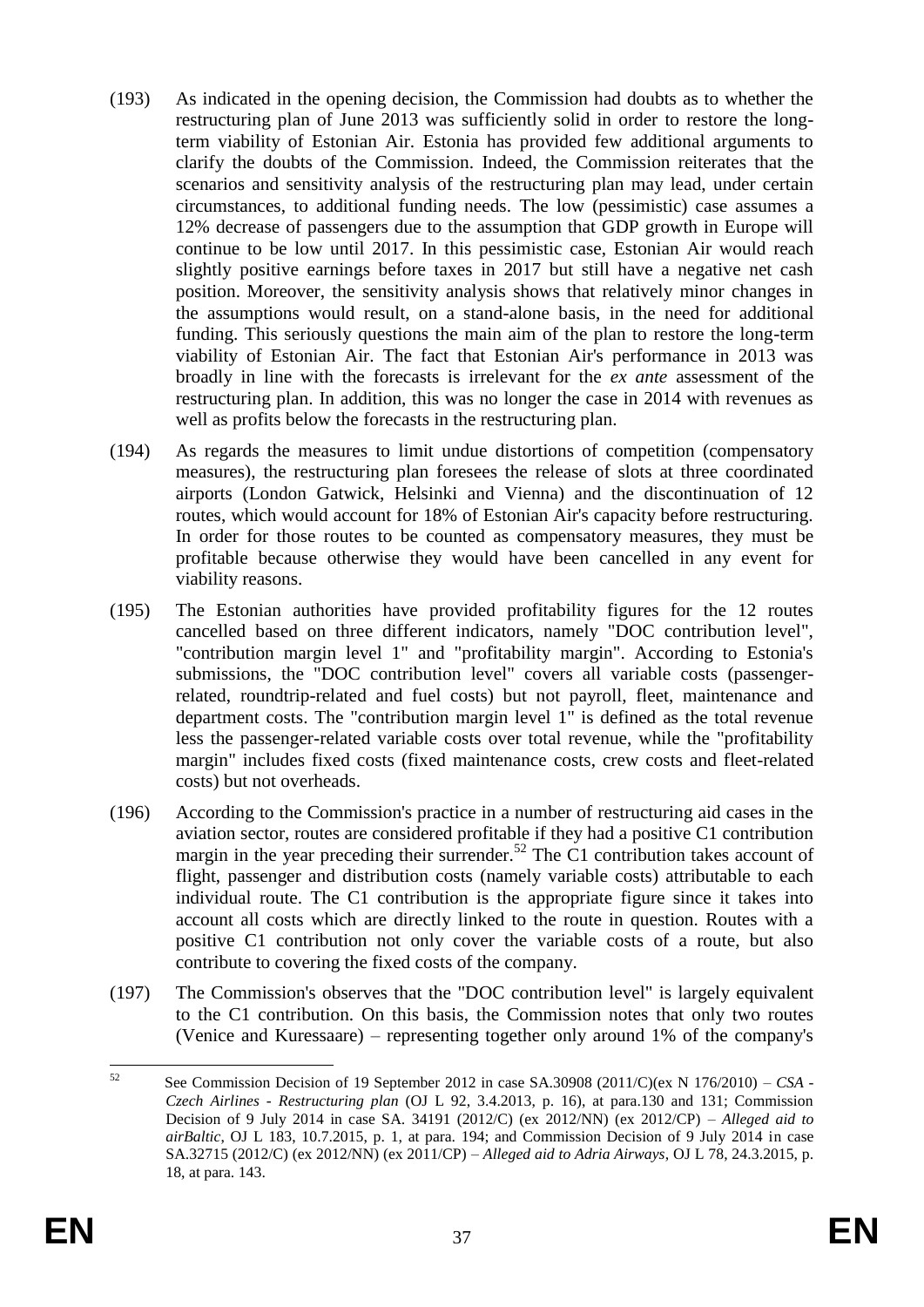(193) As indicated in the opening decision, the Commission had doubts as to whether the restructuring plan of June 2013 was sufficiently solid in order to restore the long-term viability of Estonian Air. Estonia has provided few additional arguments to clarify the doubts of the Commission. Indeed, the Commission reiterates that the scenarios and sensitivity analysis of the restructuring plan may lead, under certain circumstances, to additional funding needs. The low (pessimistic) case assumes a 12% decrease of passengers due to the assumption that GDP growth in Europe will continue to be low until 2017. In this pessimistic case, Estonian Air would reach slightly positive earnings before taxes in 2017 but still have a negative net cash position. Moreover, the sensitivity analysis shows that relatively minor changes in the assumptions would result, on a stand-alone basis, in the need for additional funding. This seriously questions the main aim of the plan to restore the long-term viability of Estonian Air. The fact that Estonian Air's performance in 2013 was broadly in line with the forecasts is irrelevant for the *ex ante* assessment of the restructuring plan. In addition, this was no longer the case in 2014 with revenues as well as profits below the forecasts in the restructuring plan.

(194) As regards the measures to limit undue distortions of competition (compensatory measures), the restructuring plan foresees the release of slots at three coordinated airports (London Gatwick, Helsinki and Vienna) and the discontinuation of 12 routes, which would account for 18% of Estonian Air's capacity before restructuring. In order for those routes to be counted as compensatory measures, they must be profitable because otherwise they would have been cancelled in any event for viability reasons.

(195) The Estonian authorities have provided profitability figures for the 12 routes cancelled based on three different indicators, namely "DOC contribution level", "contribution margin level 1" and "profitability margin". According to Estonia's submissions, the "DOC contribution level" covers all variable costs (passenger-related, roundtrip-related and fuel costs) but not payroll, fleet, maintenance and department costs. The "contribution margin level 1" is defined as the total revenue less the passenger-related variable costs over total revenue, while the "profitability margin" includes fixed costs (fixed maintenance costs, crew costs and fleet-related costs) but not overheads.

(196) According to the Commission's practice in a number of restructuring aid cases in the aviation sector, routes are considered profitable if they had a positive C1 contribution margin in the year preceding their surrender.[52] The C1 contribution takes account of flight, passenger and distribution costs (namely variable costs) attributable to each individual route. The C1 contribution is the appropriate figure since it takes into account all costs which are directly linked to the route in question. Routes with a positive C1 contribution not only cover the variable costs of a route, but also contribute to covering the fixed costs of the company.

(197) The Commission's observes that the "DOC contribution level" is largely equivalent to the C1 contribution. On this basis, the Commission notes that only two routes (Venice and Kuressaare) – representing together only around 1% of the company's

---

[52] See Commission Decision of 19 September 2012 in case SA.30908 (2011/C)(ex N 176/2010) – *CSA - Czech Airlines - Restructuring plan* (OJ L 92, 3.4.2013, p. 16), at para.130 and 131; Commission Decision of 9 July 2014 in case SA. 34191 (2012/C) (ex 2012/NN) (ex 2012/CP) – *Alleged aid to airBaltic*, OJ L 183, 10.7.2015, p. 1, at para. 194; and Commission Decision of 9 July 2014 in case SA.32715 (2012/C) (ex 2012/NN) (ex 2011/CP) – *Alleged aid to Adria Airways*, OJ L 78, 24.3.2015, p. 18, at para. 143.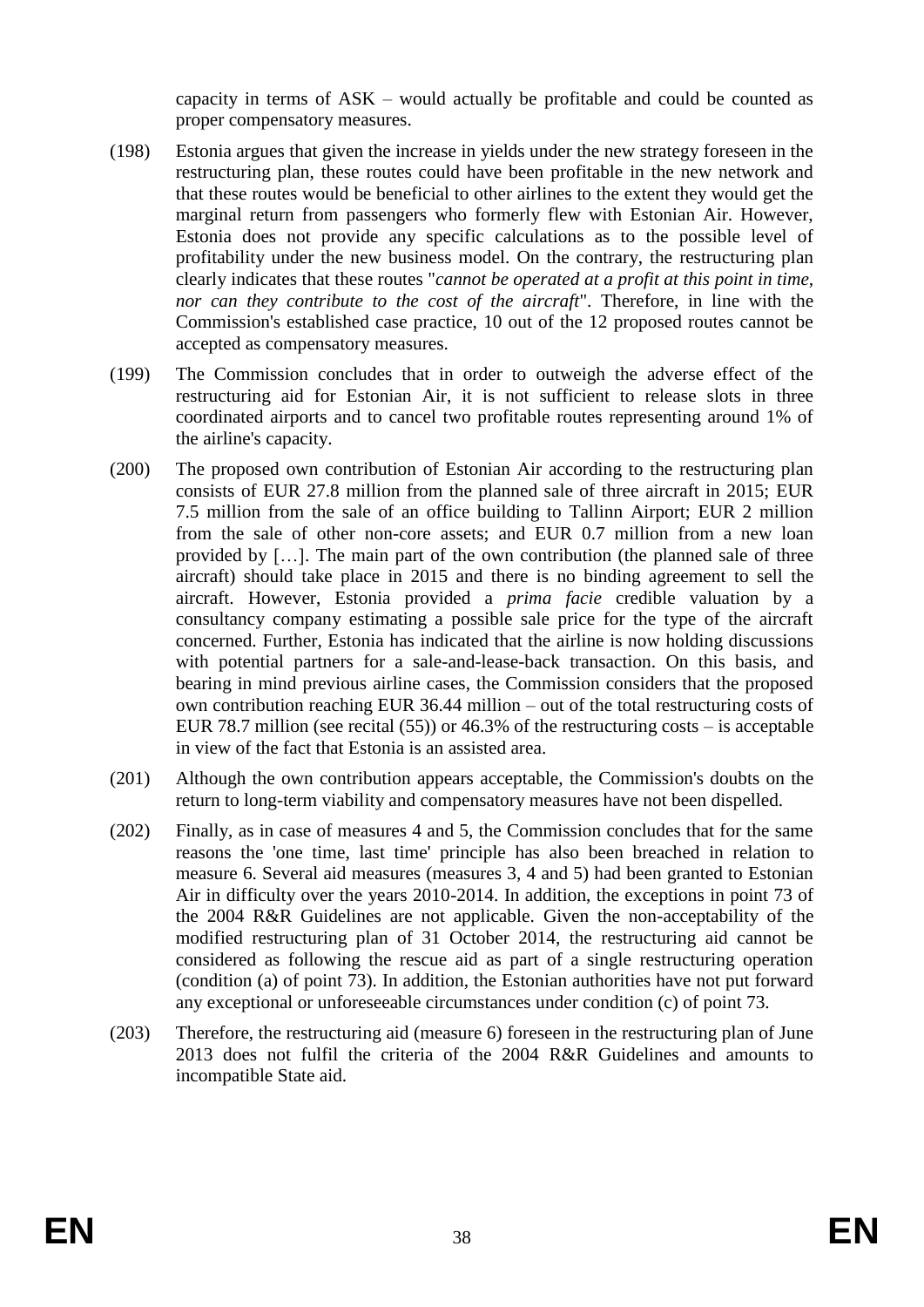capacity in terms of ASK – would actually be profitable and could be counted as proper compensatory measures.

(198) Estonia argues that given the increase in yields under the new strategy foreseen in the restructuring plan, these routes could have been profitable in the new network and that these routes would be beneficial to other airlines to the extent they would get the marginal return from passengers who formerly flew with Estonian Air. However, Estonia does not provide any specific calculations as to the possible level of profitability under the new business model. On the contrary, the restructuring plan clearly indicates that these routes "*cannot be operated at a profit at this point in time, nor can they contribute to the cost of the aircraft*". Therefore, in line with the Commission's established case practice, 10 out of the 12 proposed routes cannot be accepted as compensatory measures.

(199) The Commission concludes that in order to outweigh the adverse effect of the restructuring aid for Estonian Air, it is not sufficient to release slots in three coordinated airports and to cancel two profitable routes representing around 1% of the airline's capacity.

(200) The proposed own contribution of Estonian Air according to the restructuring plan consists of EUR 27.8 million from the planned sale of three aircraft in 2015; EUR 7.5 million from the sale of an office building to Tallinn Airport; EUR 2 million from the sale of other non-core assets; and EUR 0.7 million from a new loan provided by […]. The main part of the own contribution (the planned sale of three aircraft) should take place in 2015 and there is no binding agreement to sell the aircraft. However, Estonia provided a *prima facie* credible valuation by a consultancy company estimating a possible sale price for the type of the aircraft concerned. Further, Estonia has indicated that the airline is now holding discussions with potential partners for a sale-and-lease-back transaction. On this basis, and bearing in mind previous airline cases, the Commission considers that the proposed own contribution reaching EUR 36.44 million – out of the total restructuring costs of EUR 78.7 million (see recital (55)) or 46.3% of the restructuring costs – is acceptable in view of the fact that Estonia is an assisted area.

(201) Although the own contribution appears acceptable, the Commission's doubts on the return to long-term viability and compensatory measures have not been dispelled.

(202) Finally, as in case of measures 4 and 5, the Commission concludes that for the same reasons the 'one time, last time' principle has also been breached in relation to measure 6. Several aid measures (measures 3, 4 and 5) had been granted to Estonian Air in difficulty over the years 2010-2014. In addition, the exceptions in point 73 of the 2004 R&R Guidelines are not applicable. Given the non-acceptability of the modified restructuring plan of 31 October 2014, the restructuring aid cannot be considered as following the rescue aid as part of a single restructuring operation (condition (a) of point 73). In addition, the Estonian authorities have not put forward any exceptional or unforeseeable circumstances under condition (c) of point 73.

(203) Therefore, the restructuring aid (measure 6) foreseen in the restructuring plan of June 2013 does not fulfil the criteria of the 2004 R&R Guidelines and amounts to incompatible State aid.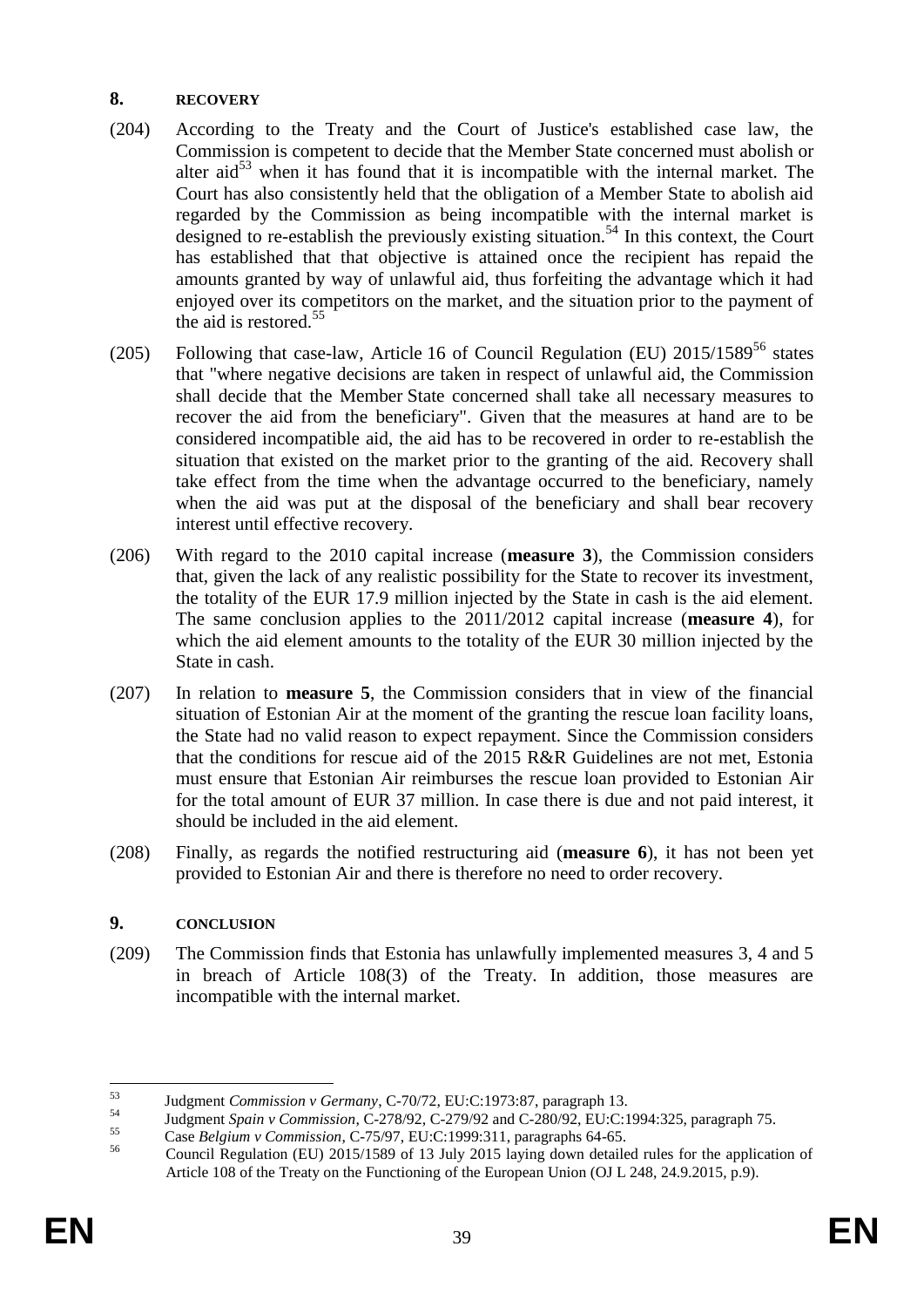## 8. RECOVERY

(204) According to the Treaty and the Court of Justice's established case law, the Commission is competent to decide that the Member State concerned must abolish or alter aid[53] when it has found that it is incompatible with the internal market. The Court has also consistently held that the obligation of a Member State to abolish aid regarded by the Commission as being incompatible with the internal market is designed to re-establish the previously existing situation.[54] In this context, the Court has established that that objective is attained once the recipient has repaid the amounts granted by way of unlawful aid, thus forfeiting the advantage which it had enjoyed over its competitors on the market, and the situation prior to the payment of the aid is restored.[55]

(205) Following that case-law, Article 16 of Council Regulation (EU) 2015/1589[56] states that "where negative decisions are taken in respect of unlawful aid, the Commission shall decide that the Member State concerned shall take all necessary measures to recover the aid from the beneficiary". Given that the measures at hand are to be considered incompatible aid, the aid has to be recovered in order to re-establish the situation that existed on the market prior to the granting of the aid. Recovery shall take effect from the time when the advantage occurred to the beneficiary, namely when the aid was put at the disposal of the beneficiary and shall bear recovery interest until effective recovery.

(206) With regard to the 2010 capital increase (**measure 3**), the Commission considers that, given the lack of any realistic possibility for the State to recover its investment, the totality of the EUR 17.9 million injected by the State in cash is the aid element. The same conclusion applies to the 2011/2012 capital increase (**measure 4**), for which the aid element amounts to the totality of the EUR 30 million injected by the State in cash.

(207) In relation to **measure 5**, the Commission considers that in view of the financial situation of Estonian Air at the moment of the granting the rescue loan facility loans, the State had no valid reason to expect repayment. Since the Commission considers that the conditions for rescue aid of the 2015 R&R Guidelines are not met, Estonia must ensure that Estonian Air reimburses the rescue loan provided to Estonian Air for the total amount of EUR 37 million. In case there is due and not paid interest, it should be included in the aid element.

(208) Finally, as regards the notified restructuring aid (**measure 6**), it has not been yet provided to Estonian Air and there is therefore no need to order recovery.

## 9. CONCLUSION

(209) The Commission finds that Estonia has unlawfully implemented measures 3, 4 and 5 in breach of Article 108(3) of the Treaty. In addition, those measures are incompatible with the internal market.

---

[53] Judgment *Commission v Germany*, C-70/72, EU:C:1973:87, paragraph 13.

[54] Judgment *Spain v Commission*, C-278/92, C-279/92 and C-280/92, EU:C:1994:325, paragraph 75.

[55] Case *Belgium v Commission*, C-75/97, EU:C:1999:311, paragraphs 64-65.

[56] Council Regulation (EU) 2015/1589 of 13 July 2015 laying down detailed rules for the application of Article 108 of the Treaty on the Functioning of the European Union (OJ L 248, 24.9.2015, p.9).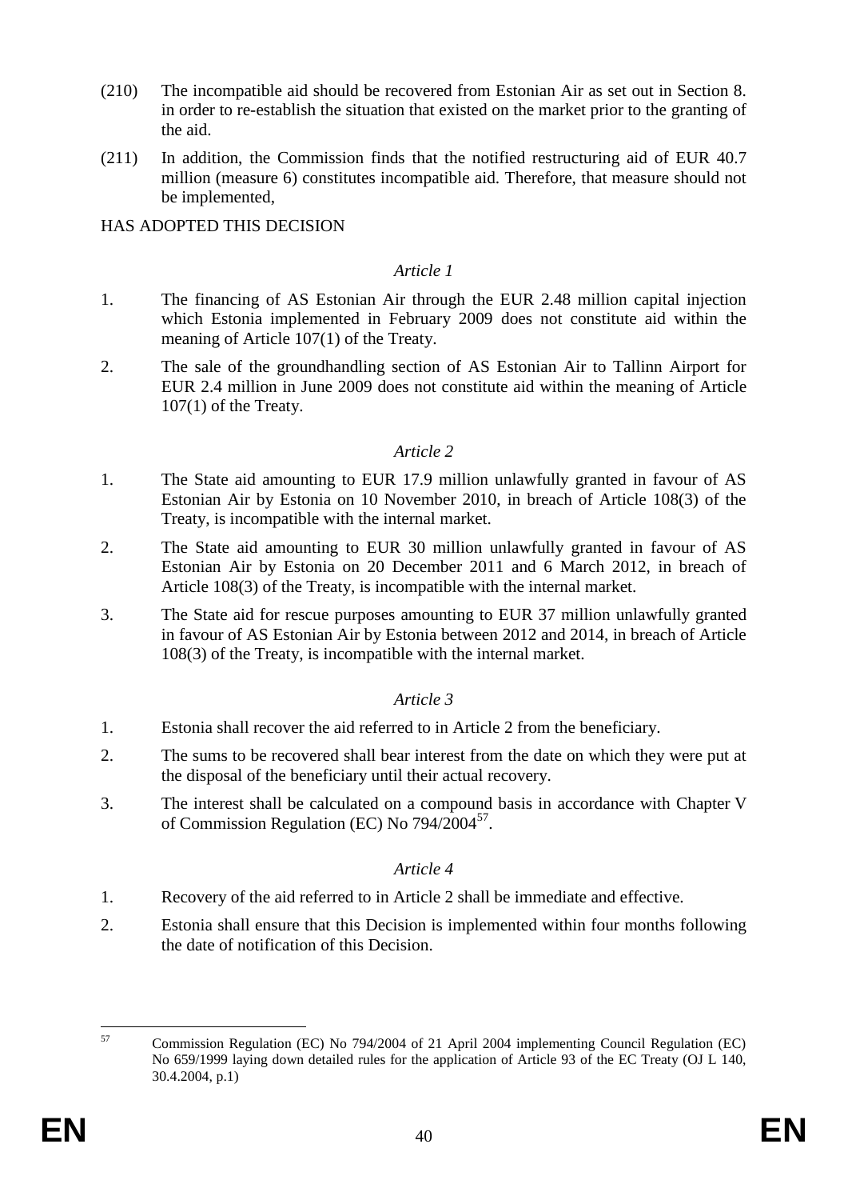(210) The incompatible aid should be recovered from Estonian Air as set out in Section 8. in order to re-establish the situation that existed on the market prior to the granting of the aid.

(211) In addition, the Commission finds that the notified restructuring aid of EUR 40.7 million (measure 6) constitutes incompatible aid. Therefore, that measure should not be implemented,

HAS ADOPTED THIS DECISION

*Article 1*

1. The financing of AS Estonian Air through the EUR 2.48 million capital injection which Estonia implemented in February 2009 does not constitute aid within the meaning of Article 107(1) of the Treaty.

2. The sale of the groundhandling section of AS Estonian Air to Tallinn Airport for EUR 2.4 million in June 2009 does not constitute aid within the meaning of Article 107(1) of the Treaty.

*Article 2*

1. The State aid amounting to EUR 17.9 million unlawfully granted in favour of AS Estonian Air by Estonia on 10 November 2010, in breach of Article 108(3) of the Treaty, is incompatible with the internal market.

2. The State aid amounting to EUR 30 million unlawfully granted in favour of AS Estonian Air by Estonia on 20 December 2011 and 6 March 2012, in breach of Article 108(3) of the Treaty, is incompatible with the internal market.

3. The State aid for rescue purposes amounting to EUR 37 million unlawfully granted in favour of AS Estonian Air by Estonia between 2012 and 2014, in breach of Article 108(3) of the Treaty, is incompatible with the internal market.

*Article 3*

1. Estonia shall recover the aid referred to in Article 2 from the beneficiary.

2. The sums to be recovered shall bear interest from the date on which they were put at the disposal of the beneficiary until their actual recovery.

3. The interest shall be calculated on a compound basis in accordance with Chapter V of Commission Regulation (EC) No 794/2004[57].

*Article 4*

1. Recovery of the aid referred to in Article 2 shall be immediate and effective.

2. Estonia shall ensure that this Decision is implemented within four months following the date of notification of this Decision.

---

[57] Commission Regulation (EC) No 794/2004 of 21 April 2004 implementing Council Regulation (EC) No 659/1999 laying down detailed rules for the application of Article 93 of the EC Treaty (OJ L 140, 30.4.2004, p.1)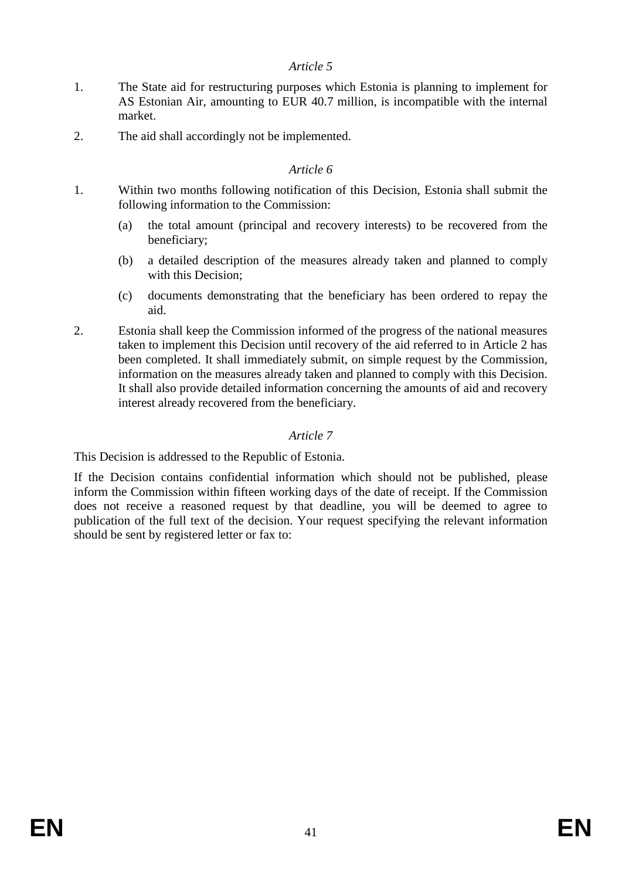*Article 5*

1. The State aid for restructuring purposes which Estonia is planning to implement for AS Estonian Air, amounting to EUR 40.7 million, is incompatible with the internal market.

2. The aid shall accordingly not be implemented.

*Article 6*

1. Within two months following notification of this Decision, Estonia shall submit the following information to the Commission:

   (a) the total amount (principal and recovery interests) to be recovered from the beneficiary;

   (b) a detailed description of the measures already taken and planned to comply with this Decision;

   (c) documents demonstrating that the beneficiary has been ordered to repay the aid.

2. Estonia shall keep the Commission informed of the progress of the national measures taken to implement this Decision until recovery of the aid referred to in Article 2 has been completed. It shall immediately submit, on simple request by the Commission, information on the measures already taken and planned to comply with this Decision. It shall also provide detailed information concerning the amounts of aid and recovery interest already recovered from the beneficiary.

*Article 7*

This Decision is addressed to the Republic of Estonia.

If the Decision contains confidential information which should not be published, please inform the Commission within fifteen working days of the date of receipt. If the Commission does not receive a reasoned request by that deadline, you will be deemed to agree to publication of the full text of the decision. Your request specifying the relevant information should be sent by registered letter or fax to: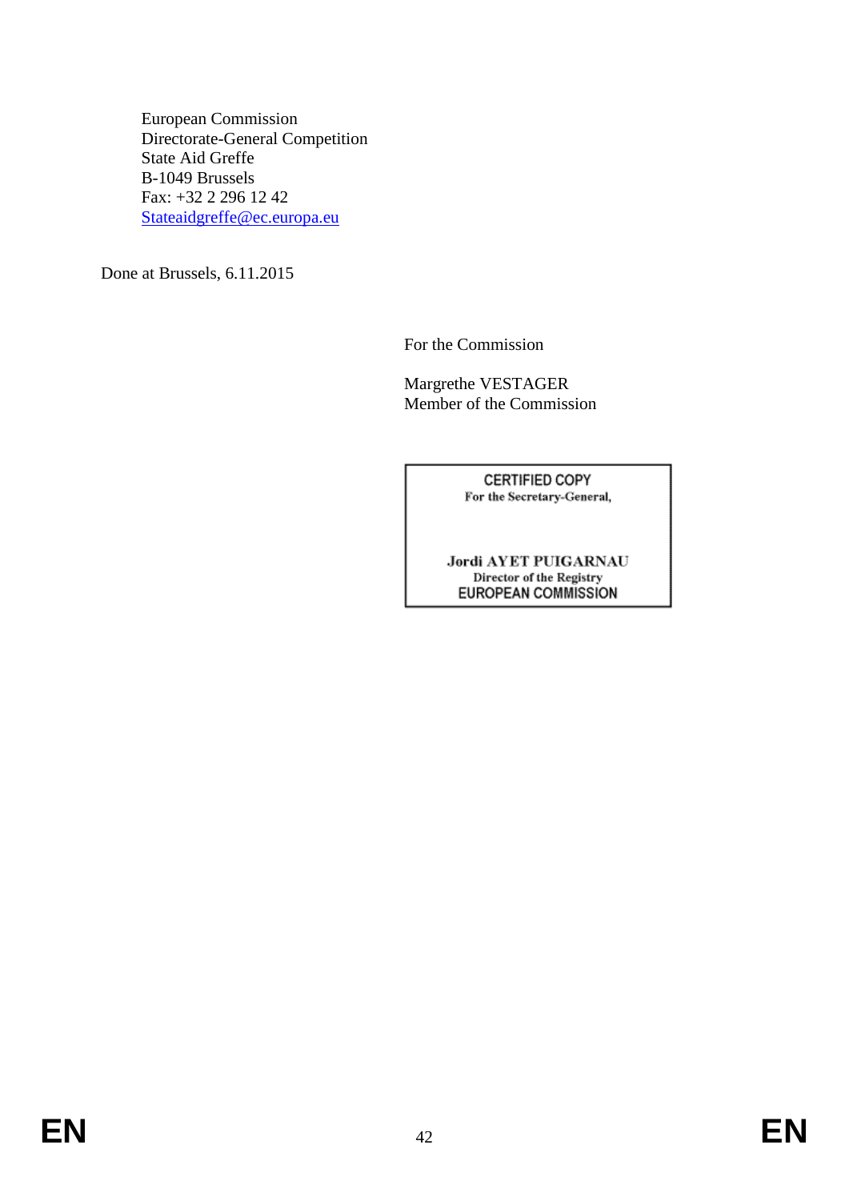European Commission
Directorate-General Competition
State Aid Greffe
B-1049 Brussels
Fax: +32 2 296 12 42
Stateaidgreffe@ec.europa.eu

Done at Brussels, 6.11.2015

For the Commission

Margrethe VESTAGER
Member of the Commission

CERTIFIED COPY
For the Secretary-General,

Jordi AYET PUIGARNAU
Director of the Registry
EUROPEAN COMMISSION